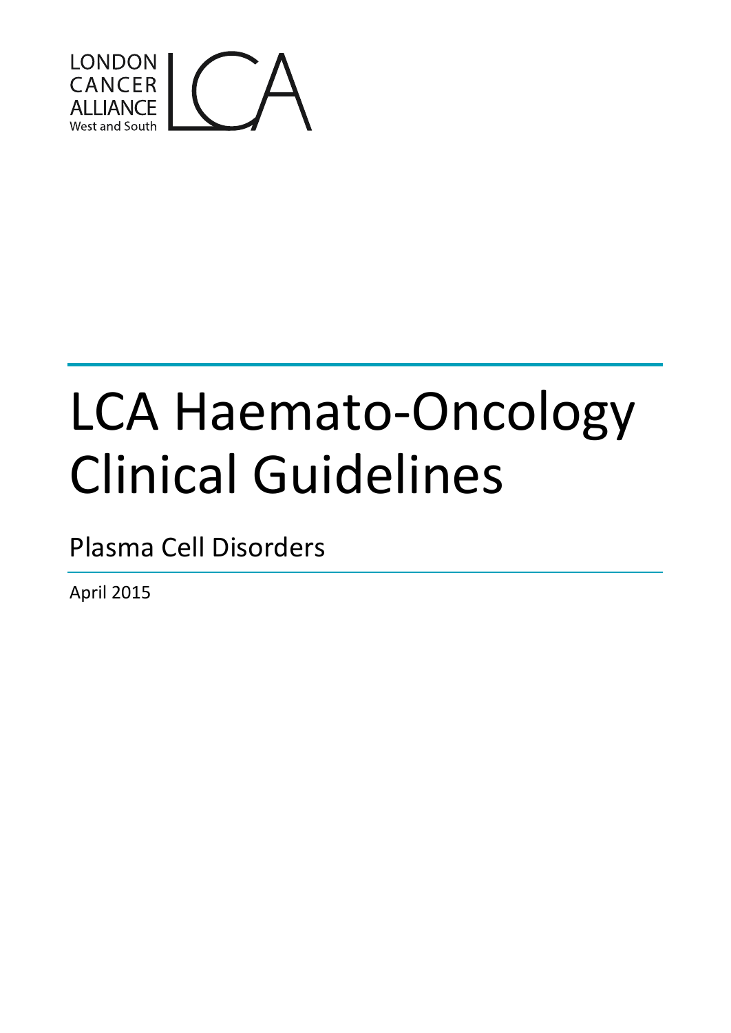LONDON CANCER ALLIANCE West and South

# LCA Haemato-Oncology Clinical Guidelines

## Plasma Cell Disorders

April 2015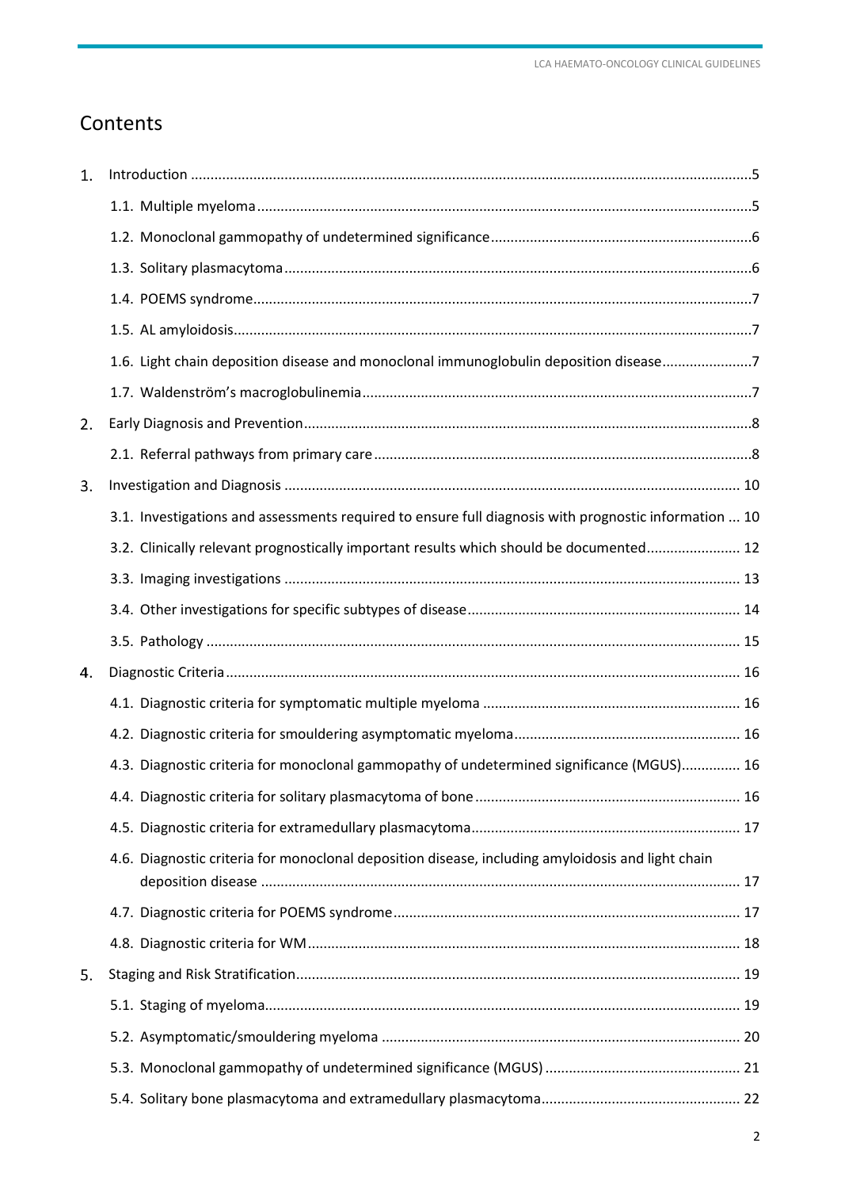# Contents

1. Introduction .....5
   - 1.1. Multiple myeloma .....5
   - 1.2. Monoclonal gammopathy of undetermined significance .....6
   - 1.3. Solitary plasmacytoma .....6
   - 1.4. POEMS syndrome .....7
   - 1.5. AL amyloidosis .....7
   - 1.6. Light chain deposition disease and monoclonal immunoglobulin deposition disease .....7
   - 1.7. Waldenström's macroglobulinemia .....7
2. Early Diagnosis and Prevention .....8
   - 2.1. Referral pathways from primary care .....8
3. Investigation and Diagnosis ..... 10
   - 3.1. Investigations and assessments required to ensure full diagnosis with prognostic information ... 10
   - 3.2. Clinically relevant prognostically important results which should be documented ..... 12
   - 3.3. Imaging investigations ..... 13
   - 3.4. Other investigations for specific subtypes of disease ..... 14
   - 3.5. Pathology ..... 15
4. Diagnostic Criteria ..... 16
   - 4.1. Diagnostic criteria for symptomatic multiple myeloma ..... 16
   - 4.2. Diagnostic criteria for smouldering asymptomatic myeloma ..... 16
   - 4.3. Diagnostic criteria for monoclonal gammopathy of undetermined significance (MGUS)..... 16
   - 4.4. Diagnostic criteria for solitary plasmacytoma of bone ..... 16
   - 4.5. Diagnostic criteria for extramedullary plasmacytoma ..... 17
   - 4.6. Diagnostic criteria for monoclonal deposition disease, including amyloidosis and light chain deposition disease ..... 17
   - 4.7. Diagnostic criteria for POEMS syndrome ..... 17
   - 4.8. Diagnostic criteria for WM ..... 18
5. Staging and Risk Stratification ..... 19
   - 5.1. Staging of myeloma ..... 19
   - 5.2. Asymptomatic/smouldering myeloma ..... 20
   - 5.3. Monoclonal gammopathy of undetermined significance (MGUS) ..... 21
   - 5.4. Solitary bone plasmacytoma and extramedullary plasmacytoma ..... 22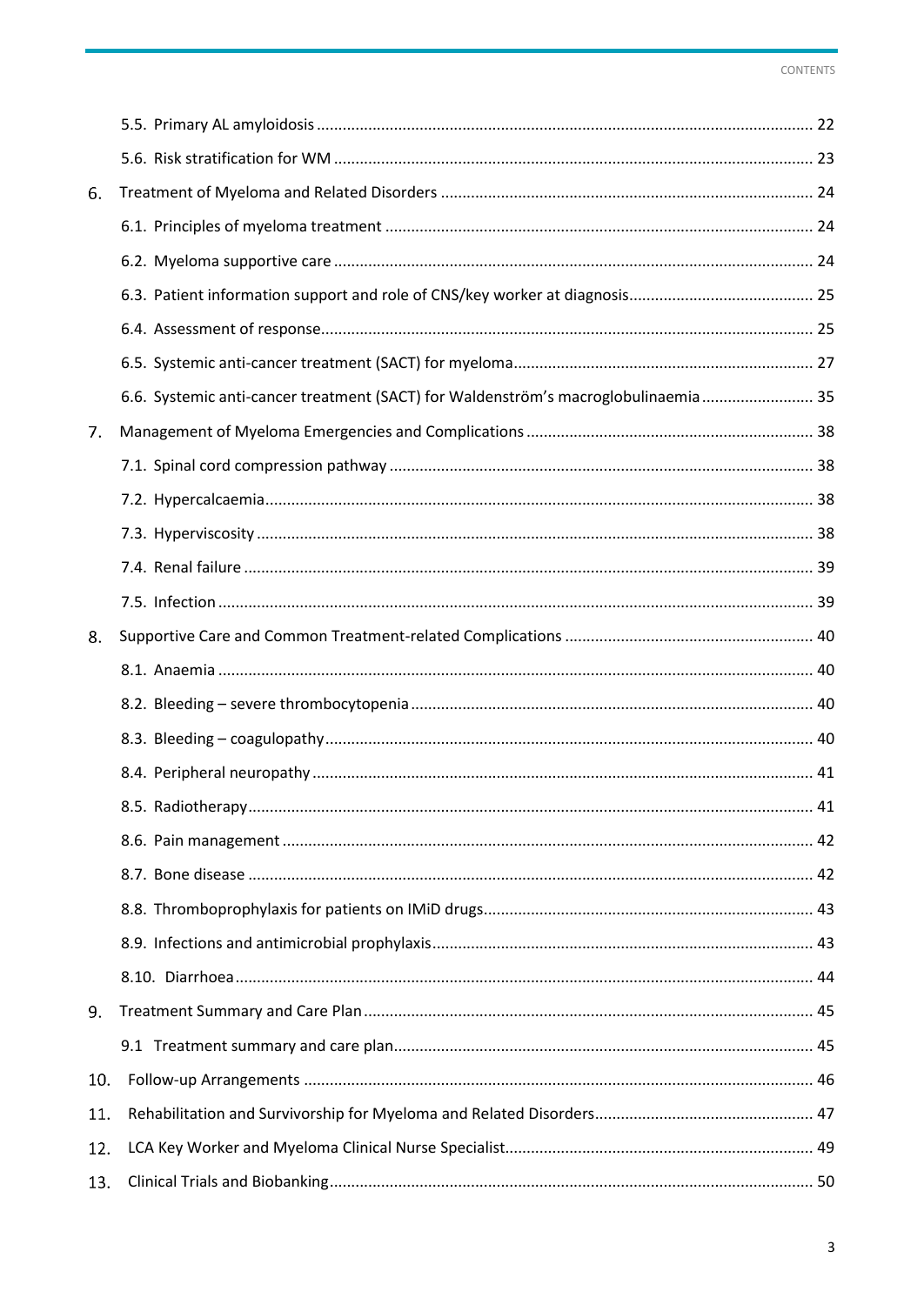5.5. Primary AL amyloidosis ........................................................................................................ 22

5.6. Risk stratification for WM ........................................................................................................ 23

6. Treatment of Myeloma and Related Disorders ........................................................................ 24

6.1. Principles of myeloma treatment ........................................................................................... 24

6.2. Myeloma supportive care ........................................................................................................ 24

6.3. Patient information support and role of CNS/key worker at diagnosis .................................... 25

6.4. Assessment of response .......................................................................................................... 25

6.5. Systemic anti-cancer treatment (SACT) for myeloma ............................................................... 27

6.6. Systemic anti-cancer treatment (SACT) for Waldenström's macroglobulinaemia ...................... 35

7. Management of Myeloma Emergencies and Complications ........................................................ 38

7.1. Spinal cord compression pathway ........................................................................................... 38

7.2. Hypercalcaemia ....................................................................................................................... 38

7.3. Hyperviscosity ......................................................................................................................... 38

7.4. Renal failure ............................................................................................................................ 39

7.5. Infection .................................................................................................................................. 39

8. Supportive Care and Common Treatment-related Complications ............................................... 40

8.1. Anaemia .................................................................................................................................. 40

8.2. Bleeding – severe thrombocytopenia ...................................................................................... 40

8.3. Bleeding – coagulopathy ......................................................................................................... 40

8.4. Peripheral neuropathy ............................................................................................................ 41

8.5. Radiotherapy ........................................................................................................................... 41

8.6. Pain management .................................................................................................................... 42

8.7. Bone disease ........................................................................................................................... 42

8.8. Thromboprophylaxis for patients on IMiD drugs ...................................................................... 43

8.9. Infections and antimicrobial prophylaxis ................................................................................. 43

8.10. Diarrhoea ............................................................................................................................... 44

9. Treatment Summary and Care Plan ............................................................................................ 45

9.1 Treatment summary and care plan ............................................................................................ 45

10. Follow-up Arrangements .......................................................................................................... 46

11. Rehabilitation and Survivorship for Myeloma and Related Disorders ....................................... 47

12. LCA Key Worker and Myeloma Clinical Nurse Specialist ........................................................... 49

13. Clinical Trials and Biobanking .................................................................................................... 50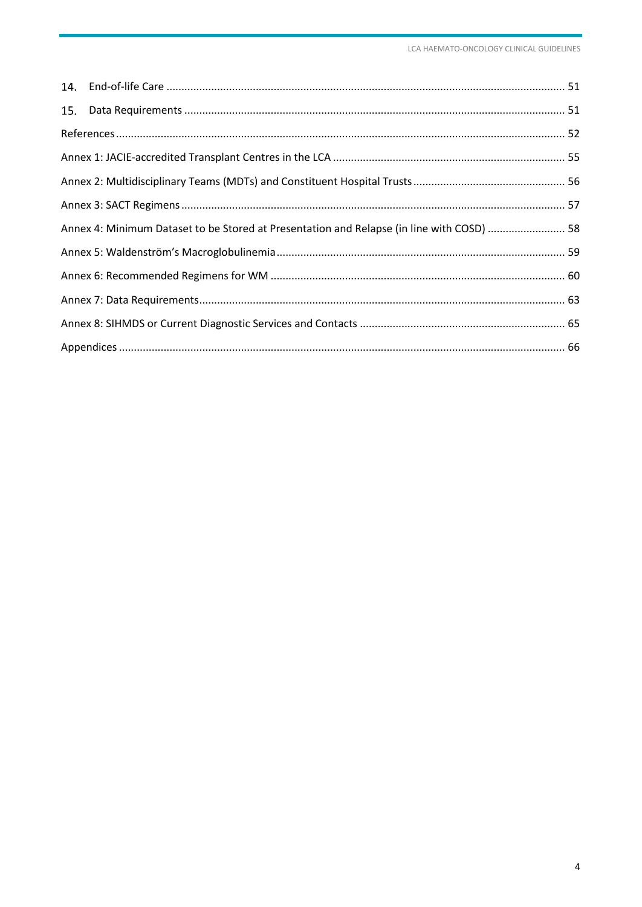14. End-of-life Care ........................................................................................................................ 51

15. Data Requirements ................................................................................................................ 51

References .................................................................................................................................... 52

Annex 1: JACIE-accredited Transplant Centres in the LCA ............................................................ 55

Annex 2: Multidisciplinary Teams (MDTs) and Constituent Hospital Trusts .................................. 56

Annex 3: SACT Regimens .............................................................................................................. 57

Annex 4: Minimum Dataset to be Stored at Presentation and Relapse (in line with COSD) .......................... 58

Annex 5: Waldenström's Macroglobulinemia ............................................................................... 59

Annex 6: Recommended Regimens for WM ................................................................................. 60

Annex 7: Data Requirements ......................................................................................................... 63

Annex 8: SIHMDS or Current Diagnostic Services and Contacts .................................................... 65

Appendices .................................................................................................................................. 66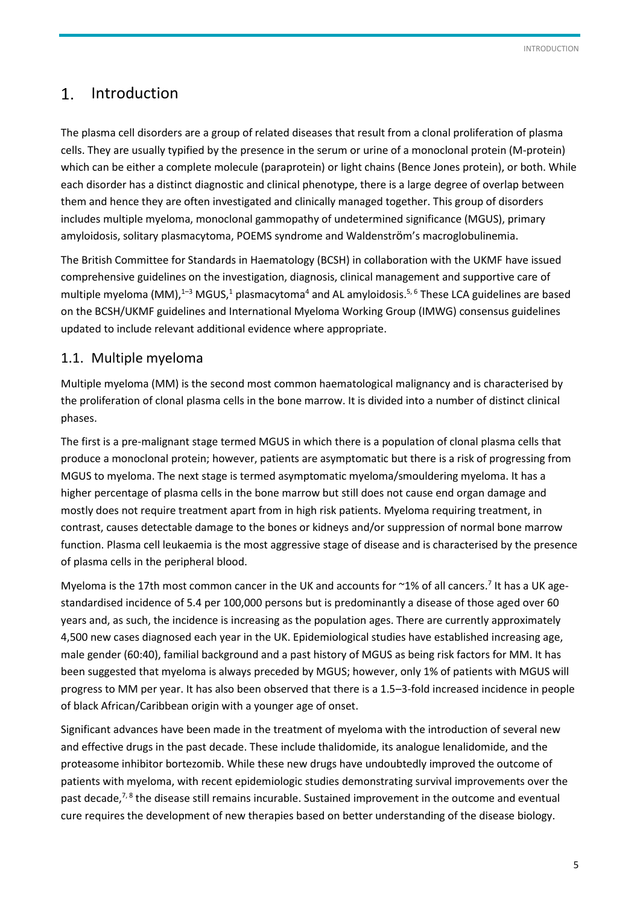# 1. Introduction

The plasma cell disorders are a group of related diseases that result from a clonal proliferation of plasma cells. They are usually typified by the presence in the serum or urine of a monoclonal protein (M-protein) which can be either a complete molecule (paraprotein) or light chains (Bence Jones protein), or both. While each disorder has a distinct diagnostic and clinical phenotype, there is a large degree of overlap between them and hence they are often investigated and clinically managed together. This group of disorders includes multiple myeloma, monoclonal gammopathy of undetermined significance (MGUS), primary amyloidosis, solitary plasmacytoma, POEMS syndrome and Waldenström's macroglobulinemia.

The British Committee for Standards in Haematology (BCSH) in collaboration with the UKMF have issued comprehensive guidelines on the investigation, diagnosis, clinical management and supportive care of multiple myeloma (MM),[1–3] MGUS,[1] plasmacytoma[4] and AL amyloidosis.[5, 6] These LCA guidelines are based on the BCSH/UKMF guidelines and International Myeloma Working Group (IMWG) consensus guidelines updated to include relevant additional evidence where appropriate.

## 1.1. Multiple myeloma

Multiple myeloma (MM) is the second most common haematological malignancy and is characterised by the proliferation of clonal plasma cells in the bone marrow. It is divided into a number of distinct clinical phases.

The first is a pre-malignant stage termed MGUS in which there is a population of clonal plasma cells that produce a monoclonal protein; however, patients are asymptomatic but there is a risk of progressing from MGUS to myeloma. The next stage is termed asymptomatic myeloma/smouldering myeloma. It has a higher percentage of plasma cells in the bone marrow but still does not cause end organ damage and mostly does not require treatment apart from in high risk patients. Myeloma requiring treatment, in contrast, causes detectable damage to the bones or kidneys and/or suppression of normal bone marrow function. Plasma cell leukaemia is the most aggressive stage of disease and is characterised by the presence of plasma cells in the peripheral blood.

Myeloma is the 17th most common cancer in the UK and accounts for ~1% of all cancers.[7] It has a UK age-standardised incidence of 5.4 per 100,000 persons but is predominantly a disease of those aged over 60 years and, as such, the incidence is increasing as the population ages. There are currently approximately 4,500 new cases diagnosed each year in the UK. Epidemiological studies have established increasing age, male gender (60:40), familial background and a past history of MGUS as being risk factors for MM. It has been suggested that myeloma is always preceded by MGUS; however, only 1% of patients with MGUS will progress to MM per year. It has also been observed that there is a 1.5–3-fold increased incidence in people of black African/Caribbean origin with a younger age of onset.

Significant advances have been made in the treatment of myeloma with the introduction of several new and effective drugs in the past decade. These include thalidomide, its analogue lenalidomide, and the proteasome inhibitor bortezomib. While these new drugs have undoubtedly improved the outcome of patients with myeloma, with recent epidemiologic studies demonstrating survival improvements over the past decade,[7, 8] the disease still remains incurable. Sustained improvement in the outcome and eventual cure requires the development of new therapies based on better understanding of the disease biology.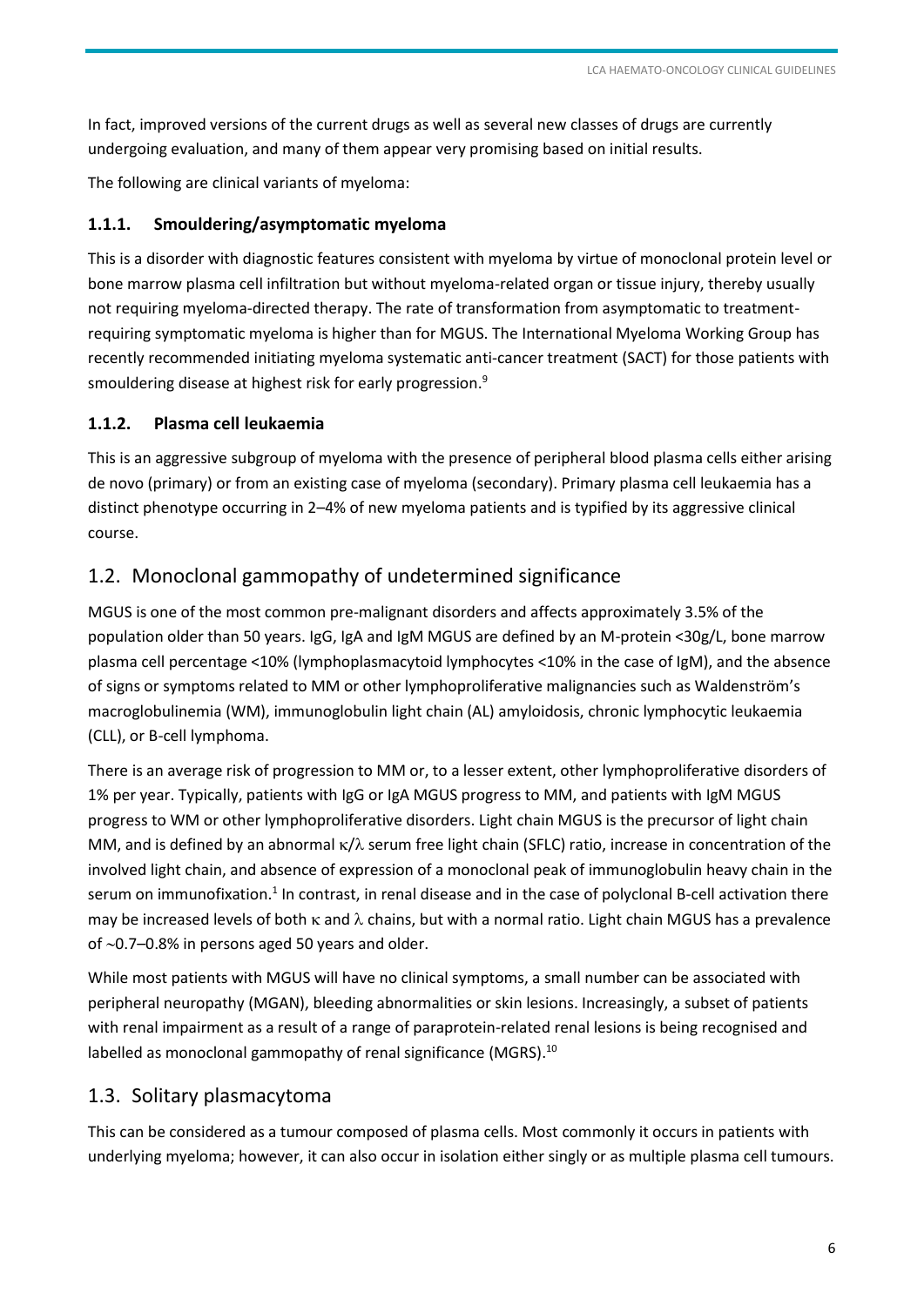In fact, improved versions of the current drugs as well as several new classes of drugs are currently undergoing evaluation, and many of them appear very promising based on initial results.

The following are clinical variants of myeloma:

### 1.1.1. Smouldering/asymptomatic myeloma

This is a disorder with diagnostic features consistent with myeloma by virtue of monoclonal protein level or bone marrow plasma cell infiltration but without myeloma-related organ or tissue injury, thereby usually not requiring myeloma-directed therapy. The rate of transformation from asymptomatic to treatment-requiring symptomatic myeloma is higher than for MGUS. The International Myeloma Working Group has recently recommended initiating myeloma systematic anti-cancer treatment (SACT) for those patients with smouldering disease at highest risk for early progression.[9]

### 1.1.2. Plasma cell leukaemia

This is an aggressive subgroup of myeloma with the presence of peripheral blood plasma cells either arising de novo (primary) or from an existing case of myeloma (secondary). Primary plasma cell leukaemia has a distinct phenotype occurring in 2–4% of new myeloma patients and is typified by its aggressive clinical course.

## 1.2. Monoclonal gammopathy of undetermined significance

MGUS is one of the most common pre-malignant disorders and affects approximately 3.5% of the population older than 50 years. IgG, IgA and IgM MGUS are defined by an M-protein <30g/L, bone marrow plasma cell percentage <10% (lymphoplasmacytoid lymphocytes <10% in the case of IgM), and the absence of signs or symptoms related to MM or other lymphoproliferative malignancies such as Waldenström's macroglobulinemia (WM), immunoglobulin light chain (AL) amyloidosis, chronic lymphocytic leukaemia (CLL), or B-cell lymphoma.

There is an average risk of progression to MM or, to a lesser extent, other lymphoproliferative disorders of 1% per year. Typically, patients with IgG or IgA MGUS progress to MM, and patients with IgM MGUS progress to WM or other lymphoproliferative disorders. Light chain MGUS is the precursor of light chain MM, and is defined by an abnormal κ/λ serum free light chain (SFLC) ratio, increase in concentration of the involved light chain, and absence of expression of a monoclonal peak of immunoglobulin heavy chain in the serum on immunofixation.[1] In contrast, in renal disease and in the case of polyclonal B-cell activation there may be increased levels of both κ and λ chains, but with a normal ratio. Light chain MGUS has a prevalence of ~0.7–0.8% in persons aged 50 years and older.

While most patients with MGUS will have no clinical symptoms, a small number can be associated with peripheral neuropathy (MGAN), bleeding abnormalities or skin lesions. Increasingly, a subset of patients with renal impairment as a result of a range of paraprotein-related renal lesions is being recognised and labelled as monoclonal gammopathy of renal significance (MGRS).[10]

## 1.3. Solitary plasmacytoma

This can be considered as a tumour composed of plasma cells. Most commonly it occurs in patients with underlying myeloma; however, it can also occur in isolation either singly or as multiple plasma cell tumours.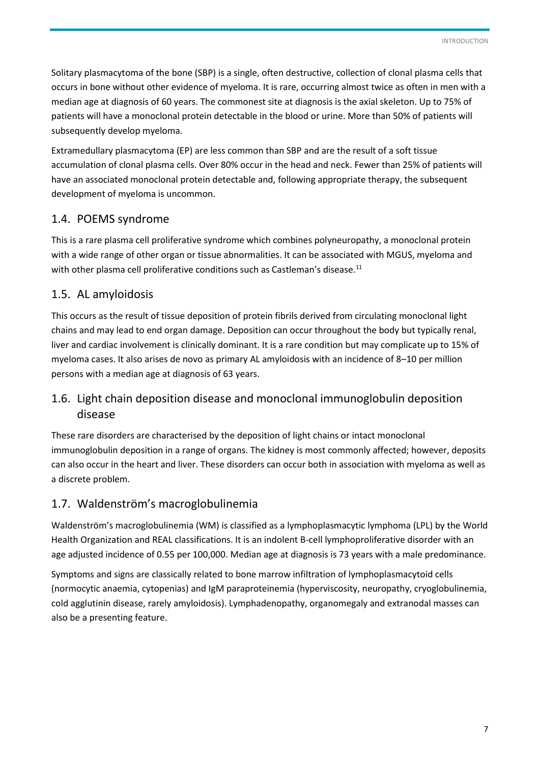Solitary plasmacytoma of the bone (SBP) is a single, often destructive, collection of clonal plasma cells that occurs in bone without other evidence of myeloma. It is rare, occurring almost twice as often in men with a median age at diagnosis of 60 years. The commonest site at diagnosis is the axial skeleton. Up to 75% of patients will have a monoclonal protein detectable in the blood or urine. More than 50% of patients will subsequently develop myeloma.

Extramedullary plasmacytoma (EP) are less common than SBP and are the result of a soft tissue accumulation of clonal plasma cells. Over 80% occur in the head and neck. Fewer than 25% of patients will have an associated monoclonal protein detectable and, following appropriate therapy, the subsequent development of myeloma is uncommon.

## 1.4. POEMS syndrome

This is a rare plasma cell proliferative syndrome which combines polyneuropathy, a monoclonal protein with a wide range of other organ or tissue abnormalities. It can be associated with MGUS, myeloma and with other plasma cell proliferative conditions such as Castleman's disease.[11]

## 1.5. AL amyloidosis

This occurs as the result of tissue deposition of protein fibrils derived from circulating monoclonal light chains and may lead to end organ damage. Deposition can occur throughout the body but typically renal, liver and cardiac involvement is clinically dominant. It is a rare condition but may complicate up to 15% of myeloma cases. It also arises de novo as primary AL amyloidosis with an incidence of 8–10 per million persons with a median age at diagnosis of 63 years.

## 1.6. Light chain deposition disease and monoclonal immunoglobulin deposition disease

These rare disorders are characterised by the deposition of light chains or intact monoclonal immunoglobulin deposition in a range of organs. The kidney is most commonly affected; however, deposits can also occur in the heart and liver. These disorders can occur both in association with myeloma as well as a discrete problem.

## 1.7. Waldenström's macroglobulinemia

Waldenström's macroglobulinemia (WM) is classified as a lymphoplasmacytic lymphoma (LPL) by the World Health Organization and REAL classifications. It is an indolent B-cell lymphoproliferative disorder with an age adjusted incidence of 0.55 per 100,000. Median age at diagnosis is 73 years with a male predominance.

Symptoms and signs are classically related to bone marrow infiltration of lymphoplasmacytoid cells (normocytic anaemia, cytopenias) and IgM paraproteinemia (hyperviscosity, neuropathy, cryoglobulinemia, cold agglutinin disease, rarely amyloidosis). Lymphadenopathy, organomegaly and extranodal masses can also be a presenting feature.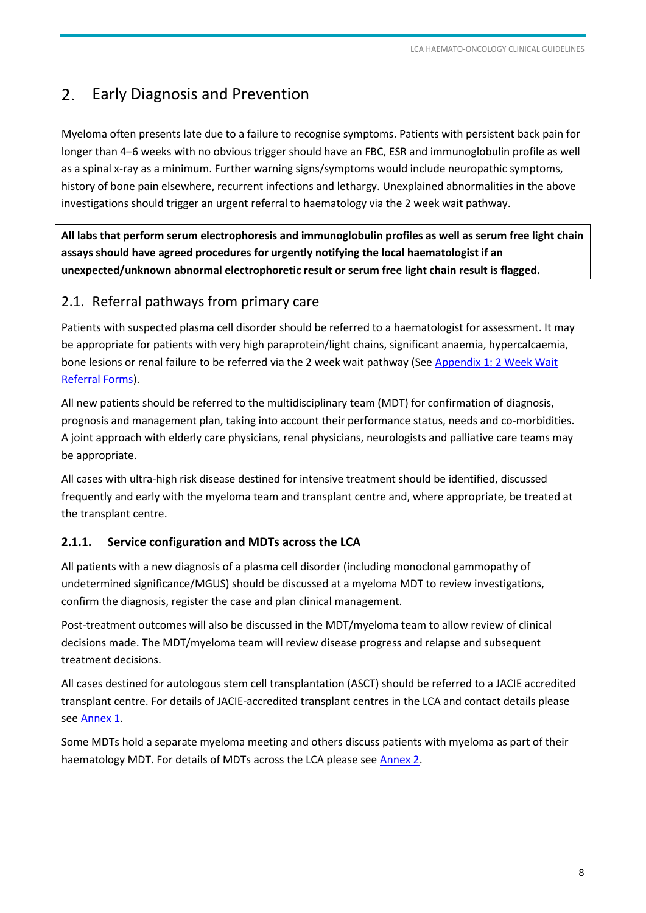## 2. Early Diagnosis and Prevention

Myeloma often presents late due to a failure to recognise symptoms. Patients with persistent back pain for longer than 4–6 weeks with no obvious trigger should have an FBC, ESR and immunoglobulin profile as well as a spinal x-ray as a minimum. Further warning signs/symptoms would include neuropathic symptoms, history of bone pain elsewhere, recurrent infections and lethargy. Unexplained abnormalities in the above investigations should trigger an urgent referral to haematology via the 2 week wait pathway.

**All labs that perform serum electrophoresis and immunoglobulin profiles as well as serum free light chain assays should have agreed procedures for urgently notifying the local haematologist if an unexpected/unknown abnormal electrophoretic result or serum free light chain result is flagged.**

### 2.1. Referral pathways from primary care

Patients with suspected plasma cell disorder should be referred to a haematologist for assessment. It may be appropriate for patients with very high paraprotein/light chains, significant anaemia, hypercalcaemia, bone lesions or renal failure to be referred via the 2 week wait pathway (See Appendix 1: 2 Week Wait Referral Forms).

All new patients should be referred to the multidisciplinary team (MDT) for confirmation of diagnosis, prognosis and management plan, taking into account their performance status, needs and co-morbidities. A joint approach with elderly care physicians, renal physicians, neurologists and palliative care teams may be appropriate.

All cases with ultra-high risk disease destined for intensive treatment should be identified, discussed frequently and early with the myeloma team and transplant centre and, where appropriate, be treated at the transplant centre.

#### 2.1.1. Service configuration and MDTs across the LCA

All patients with a new diagnosis of a plasma cell disorder (including monoclonal gammopathy of undetermined significance/MGUS) should be discussed at a myeloma MDT to review investigations, confirm the diagnosis, register the case and plan clinical management.

Post-treatment outcomes will also be discussed in the MDT/myeloma team to allow review of clinical decisions made. The MDT/myeloma team will review disease progress and relapse and subsequent treatment decisions.

All cases destined for autologous stem cell transplantation (ASCT) should be referred to a JACIE accredited transplant centre. For details of JACIE-accredited transplant centres in the LCA and contact details please see Annex 1.

Some MDTs hold a separate myeloma meeting and others discuss patients with myeloma as part of their haematology MDT. For details of MDTs across the LCA please see Annex 2.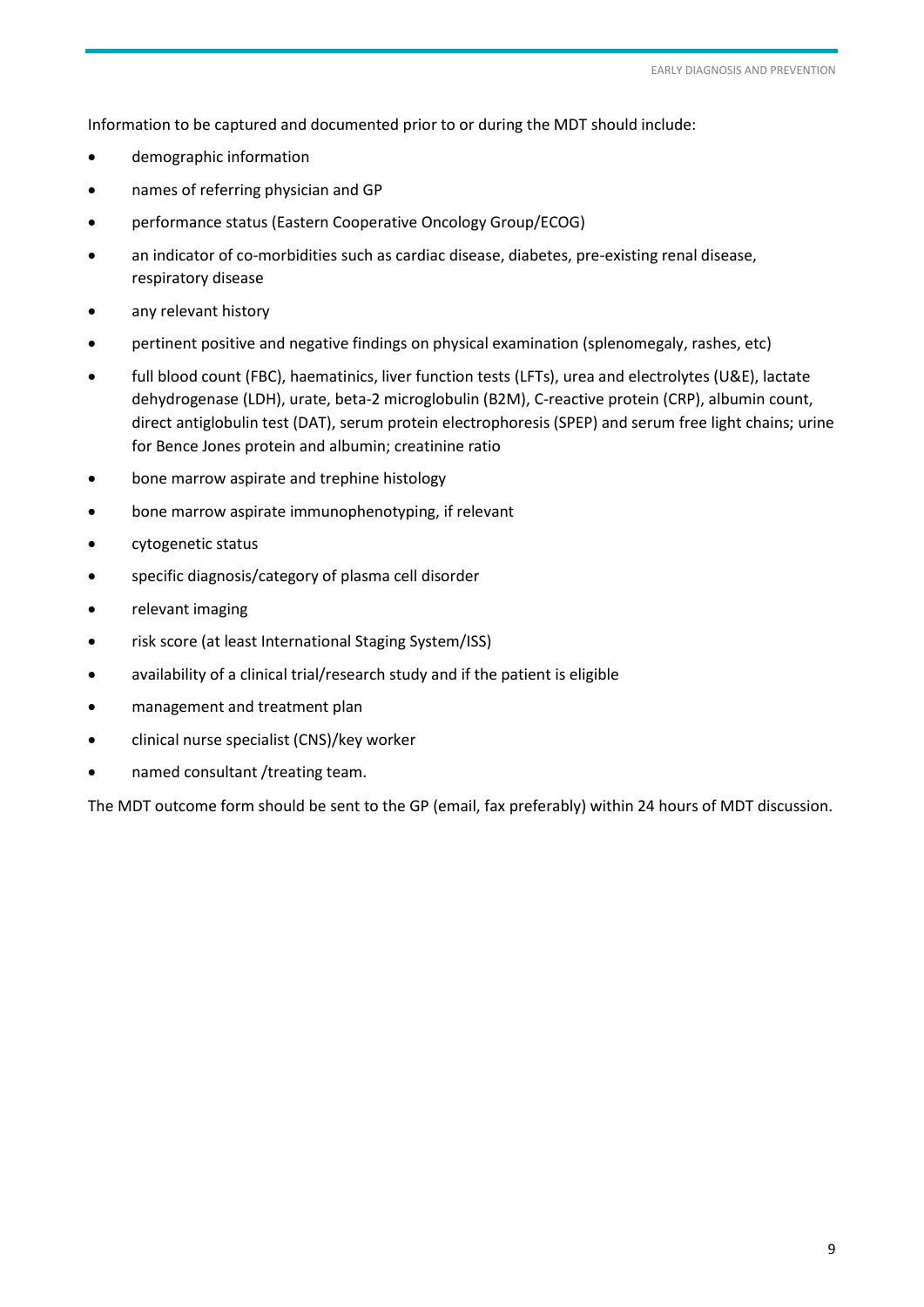Information to be captured and documented prior to or during the MDT should include:

- demographic information
- names of referring physician and GP
- performance status (Eastern Cooperative Oncology Group/ECOG)
- an indicator of co-morbidities such as cardiac disease, diabetes, pre-existing renal disease, respiratory disease
- any relevant history
- pertinent positive and negative findings on physical examination (splenomegaly, rashes, etc)
- full blood count (FBC), haematinics, liver function tests (LFTs), urea and electrolytes (U&E), lactate dehydrogenase (LDH), urate, beta-2 microglobulin (B2M), C-reactive protein (CRP), albumin count, direct antiglobulin test (DAT), serum protein electrophoresis (SPEP) and serum free light chains; urine for Bence Jones protein and albumin; creatinine ratio
- bone marrow aspirate and trephine histology
- bone marrow aspirate immunophenotyping, if relevant
- cytogenetic status
- specific diagnosis/category of plasma cell disorder
- relevant imaging
- risk score (at least International Staging System/ISS)
- availability of a clinical trial/research study and if the patient is eligible
- management and treatment plan
- clinical nurse specialist (CNS)/key worker
- named consultant /treating team.

The MDT outcome form should be sent to the GP (email, fax preferably) within 24 hours of MDT discussion.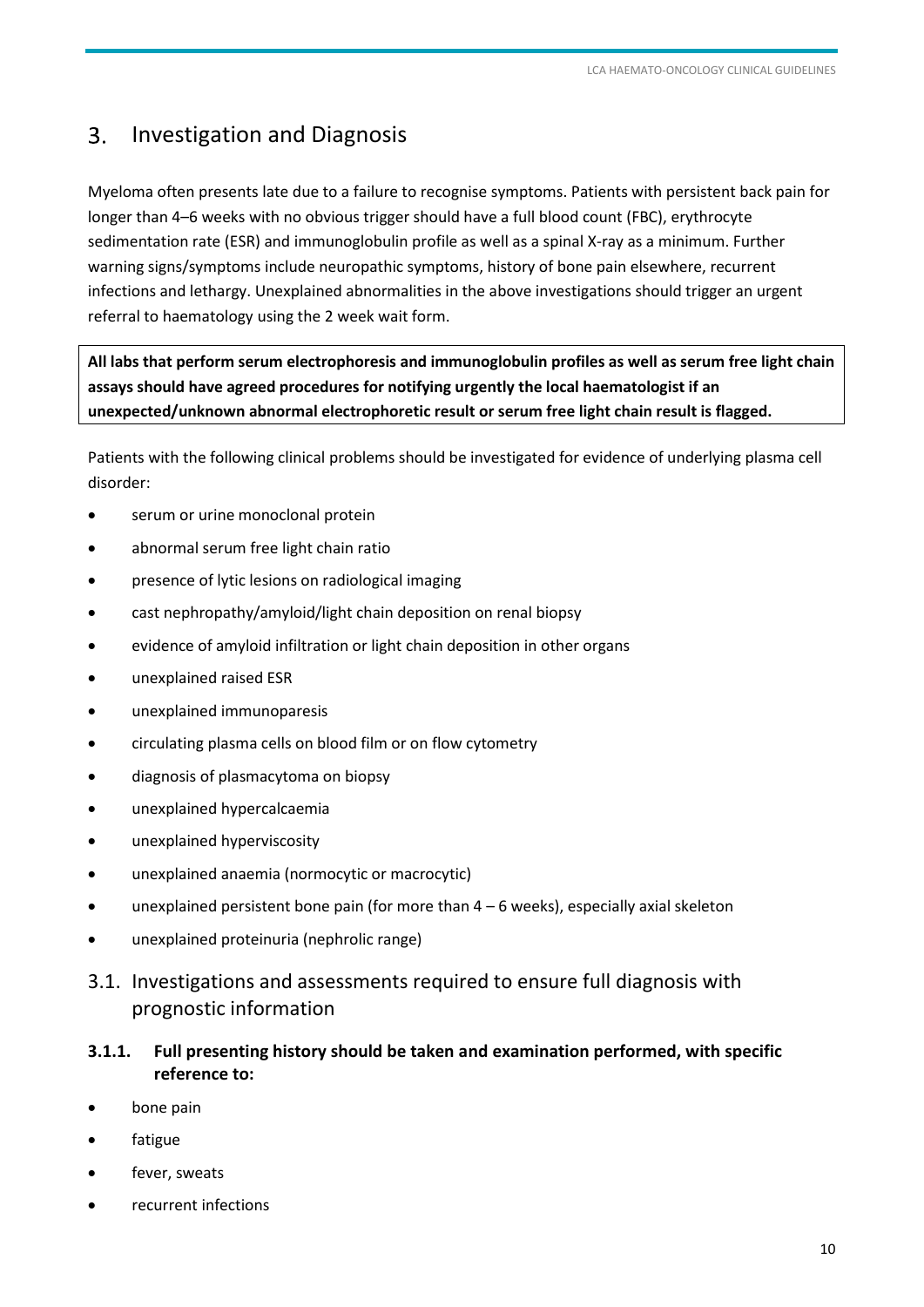# 3. Investigation and Diagnosis

Myeloma often presents late due to a failure to recognise symptoms. Patients with persistent back pain for longer than 4–6 weeks with no obvious trigger should have a full blood count (FBC), erythrocyte sedimentation rate (ESR) and immunoglobulin profile as well as a spinal X-ray as a minimum. Further warning signs/symptoms include neuropathic symptoms, history of bone pain elsewhere, recurrent infections and lethargy. Unexplained abnormalities in the above investigations should trigger an urgent referral to haematology using the 2 week wait form.

**All labs that perform serum electrophoresis and immunoglobulin profiles as well as serum free light chain assays should have agreed procedures for notifying urgently the local haematologist if an unexpected/unknown abnormal electrophoretic result or serum free light chain result is flagged.**

Patients with the following clinical problems should be investigated for evidence of underlying plasma cell disorder:

- serum or urine monoclonal protein
- abnormal serum free light chain ratio
- presence of lytic lesions on radiological imaging
- cast nephropathy/amyloid/light chain deposition on renal biopsy
- evidence of amyloid infiltration or light chain deposition in other organs
- unexplained raised ESR
- unexplained immunoparesis
- circulating plasma cells on blood film or on flow cytometry
- diagnosis of plasmacytoma on biopsy
- unexplained hypercalcaemia
- unexplained hyperviscosity
- unexplained anaemia (normocytic or macrocytic)
- unexplained persistent bone pain (for more than 4 – 6 weeks), especially axial skeleton
- unexplained proteinuria (nephrolic range)

## 3.1. Investigations and assessments required to ensure full diagnosis with prognostic information

### 3.1.1. Full presenting history should be taken and examination performed, with specific reference to:

- bone pain
- fatigue
- fever, sweats
- recurrent infections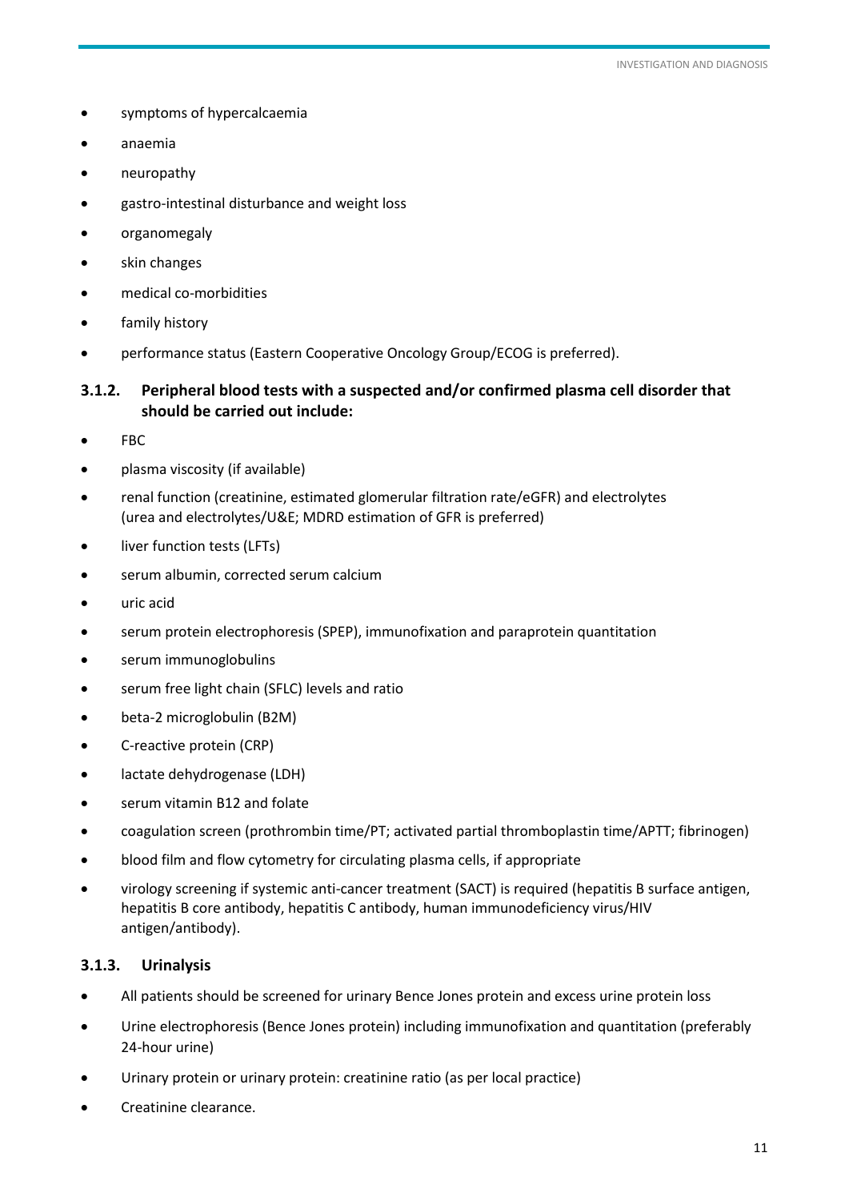- symptoms of hypercalcaemia
- anaemia
- neuropathy
- gastro-intestinal disturbance and weight loss
- organomegaly
- skin changes
- medical co-morbidities
- family history
- performance status (Eastern Cooperative Oncology Group/ECOG is preferred).

### 3.1.2. Peripheral blood tests with a suspected and/or confirmed plasma cell disorder that should be carried out include:

- FBC
- plasma viscosity (if available)
- renal function (creatinine, estimated glomerular filtration rate/eGFR) and electrolytes (urea and electrolytes/U&E; MDRD estimation of GFR is preferred)
- liver function tests (LFTs)
- serum albumin, corrected serum calcium
- uric acid
- serum protein electrophoresis (SPEP), immunofixation and paraprotein quantitation
- serum immunoglobulins
- serum free light chain (SFLC) levels and ratio
- beta-2 microglobulin (B2M)
- C-reactive protein (CRP)
- lactate dehydrogenase (LDH)
- serum vitamin B12 and folate
- coagulation screen (prothrombin time/PT; activated partial thromboplastin time/APTT; fibrinogen)
- blood film and flow cytometry for circulating plasma cells, if appropriate
- virology screening if systemic anti-cancer treatment (SACT) is required (hepatitis B surface antigen, hepatitis B core antibody, hepatitis C antibody, human immunodeficiency virus/HIV antigen/antibody).

### 3.1.3. Urinalysis

- All patients should be screened for urinary Bence Jones protein and excess urine protein loss
- Urine electrophoresis (Bence Jones protein) including immunofixation and quantitation (preferably 24-hour urine)
- Urinary protein or urinary protein: creatinine ratio (as per local practice)
- Creatinine clearance.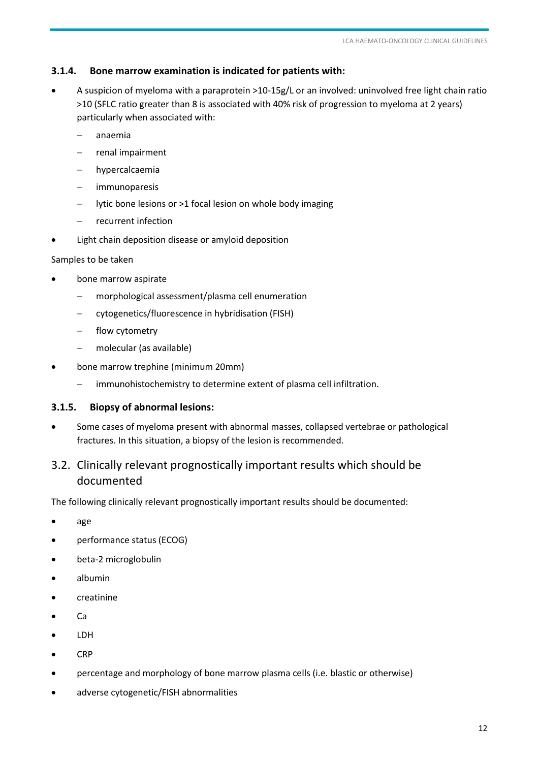### 3.1.4. Bone marrow examination is indicated for patients with:

- A suspicion of myeloma with a paraprotein >10-15g/L or an involved: uninvolved free light chain ratio >10 (SFLC ratio greater than 8 is associated with 40% risk of progression to myeloma at 2 years) particularly when associated with:
  - anaemia
  - renal impairment
  - hypercalcaemia
  - immunoparesis
  - lytic bone lesions or >1 focal lesion on whole body imaging
  - recurrent infection
- Light chain deposition disease or amyloid deposition

Samples to be taken

- bone marrow aspirate
  - morphological assessment/plasma cell enumeration
  - cytogenetics/fluorescence in hybridisation (FISH)
  - flow cytometry
  - molecular (as available)
- bone marrow trephine (minimum 20mm)
  - immunohistochemistry to determine extent of plasma cell infiltration.

### 3.1.5. Biopsy of abnormal lesions:

- Some cases of myeloma present with abnormal masses, collapsed vertebrae or pathological fractures. In this situation, a biopsy of the lesion is recommended.

## 3.2. Clinically relevant prognostically important results which should be documented

The following clinically relevant prognostically important results should be documented:

- age
- performance status (ECOG)
- beta-2 microglobulin
- albumin
- creatinine
- Ca
- LDH
- CRP
- percentage and morphology of bone marrow plasma cells (i.e. blastic or otherwise)
- adverse cytogenetic/FISH abnormalities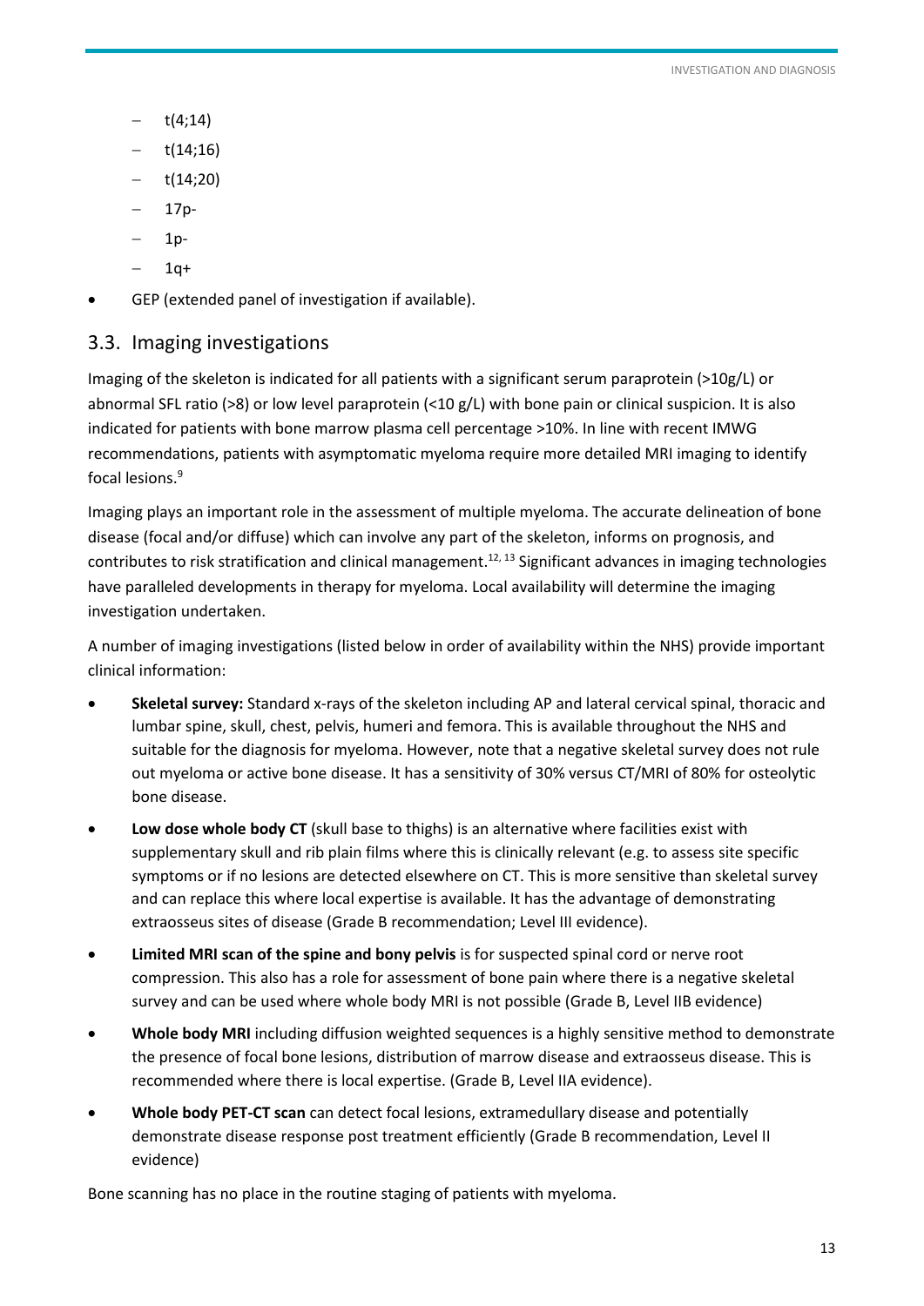- t(4;14)
- t(14;16)
- t(14;20)
- 17p-
- 1p-
- 1q+

- GEP (extended panel of investigation if available).

## 3.3. Imaging investigations

Imaging of the skeleton is indicated for all patients with a significant serum paraprotein (>10g/L) or abnormal SFL ratio (>8) or low level paraprotein (<10 g/L) with bone pain or clinical suspicion. It is also indicated for patients with bone marrow plasma cell percentage >10%. In line with recent IMWG recommendations, patients with asymptomatic myeloma require more detailed MRI imaging to identify focal lesions.[9]

Imaging plays an important role in the assessment of multiple myeloma. The accurate delineation of bone disease (focal and/or diffuse) which can involve any part of the skeleton, informs on prognosis, and contributes to risk stratification and clinical management.[12, 13] Significant advances in imaging technologies have paralleled developments in therapy for myeloma. Local availability will determine the imaging investigation undertaken.

A number of imaging investigations (listed below in order of availability within the NHS) provide important clinical information:

- **Skeletal survey:** Standard x-rays of the skeleton including AP and lateral cervical spinal, thoracic and lumbar spine, skull, chest, pelvis, humeri and femora. This is available throughout the NHS and suitable for the diagnosis for myeloma. However, note that a negative skeletal survey does not rule out myeloma or active bone disease. It has a sensitivity of 30% versus CT/MRI of 80% for osteolytic bone disease.
- **Low dose whole body CT** (skull base to thighs) is an alternative where facilities exist with supplementary skull and rib plain films where this is clinically relevant (e.g. to assess site specific symptoms or if no lesions are detected elsewhere on CT. This is more sensitive than skeletal survey and can replace this where local expertise is available. It has the advantage of demonstrating extraosseus sites of disease (Grade B recommendation; Level III evidence).
- **Limited MRI scan of the spine and bony pelvis** is for suspected spinal cord or nerve root compression. This also has a role for assessment of bone pain where there is a negative skeletal survey and can be used where whole body MRI is not possible (Grade B, Level IIB evidence)
- **Whole body MRI** including diffusion weighted sequences is a highly sensitive method to demonstrate the presence of focal bone lesions, distribution of marrow disease and extraosseus disease. This is recommended where there is local expertise. (Grade B, Level IIA evidence).
- **Whole body PET-CT scan** can detect focal lesions, extramedullary disease and potentially demonstrate disease response post treatment efficiently (Grade B recommendation, Level II evidence)

Bone scanning has no place in the routine staging of patients with myeloma.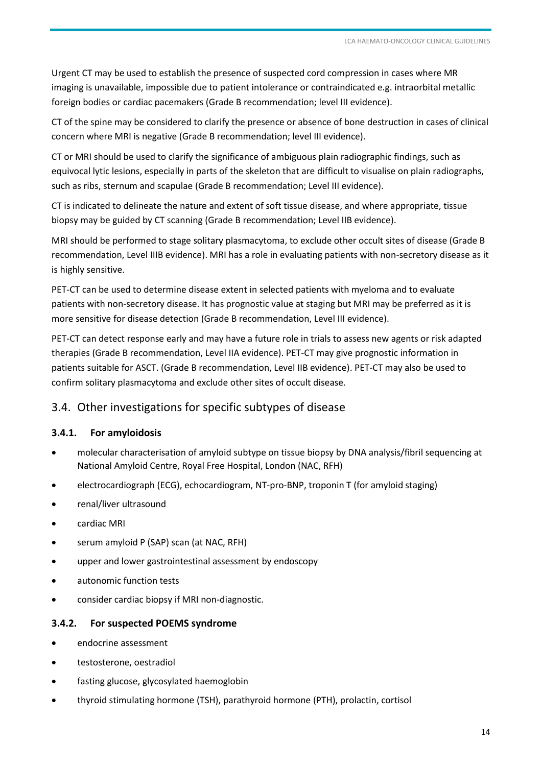Urgent CT may be used to establish the presence of suspected cord compression in cases where MR imaging is unavailable, impossible due to patient intolerance or contraindicated e.g. intraorbital metallic foreign bodies or cardiac pacemakers (Grade B recommendation; level III evidence).

CT of the spine may be considered to clarify the presence or absence of bone destruction in cases of clinical concern where MRI is negative (Grade B recommendation; level III evidence).

CT or MRI should be used to clarify the significance of ambiguous plain radiographic findings, such as equivocal lytic lesions, especially in parts of the skeleton that are difficult to visualise on plain radiographs, such as ribs, sternum and scapulae (Grade B recommendation; Level III evidence).

CT is indicated to delineate the nature and extent of soft tissue disease, and where appropriate, tissue biopsy may be guided by CT scanning (Grade B recommendation; Level IIB evidence).

MRI should be performed to stage solitary plasmacytoma, to exclude other occult sites of disease (Grade B recommendation, Level IIIB evidence). MRI has a role in evaluating patients with non-secretory disease as it is highly sensitive.

PET-CT can be used to determine disease extent in selected patients with myeloma and to evaluate patients with non-secretory disease. It has prognostic value at staging but MRI may be preferred as it is more sensitive for disease detection (Grade B recommendation, Level III evidence).

PET-CT can detect response early and may have a future role in trials to assess new agents or risk adapted therapies (Grade B recommendation, Level IIA evidence). PET-CT may give prognostic information in patients suitable for ASCT. (Grade B recommendation, Level IIB evidence). PET-CT may also be used to confirm solitary plasmacytoma and exclude other sites of occult disease.

## 3.4. Other investigations for specific subtypes of disease

### 3.4.1. For amyloidosis

- molecular characterisation of amyloid subtype on tissue biopsy by DNA analysis/fibril sequencing at National Amyloid Centre, Royal Free Hospital, London (NAC, RFH)
- electrocardiograph (ECG), echocardiogram, NT-pro-BNP, troponin T (for amyloid staging)
- renal/liver ultrasound
- cardiac MRI
- serum amyloid P (SAP) scan (at NAC, RFH)
- upper and lower gastrointestinal assessment by endoscopy
- autonomic function tests
- consider cardiac biopsy if MRI non-diagnostic.

### 3.4.2. For suspected POEMS syndrome

- endocrine assessment
- testosterone, oestradiol
- fasting glucose, glycosylated haemoglobin
- thyroid stimulating hormone (TSH), parathyroid hormone (PTH), prolactin, cortisol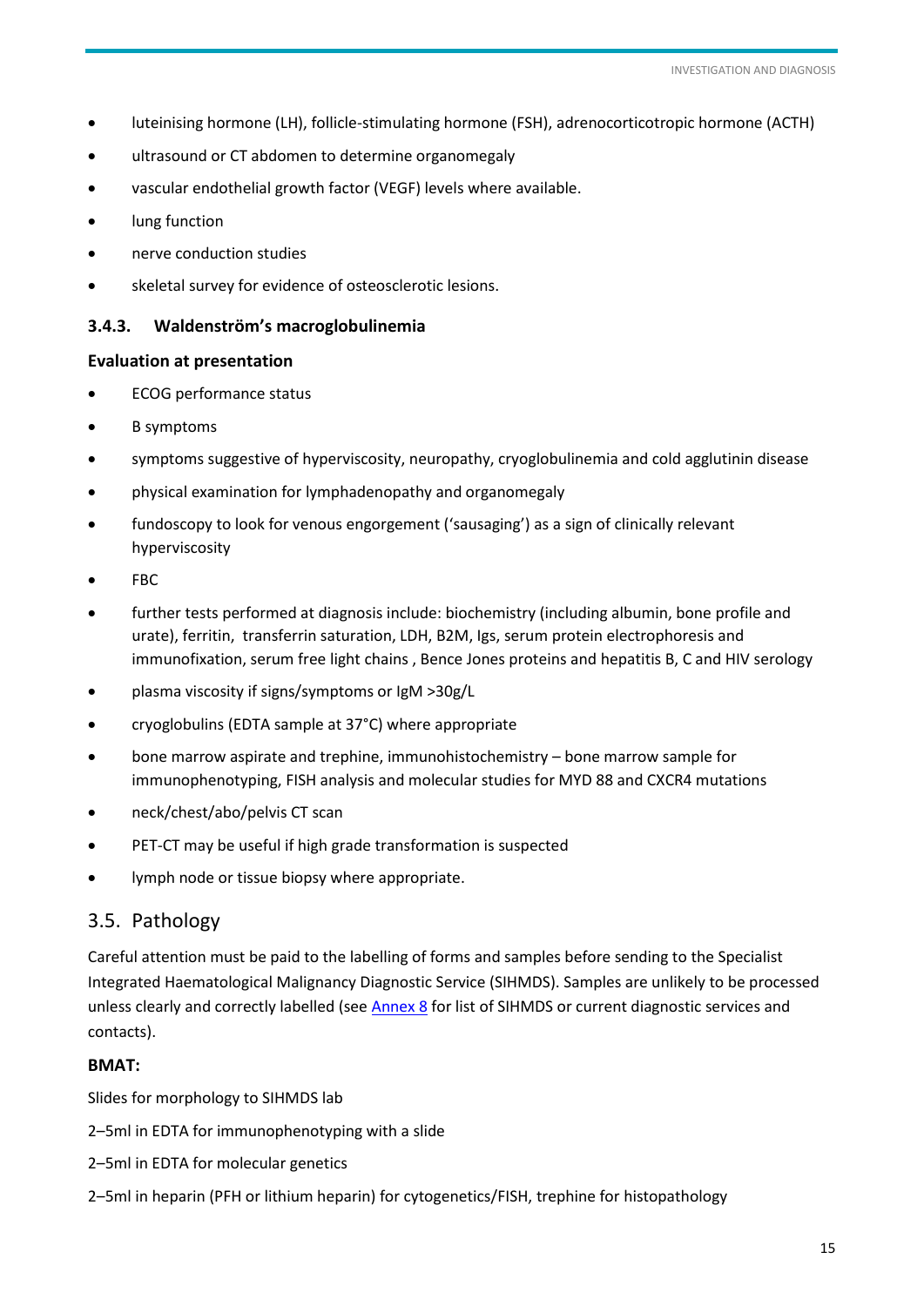- luteinising hormone (LH), follicle-stimulating hormone (FSH), adrenocorticotropic hormone (ACTH)
- ultrasound or CT abdomen to determine organomegaly
- vascular endothelial growth factor (VEGF) levels where available.
- lung function
- nerve conduction studies
- skeletal survey for evidence of osteosclerotic lesions.

### 3.4.3. Waldenström's macroglobulinemia

**Evaluation at presentation**

- ECOG performance status
- B symptoms
- symptoms suggestive of hyperviscosity, neuropathy, cryoglobulinemia and cold agglutinin disease
- physical examination for lymphadenopathy and organomegaly
- fundoscopy to look for venous engorgement ('sausaging') as a sign of clinically relevant hyperviscosity
- FBC
- further tests performed at diagnosis include: biochemistry (including albumin, bone profile and urate), ferritin, transferrin saturation, LDH, B2M, Igs, serum protein electrophoresis and immunofixation, serum free light chains , Bence Jones proteins and hepatitis B, C and HIV serology
- plasma viscosity if signs/symptoms or IgM >30g/L
- cryoglobulins (EDTA sample at 37°C) where appropriate
- bone marrow aspirate and trephine, immunohistochemistry – bone marrow sample for immunophenotyping, FISH analysis and molecular studies for MYD 88 and CXCR4 mutations
- neck/chest/abo/pelvis CT scan
- PET-CT may be useful if high grade transformation is suspected
- lymph node or tissue biopsy where appropriate.

## 3.5. Pathology

Careful attention must be paid to the labelling of forms and samples before sending to the Specialist Integrated Haematological Malignancy Diagnostic Service (SIHMDS). Samples are unlikely to be processed unless clearly and correctly labelled (see Annex 8 for list of SIHMDS or current diagnostic services and contacts).

**BMAT:**

Slides for morphology to SIHMDS lab

2–5ml in EDTA for immunophenotyping with a slide

2–5ml in EDTA for molecular genetics

2–5ml in heparin (PFH or lithium heparin) for cytogenetics/FISH, trephine for histopathology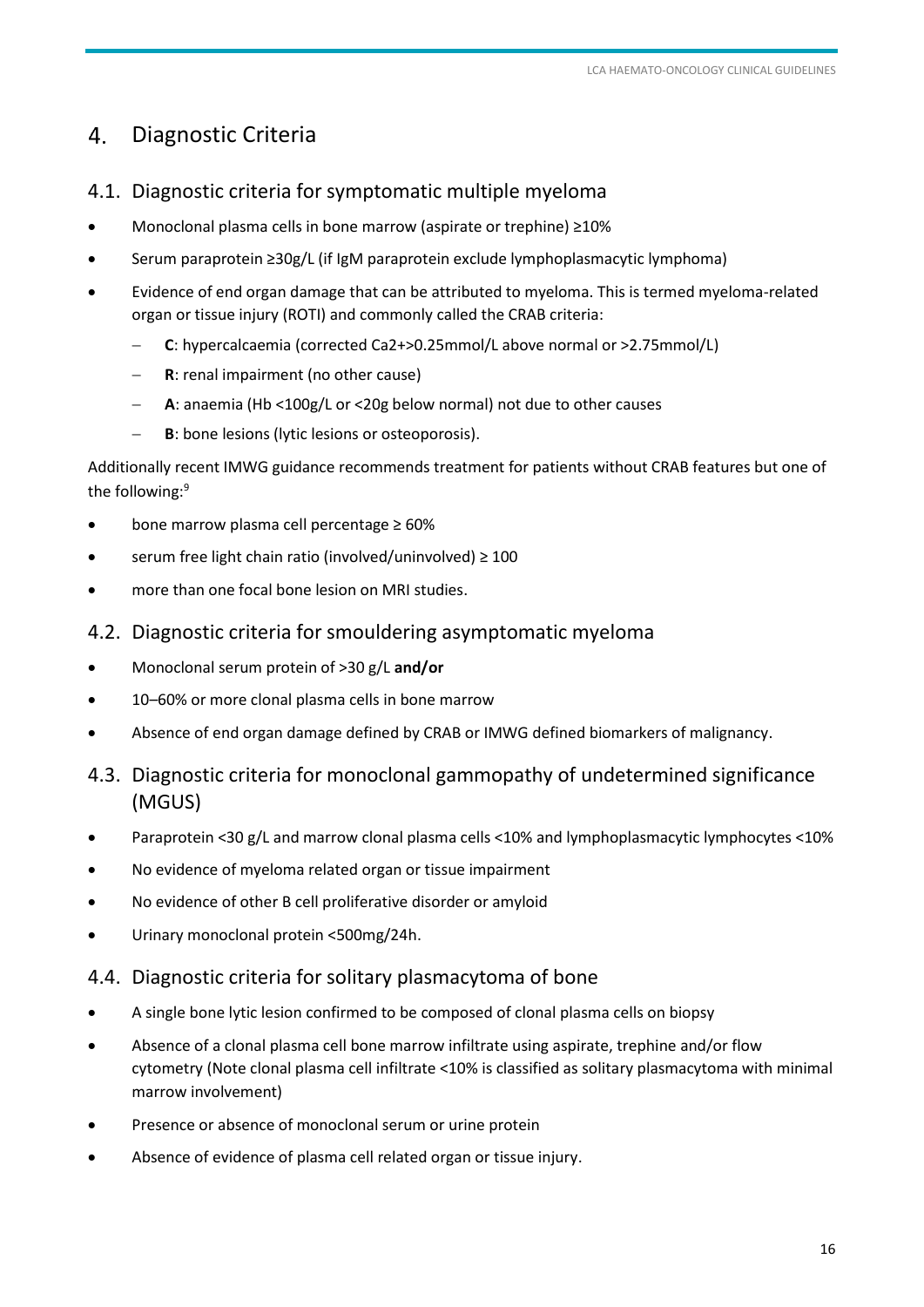# 4. Diagnostic Criteria

## 4.1. Diagnostic criteria for symptomatic multiple myeloma

- Monoclonal plasma cells in bone marrow (aspirate or trephine) ≥10%
- Serum paraprotein ≥30g/L (if IgM paraprotein exclude lymphoplasmacytic lymphoma)
- Evidence of end organ damage that can be attributed to myeloma. This is termed myeloma-related organ or tissue injury (ROTI) and commonly called the CRAB criteria:
  - **C**: hypercalcaemia (corrected $Ca^{2+}$>0.25mmol/L above normal or >2.75mmol/L)
  - **R**: renal impairment (no other cause)
  - **A**: anaemia (Hb <100g/L or <20g below normal) not due to other causes
  - **B**: bone lesions (lytic lesions or osteoporosis).

Additionally recent IMWG guidance recommends treatment for patients without CRAB features but one of the following:[9]

- bone marrow plasma cell percentage ≥ 60%
- serum free light chain ratio (involved/uninvolved) ≥ 100
- more than one focal bone lesion on MRI studies.

## 4.2. Diagnostic criteria for smouldering asymptomatic myeloma

- Monoclonal serum protein of >30 g/L **and/or**
- 10–60% or more clonal plasma cells in bone marrow
- Absence of end organ damage defined by CRAB or IMWG defined biomarkers of malignancy.

## 4.3. Diagnostic criteria for monoclonal gammopathy of undetermined significance (MGUS)

- Paraprotein <30 g/L and marrow clonal plasma cells <10% and lymphoplasmacytic lymphocytes <10%
- No evidence of myeloma related organ or tissue impairment
- No evidence of other B cell proliferative disorder or amyloid
- Urinary monoclonal protein <500mg/24h.

## 4.4. Diagnostic criteria for solitary plasmacytoma of bone

- A single bone lytic lesion confirmed to be composed of clonal plasma cells on biopsy
- Absence of a clonal plasma cell bone marrow infiltrate using aspirate, trephine and/or flow cytometry (Note clonal plasma cell infiltrate <10% is classified as solitary plasmacytoma with minimal marrow involvement)
- Presence or absence of monoclonal serum or urine protein
- Absence of evidence of plasma cell related organ or tissue injury.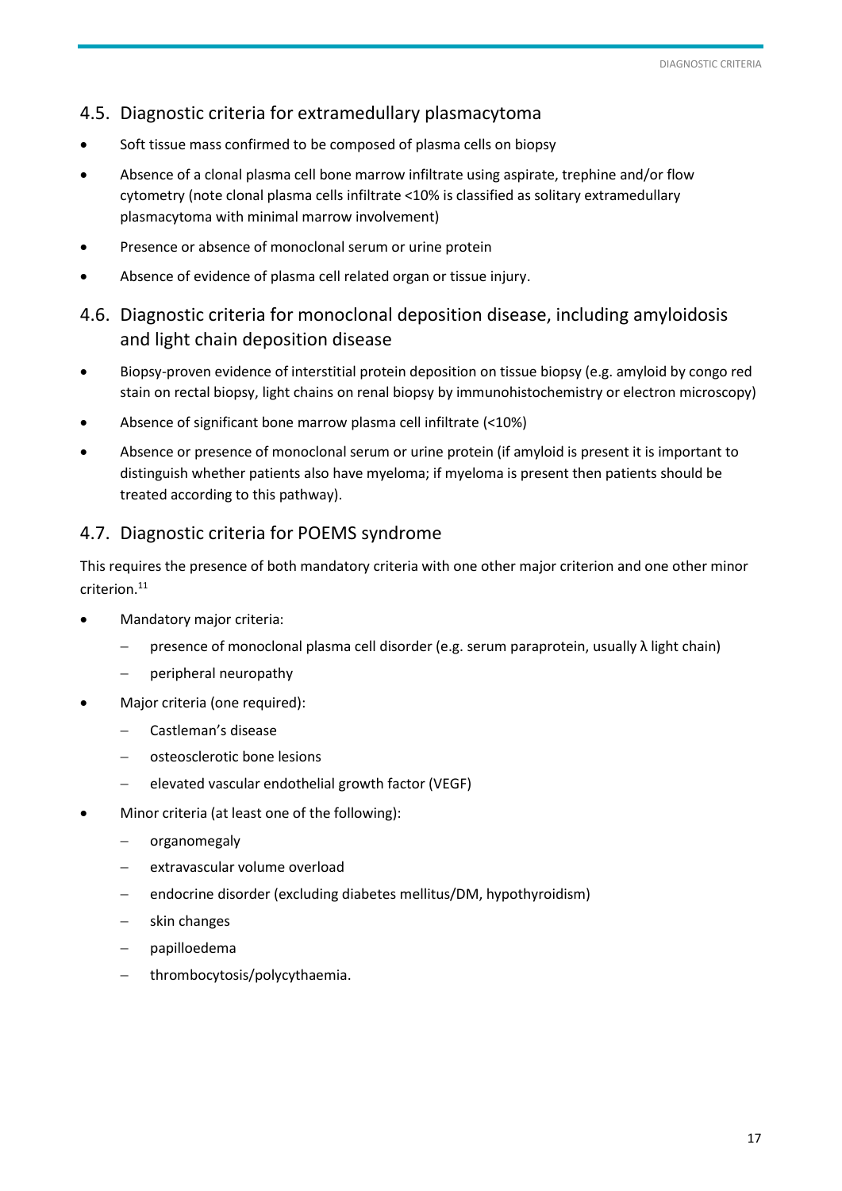## 4.5. Diagnostic criteria for extramedullary plasmacytoma

- Soft tissue mass confirmed to be composed of plasma cells on biopsy
- Absence of a clonal plasma cell bone marrow infiltrate using aspirate, trephine and/or flow cytometry (note clonal plasma cells infiltrate <10% is classified as solitary extramedullary plasmacytoma with minimal marrow involvement)
- Presence or absence of monoclonal serum or urine protein
- Absence of evidence of plasma cell related organ or tissue injury.

## 4.6. Diagnostic criteria for monoclonal deposition disease, including amyloidosis and light chain deposition disease

- Biopsy-proven evidence of interstitial protein deposition on tissue biopsy (e.g. amyloid by congo red stain on rectal biopsy, light chains on renal biopsy by immunohistochemistry or electron microscopy)
- Absence of significant bone marrow plasma cell infiltrate (<10%)
- Absence or presence of monoclonal serum or urine protein (if amyloid is present it is important to distinguish whether patients also have myeloma; if myeloma is present then patients should be treated according to this pathway).

## 4.7. Diagnostic criteria for POEMS syndrome

This requires the presence of both mandatory criteria with one other major criterion and one other minor criterion.[11]

- Mandatory major criteria:
  - presence of monoclonal plasma cell disorder (e.g. serum paraprotein, usually λ light chain)
  - peripheral neuropathy
- Major criteria (one required):
  - Castleman's disease
  - osteosclerotic bone lesions
  - elevated vascular endothelial growth factor (VEGF)
- Minor criteria (at least one of the following):
  - organomegaly
  - extravascular volume overload
  - endocrine disorder (excluding diabetes mellitus/DM, hypothyroidism)
  - skin changes
  - papilloedema
  - thrombocytosis/polycythaemia.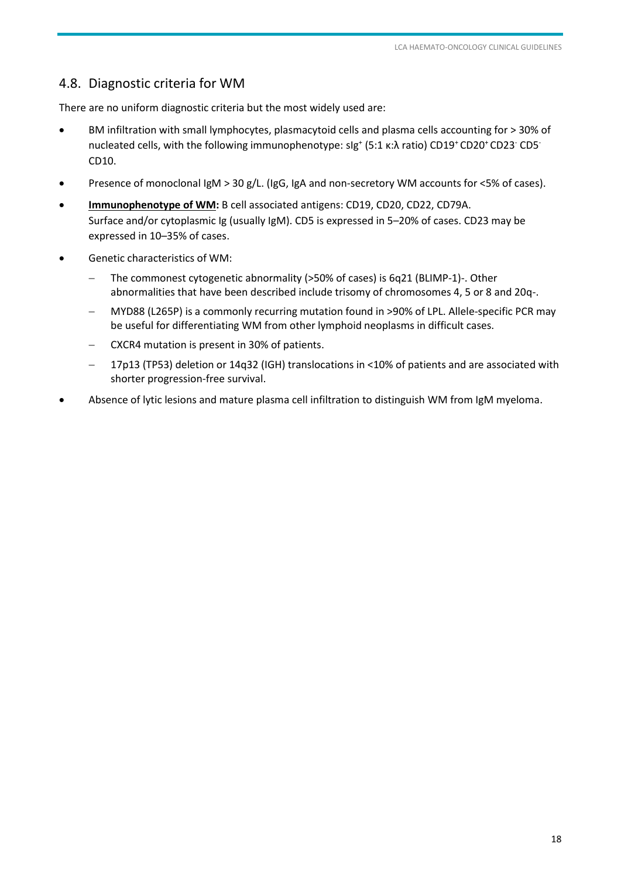## 4.8. Diagnostic criteria for WM

There are no uniform diagnostic criteria but the most widely used are:

- BM infiltration with small lymphocytes, plasmacytoid cells and plasma cells accounting for > 30% of nucleated cells, with the following immunophenotype: $sIg^+$ (5:1 κ:λ ratio) $CD19^+$ $CD20^+$ $CD23^-$ $CD5^-$ CD10.
- Presence of monoclonal IgM > 30 g/L. (IgG, IgA and non-secretory WM accounts for <5% of cases).
- **Immunophenotype of WM:** B cell associated antigens: CD19, CD20, CD22, CD79A. Surface and/or cytoplasmic Ig (usually IgM). CD5 is expressed in 5–20% of cases. CD23 may be expressed in 10–35% of cases.
- Genetic characteristics of WM:
  - The commonest cytogenetic abnormality (>50% of cases) is 6q21 (BLIMP-1)-. Other abnormalities that have been described include trisomy of chromosomes 4, 5 or 8 and 20q-.
  - MYD88 (L265P) is a commonly recurring mutation found in >90% of LPL. Allele-specific PCR may be useful for differentiating WM from other lymphoid neoplasms in difficult cases.
  - CXCR4 mutation is present in 30% of patients.
  - 17p13 (TP53) deletion or 14q32 (IGH) translocations in <10% of patients and are associated with shorter progression-free survival.
- Absence of lytic lesions and mature plasma cell infiltration to distinguish WM from IgM myeloma.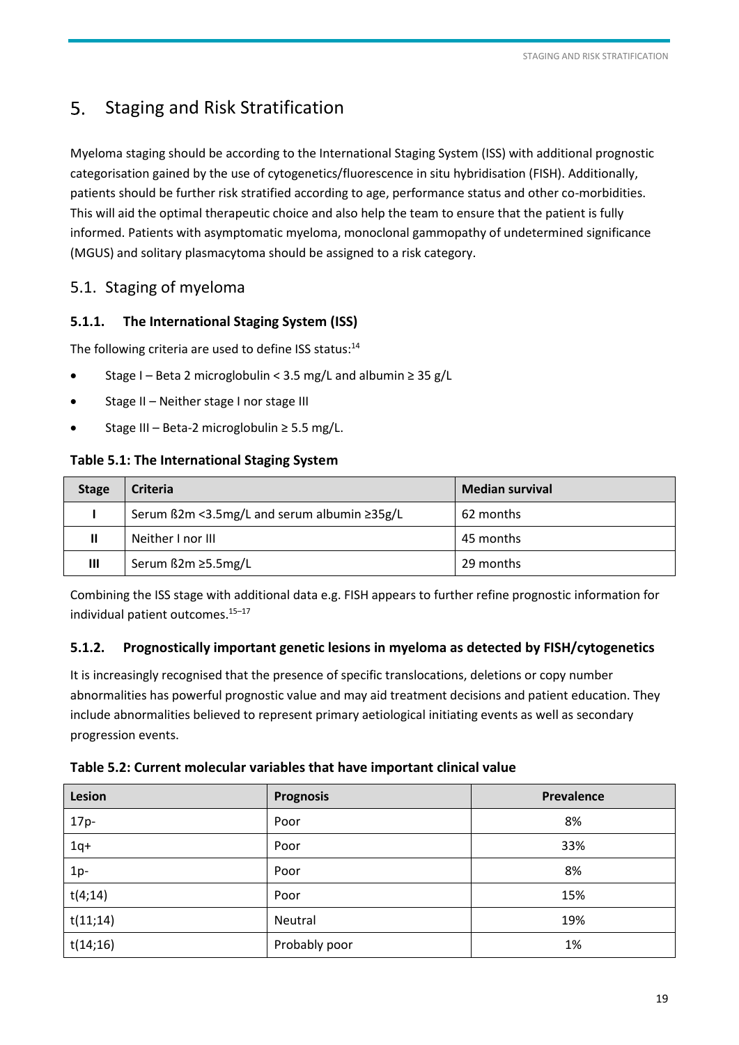# 5. Staging and Risk Stratification

Myeloma staging should be according to the International Staging System (ISS) with additional prognostic categorisation gained by the use of cytogenetics/fluorescence in situ hybridisation (FISH). Additionally, patients should be further risk stratified according to age, performance status and other co-morbidities. This will aid the optimal therapeutic choice and also help the team to ensure that the patient is fully informed. Patients with asymptomatic myeloma, monoclonal gammopathy of undetermined significance (MGUS) and solitary plasmacytoma should be assigned to a risk category.

## 5.1. Staging of myeloma

### 5.1.1. The International Staging System (ISS)

The following criteria are used to define ISS status:[14]

- Stage I – Beta 2 microglobulin < 3.5 mg/L and albumin ≥ 35 g/L
- Stage II – Neither stage I nor stage III
- Stage III – Beta-2 microglobulin ≥ 5.5 mg/L.

**Table 5.1: The International Staging System**

| Stage | Criteria | Median survival |
|---|---|---|
| I | Serum ß2m <3.5mg/L and serum albumin ≥35g/L | 62 months |
| II | Neither I nor III | 45 months |
| III | Serum ß2m ≥5.5mg/L | 29 months |

Combining the ISS stage with additional data e.g. FISH appears to further refine prognostic information for individual patient outcomes.[15–17]

### 5.1.2. Prognostically important genetic lesions in myeloma as detected by FISH/cytogenetics

It is increasingly recognised that the presence of specific translocations, deletions or copy number abnormalities has powerful prognostic value and may aid treatment decisions and patient education. They include abnormalities believed to represent primary aetiological initiating events as well as secondary progression events.

**Table 5.2: Current molecular variables that have important clinical value**

| Lesion | Prognosis | Prevalence |
|---|---|---|
| 17p- | Poor | 8% |
| 1q+ | Poor | 33% |
| 1p- | Poor | 8% |
| t(4;14) | Poor | 15% |
| t(11;14) | Neutral | 19% |
| t(14;16) | Probably poor | 1% |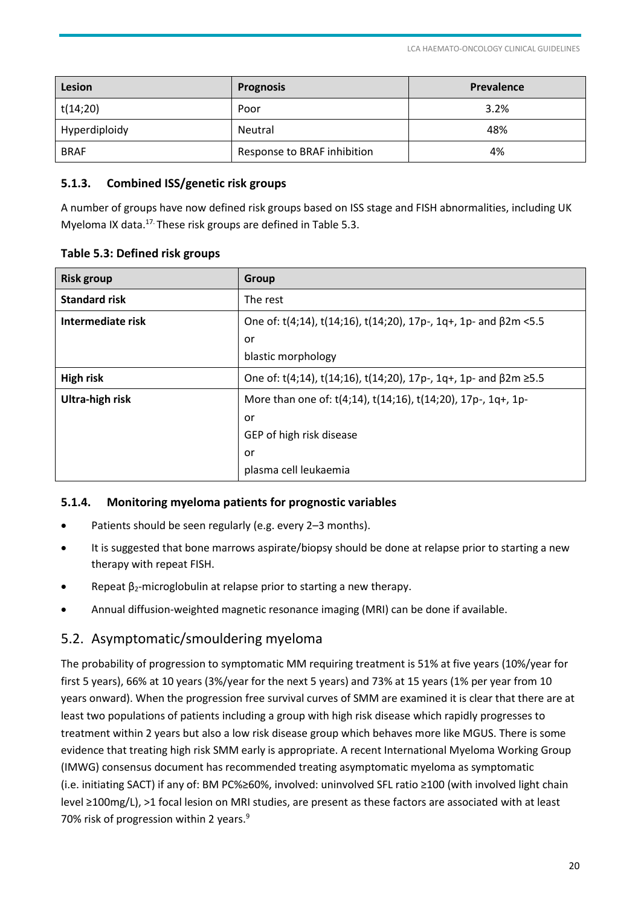| Lesion | Prognosis | Prevalence |
| --- | --- | --- |
| t(14;20) | Poor | 3.2% |
| Hyperdiploidy | Neutral | 48% |
| BRAF | Response to BRAF inhibition | 4% |

### 5.1.3. Combined ISS/genetic risk groups

A number of groups have now defined risk groups based on ISS stage and FISH abnormalities, including UK Myeloma IX data.[17] These risk groups are defined in Table 5.3.

**Table 5.3: Defined risk groups**

| Risk group | Group |
| --- | --- |
| **Standard risk** | The rest |
| **Intermediate risk** | One of: t(4;14), t(14;16), t(14;20), 17p-, 1q+, 1p- and β2m <5.5<br>or<br>blastic morphology |
| **High risk** | One of: t(4;14), t(14;16), t(14;20), 17p-, 1q+, 1p- and β2m ≥5.5 |
| **Ultra-high risk** | More than one of: t(4;14), t(14;16), t(14;20), 17p-, 1q+, 1p-<br>or<br>GEP of high risk disease<br>or<br>plasma cell leukaemia |

### 5.1.4. Monitoring myeloma patients for prognostic variables

- Patients should be seen regularly (e.g. every 2–3 months).
- It is suggested that bone marrows aspirate/biopsy should be done at relapse prior to starting a new therapy with repeat FISH.
- Repeat $\beta_2$-microglobulin at relapse prior to starting a new therapy.
- Annual diffusion-weighted magnetic resonance imaging (MRI) can be done if available.

## 5.2. Asymptomatic/smouldering myeloma

The probability of progression to symptomatic MM requiring treatment is 51% at five years (10%/year for first 5 years), 66% at 10 years (3%/year for the next 5 years) and 73% at 15 years (1% per year from 10 years onward). When the progression free survival curves of SMM are examined it is clear that there are at least two populations of patients including a group with high risk disease which rapidly progresses to treatment within 2 years but also a low risk disease group which behaves more like MGUS. There is some evidence that treating high risk SMM early is appropriate. A recent International Myeloma Working Group (IMWG) consensus document has recommended treating asymptomatic myeloma as symptomatic (i.e. initiating SACT) if any of: BM PC%≥60%, involved: uninvolved SFL ratio ≥100 (with involved light chain level ≥100mg/L), >1 focal lesion on MRI studies, are present as these factors are associated with at least 70% risk of progression within 2 years.[9]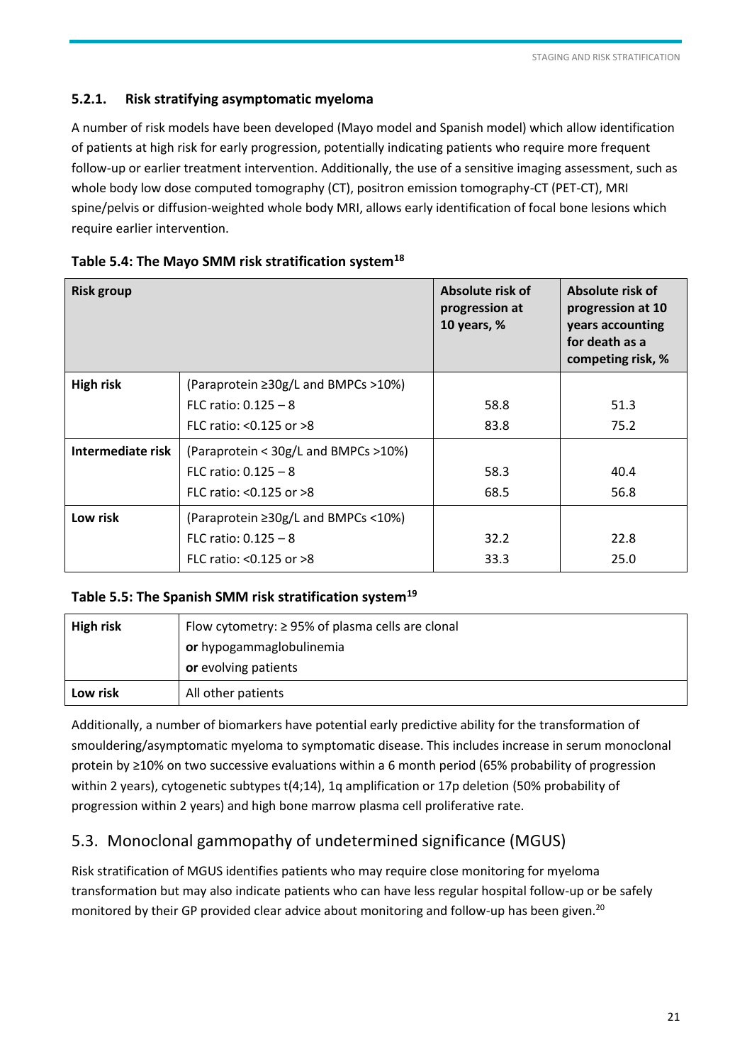### 5.2.1. Risk stratifying asymptomatic myeloma

A number of risk models have been developed (Mayo model and Spanish model) which allow identification of patients at high risk for early progression, potentially indicating patients who require more frequent follow-up or earlier treatment intervention. Additionally, the use of a sensitive imaging assessment, such as whole body low dose computed tomography (CT), positron emission tomography-CT (PET-CT), MRI spine/pelvis or diffusion-weighted whole body MRI, allows early identification of focal bone lesions which require earlier intervention.

**Table 5.4: The Mayo SMM risk stratification system[18]**

| Risk group | | Absolute risk of progression at 10 years, % | Absolute risk of progression at 10 years accounting for death as a competing risk, % |
|---|---|---|---|
| **High risk** | (Paraprotein ≥30g/L and BMPCs >10%) | | |
| | FLC ratio: 0.125 – 8 | 58.8 | 51.3 |
| | FLC ratio: <0.125 or >8 | 83.8 | 75.2 |
| **Intermediate risk** | (Paraprotein < 30g/L and BMPCs >10%) | | |
| | FLC ratio: 0.125 – 8 | 58.3 | 40.4 |
| | FLC ratio: <0.125 or >8 | 68.5 | 56.8 |
| **Low risk** | (Paraprotein ≥30g/L and BMPCs <10%) | | |
| | FLC ratio: 0.125 – 8 | 32.2 | 22.8 |
| | FLC ratio: <0.125 or >8 | 33.3 | 25.0 |

**Table 5.5: The Spanish SMM risk stratification system[19]**

| | |
|---|---|
| **High risk** | Flow cytometry: ≥ 95% of plasma cells are clonal **or** hypogammaglobulinemia **or** evolving patients |
| **Low risk** | All other patients |

Additionally, a number of biomarkers have potential early predictive ability for the transformation of smouldering/asymptomatic myeloma to symptomatic disease. This includes increase in serum monoclonal protein by ≥10% on two successive evaluations within a 6 month period (65% probability of progression within 2 years), cytogenetic subtypes t(4;14), 1q amplification or 17p deletion (50% probability of progression within 2 years) and high bone marrow plasma cell proliferative rate.

## 5.3. Monoclonal gammopathy of undetermined significance (MGUS)

Risk stratification of MGUS identifies patients who may require close monitoring for myeloma transformation but may also indicate patients who can have less regular hospital follow-up or be safely monitored by their GP provided clear advice about monitoring and follow-up has been given.[20]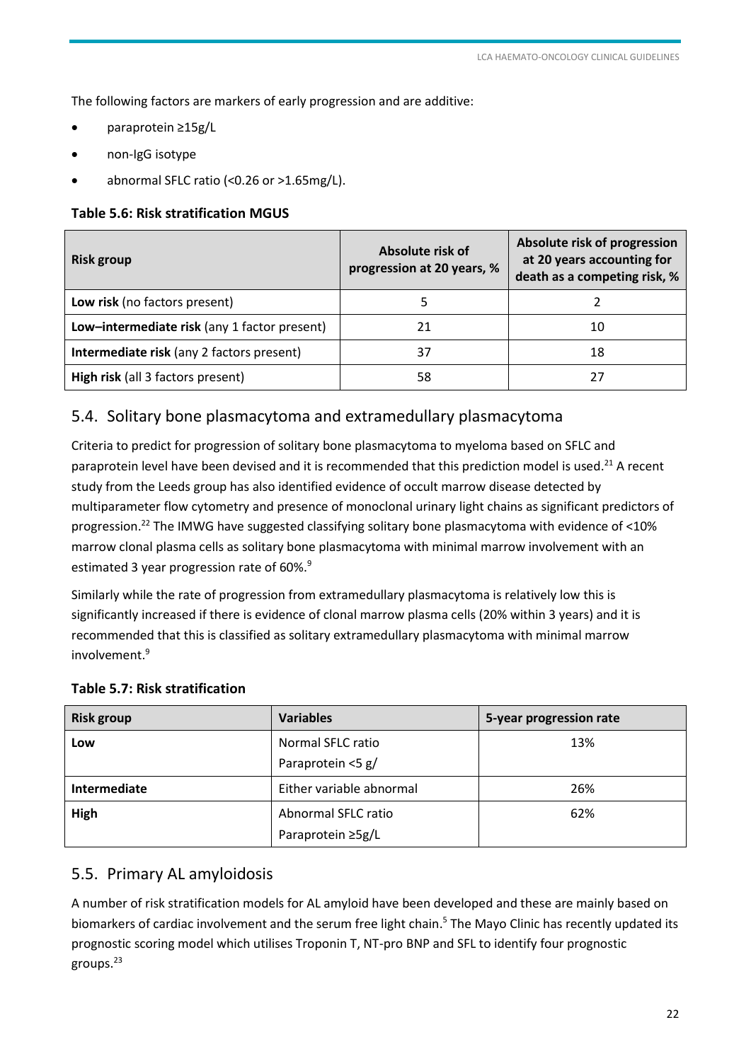The following factors are markers of early progression and are additive:

- paraprotein ≥15g/L
- non-IgG isotype
- abnormal SFLC ratio (<0.26 or >1.65mg/L).

**Table 5.6: Risk stratification MGUS**

| Risk group | Absolute risk of progression at 20 years, % | Absolute risk of progression at 20 years accounting for death as a competing risk, % |
|---|---|---|
| **Low risk** (no factors present) | 5 | 2 |
| **Low–intermediate risk** (any 1 factor present) | 21 | 10 |
| **Intermediate risk** (any 2 factors present) | 37 | 18 |
| **High risk** (all 3 factors present) | 58 | 27 |

## 5.4. Solitary bone plasmacytoma and extramedullary plasmacytoma

Criteria to predict for progression of solitary bone plasmacytoma to myeloma based on SFLC and paraprotein level have been devised and it is recommended that this prediction model is used.[21] A recent study from the Leeds group has also identified evidence of occult marrow disease detected by multiparameter flow cytometry and presence of monoclonal urinary light chains as significant predictors of progression.[22] The IMWG have suggested classifying solitary bone plasmacytoma with evidence of <10% marrow clonal plasma cells as solitary bone plasmacytoma with minimal marrow involvement with an estimated 3 year progression rate of 60%.[9]

Similarly while the rate of progression from extramedullary plasmacytoma is relatively low this is significantly increased if there is evidence of clonal marrow plasma cells (20% within 3 years) and it is recommended that this is classified as solitary extramedullary plasmacytoma with minimal marrow involvement.[9]

**Table 5.7: Risk stratification**

| Risk group | Variables | 5-year progression rate |
|---|---|---|
| **Low** | Normal SFLC ratio<br>Paraprotein <5 g/ | 13% |
| **Intermediate** | Either variable abnormal | 26% |
| **High** | Abnormal SFLC ratio<br>Paraprotein ≥5g/L | 62% |

## 5.5. Primary AL amyloidosis

A number of risk stratification models for AL amyloid have been developed and these are mainly based on biomarkers of cardiac involvement and the serum free light chain.[5] The Mayo Clinic has recently updated its prognostic scoring model which utilises Troponin T, NT-pro BNP and SFL to identify four prognostic groups.[23]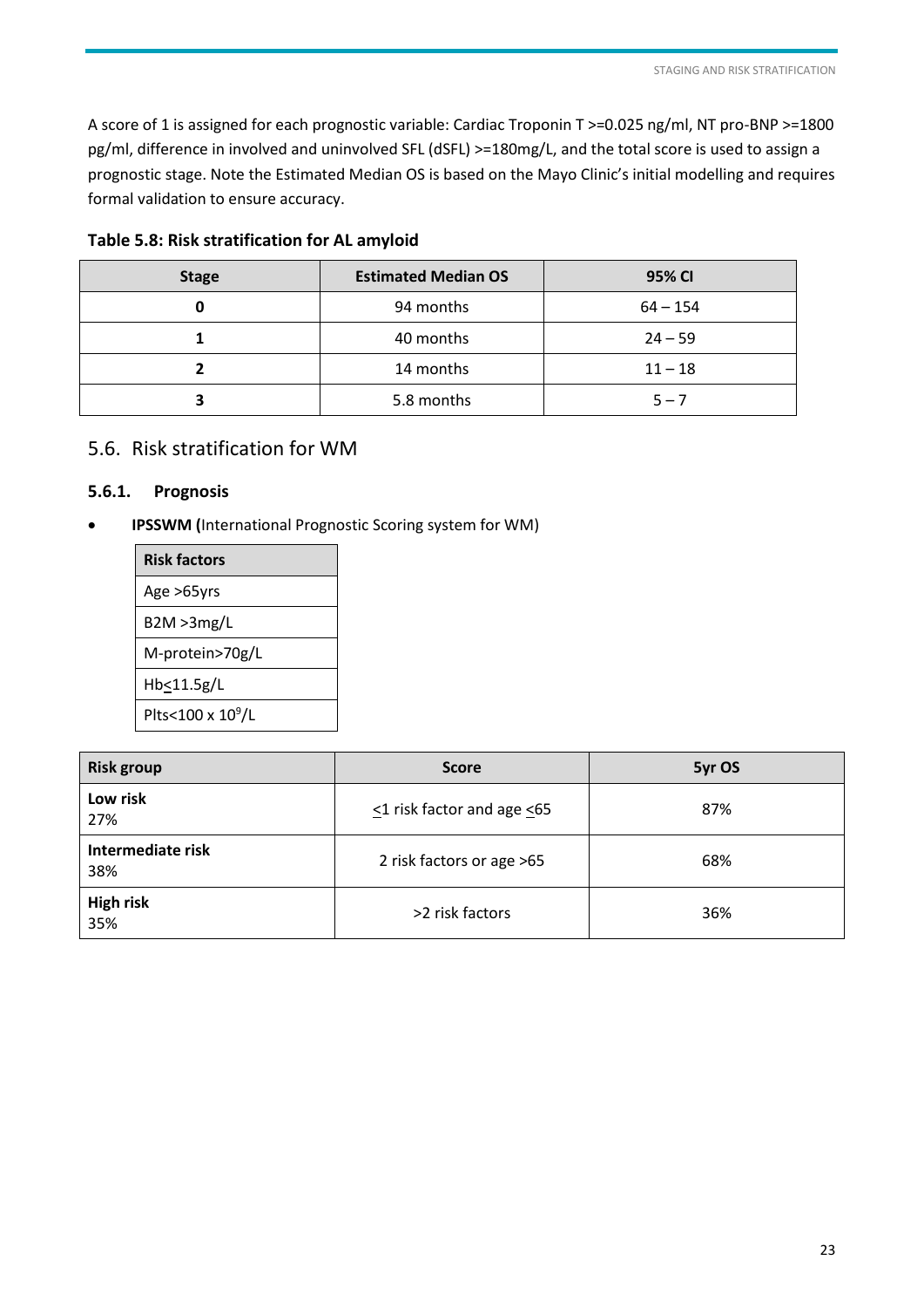A score of 1 is assigned for each prognostic variable: Cardiac Troponin T >=0.025 ng/ml, NT pro-BNP >=1800 pg/ml, difference in involved and uninvolved SFL (dSFL) >=180mg/L, and the total score is used to assign a prognostic stage. Note the Estimated Median OS is based on the Mayo Clinic's initial modelling and requires formal validation to ensure accuracy.

**Table 5.8: Risk stratification for AL amyloid**

| Stage | Estimated Median OS | 95% CI |
|---|---|---|
| **0** | 94 months | 64 – 154 |
| **1** | 40 months | 24 – 59 |
| **2** | 14 months | 11 – 18 |
| **3** | 5.8 months | 5 – 7 |

## 5.6. Risk stratification for WM

### 5.6.1. Prognosis

- **IPSSWM (**International Prognostic Scoring system for WM)

| Risk factors |
|---|
| Age >65yrs |
| B2M >3mg/L |
| M-protein>70g/L |
| Hb≤11.5g/L |
| Plts<100 x $10^9$/L |

| Risk group | Score | 5yr OS |
|---|---|---|
| **Low risk** 27% | ≤1 risk factor and age ≤65 | 87% |
| **Intermediate risk** 38% | 2 risk factors or age >65 | 68% |
| **High risk** 35% | >2 risk factors | 36% |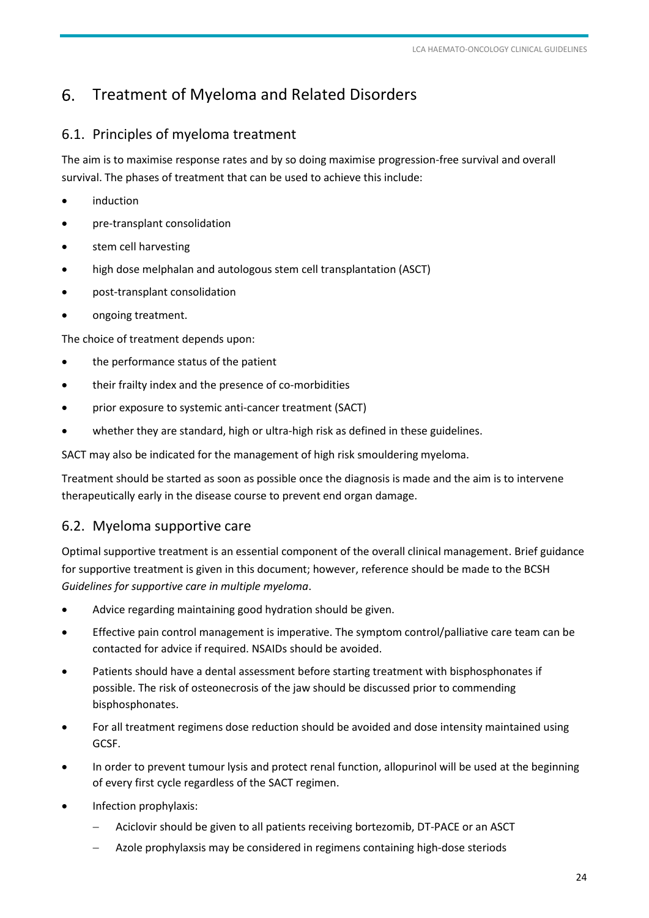# 6. Treatment of Myeloma and Related Disorders

## 6.1. Principles of myeloma treatment

The aim is to maximise response rates and by so doing maximise progression-free survival and overall survival. The phases of treatment that can be used to achieve this include:

- induction
- pre-transplant consolidation
- stem cell harvesting
- high dose melphalan and autologous stem cell transplantation (ASCT)
- post-transplant consolidation
- ongoing treatment.

The choice of treatment depends upon:

- the performance status of the patient
- their frailty index and the presence of co-morbidities
- prior exposure to systemic anti-cancer treatment (SACT)
- whether they are standard, high or ultra-high risk as defined in these guidelines.

SACT may also be indicated for the management of high risk smouldering myeloma.

Treatment should be started as soon as possible once the diagnosis is made and the aim is to intervene therapeutically early in the disease course to prevent end organ damage.

## 6.2. Myeloma supportive care

Optimal supportive treatment is an essential component of the overall clinical management. Brief guidance for supportive treatment is given in this document; however, reference should be made to the BCSH *Guidelines for supportive care in multiple myeloma*.

- Advice regarding maintaining good hydration should be given.
- Effective pain control management is imperative. The symptom control/palliative care team can be contacted for advice if required. NSAIDs should be avoided.
- Patients should have a dental assessment before starting treatment with bisphosphonates if possible. The risk of osteonecrosis of the jaw should be discussed prior to commending bisphosphonates.
- For all treatment regimens dose reduction should be avoided and dose intensity maintained using GCSF.
- In order to prevent tumour lysis and protect renal function, allopurinol will be used at the beginning of every first cycle regardless of the SACT regimen.
- Infection prophylaxis:
  - Aciclovir should be given to all patients receiving bortezomib, DT-PACE or an ASCT
  - Azole prophylaxsis may be considered in regimens containing high-dose steriods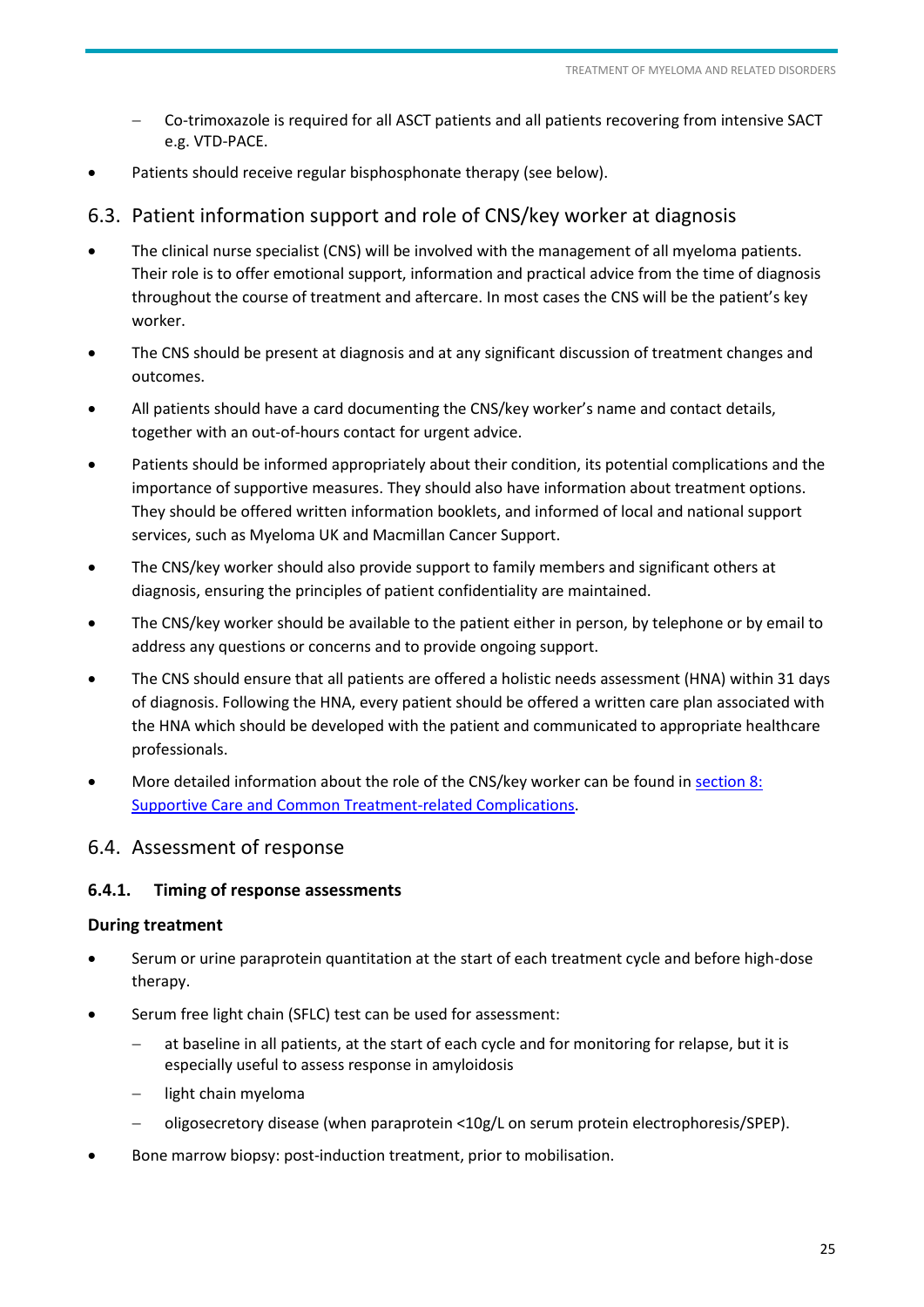- Co-trimoxazole is required for all ASCT patients and all patients recovering from intensive SACT e.g. VTD-PACE.
- Patients should receive regular bisphosphonate therapy (see below).

## 6.3. Patient information support and role of CNS/key worker at diagnosis

- The clinical nurse specialist (CNS) will be involved with the management of all myeloma patients. Their role is to offer emotional support, information and practical advice from the time of diagnosis throughout the course of treatment and aftercare. In most cases the CNS will be the patient's key worker.
- The CNS should be present at diagnosis and at any significant discussion of treatment changes and outcomes.
- All patients should have a card documenting the CNS/key worker's name and contact details, together with an out-of-hours contact for urgent advice.
- Patients should be informed appropriately about their condition, its potential complications and the importance of supportive measures. They should also have information about treatment options. They should be offered written information booklets, and informed of local and national support services, such as Myeloma UK and Macmillan Cancer Support.
- The CNS/key worker should also provide support to family members and significant others at diagnosis, ensuring the principles of patient confidentiality are maintained.
- The CNS/key worker should be available to the patient either in person, by telephone or by email to address any questions or concerns and to provide ongoing support.
- The CNS should ensure that all patients are offered a holistic needs assessment (HNA) within 31 days of diagnosis. Following the HNA, every patient should be offered a written care plan associated with the HNA which should be developed with the patient and communicated to appropriate healthcare professionals.
- More detailed information about the role of the CNS/key worker can be found in section 8: Supportive Care and Common Treatment-related Complications.

## 6.4. Assessment of response

### 6.4.1. Timing of response assessments

**During treatment**

- Serum or urine paraprotein quantitation at the start of each treatment cycle and before high-dose therapy.
- Serum free light chain (SFLC) test can be used for assessment:
  - at baseline in all patients, at the start of each cycle and for monitoring for relapse, but it is especially useful to assess response in amyloidosis
  - light chain myeloma
  - oligosecretory disease (when paraprotein <10g/L on serum protein electrophoresis/SPEP).
- Bone marrow biopsy: post-induction treatment, prior to mobilisation.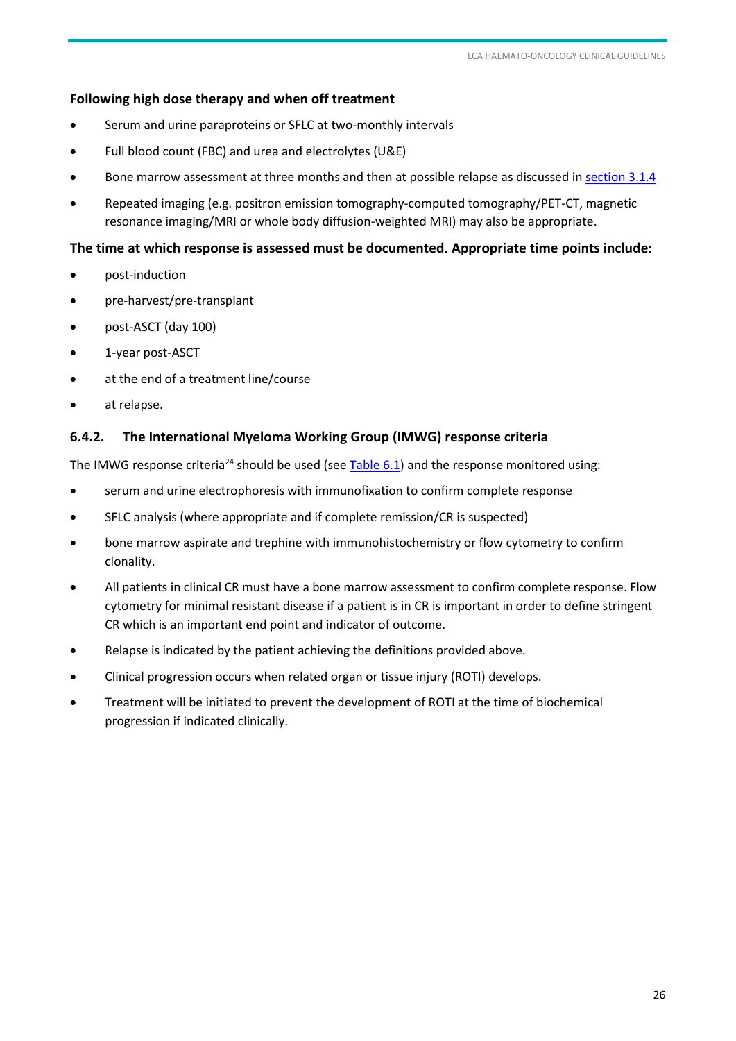**Following high dose therapy and when off treatment**

- Serum and urine paraproteins or SFLC at two-monthly intervals
- Full blood count (FBC) and urea and electrolytes (U&E)
- Bone marrow assessment at three months and then at possible relapse as discussed in section 3.1.4
- Repeated imaging (e.g. positron emission tomography-computed tomography/PET-CT, magnetic resonance imaging/MRI or whole body diffusion-weighted MRI) may also be appropriate.

**The time at which response is assessed must be documented. Appropriate time points include:**

- post-induction
- pre-harvest/pre-transplant
- post-ASCT (day 100)
- 1-year post-ASCT
- at the end of a treatment line/course
- at relapse.

### 6.4.2. The International Myeloma Working Group (IMWG) response criteria

The IMWG response criteria[24] should be used (see Table 6.1) and the response monitored using:

- serum and urine electrophoresis with immunofixation to confirm complete response
- SFLC analysis (where appropriate and if complete remission/CR is suspected)
- bone marrow aspirate and trephine with immunohistochemistry or flow cytometry to confirm clonality.
- All patients in clinical CR must have a bone marrow assessment to confirm complete response. Flow cytometry for minimal resistant disease if a patient is in CR is important in order to define stringent CR which is an important end point and indicator of outcome.
- Relapse is indicated by the patient achieving the definitions provided above.
- Clinical progression occurs when related organ or tissue injury (ROTI) develops.
- Treatment will be initiated to prevent the development of ROTI at the time of biochemical progression if indicated clinically.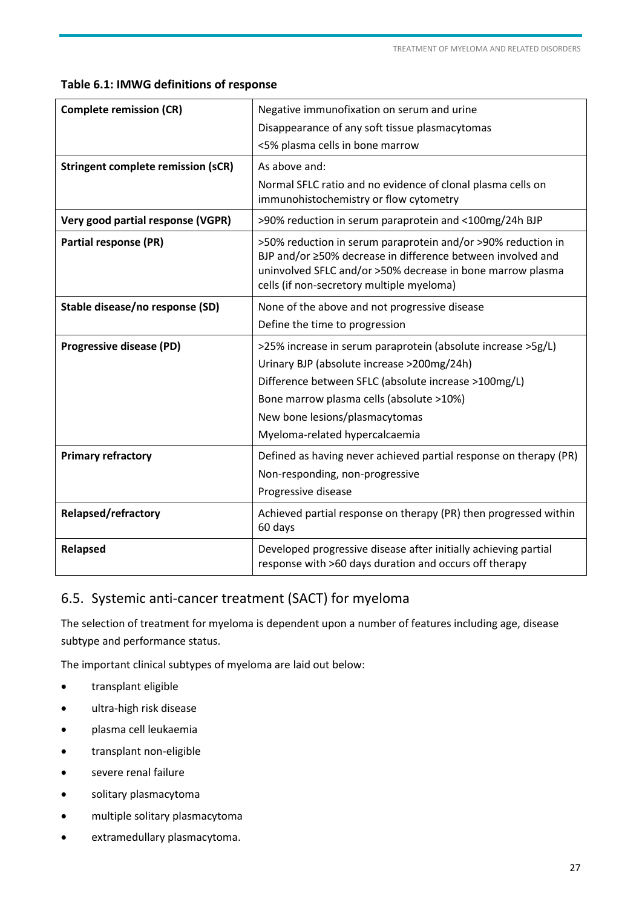**Table 6.1: IMWG definitions of response**

| | |
|---|---|
| **Complete remission (CR)** | Negative immunofixation on serum and urine<br>Disappearance of any soft tissue plasmacytomas<br><5% plasma cells in bone marrow |
| **Stringent complete remission (sCR)** | As above and:<br>Normal SFLC ratio and no evidence of clonal plasma cells on immunohistochemistry or flow cytometry |
| **Very good partial response (VGPR)** | >90% reduction in serum paraprotein and <100mg/24h BJP |
| **Partial response (PR)** | >50% reduction in serum paraprotein and/or >90% reduction in BJP and/or ≥50% decrease in difference between involved and uninvolved SFLC and/or >50% decrease in bone marrow plasma cells (if non-secretory multiple myeloma) |
| **Stable disease/no response (SD)** | None of the above and not progressive disease<br>Define the time to progression |
| **Progressive disease (PD)** | >25% increase in serum paraprotein (absolute increase >5g/L)<br>Urinary BJP (absolute increase >200mg/24h)<br>Difference between SFLC (absolute increase >100mg/L)<br>Bone marrow plasma cells (absolute >10%)<br>New bone lesions/plasmacytomas<br>Myeloma-related hypercalcaemia |
| **Primary refractory** | Defined as having never achieved partial response on therapy (PR)<br>Non-responding, non-progressive<br>Progressive disease |
| **Relapsed/refractory** | Achieved partial response on therapy (PR) then progressed within 60 days |
| **Relapsed** | Developed progressive disease after initially achieving partial response with >60 days duration and occurs off therapy |

## 6.5. Systemic anti-cancer treatment (SACT) for myeloma

The selection of treatment for myeloma is dependent upon a number of features including age, disease subtype and performance status.

The important clinical subtypes of myeloma are laid out below:

- transplant eligible
- ultra-high risk disease
- plasma cell leukaemia
- transplant non-eligible
- severe renal failure
- solitary plasmacytoma
- multiple solitary plasmacytoma
- extramedullary plasmacytoma.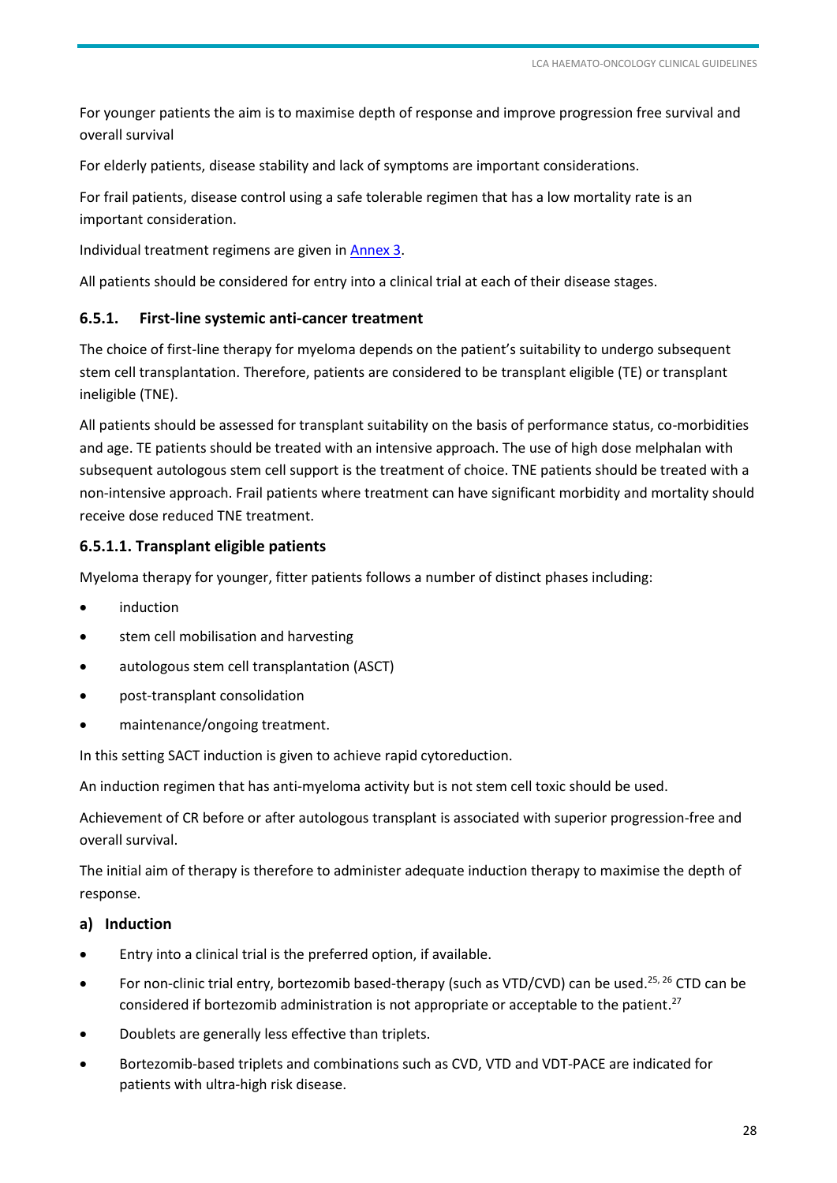For younger patients the aim is to maximise depth of response and improve progression free survival and overall survival

For elderly patients, disease stability and lack of symptoms are important considerations.

For frail patients, disease control using a safe tolerable regimen that has a low mortality rate is an important consideration.

Individual treatment regimens are given in Annex 3.

All patients should be considered for entry into a clinical trial at each of their disease stages.

### 6.5.1. First-line systemic anti-cancer treatment

The choice of first-line therapy for myeloma depends on the patient's suitability to undergo subsequent stem cell transplantation. Therefore, patients are considered to be transplant eligible (TE) or transplant ineligible (TNE).

All patients should be assessed for transplant suitability on the basis of performance status, co-morbidities and age. TE patients should be treated with an intensive approach. The use of high dose melphalan with subsequent autologous stem cell support is the treatment of choice. TNE patients should be treated with a non-intensive approach. Frail patients where treatment can have significant morbidity and mortality should receive dose reduced TNE treatment.

#### 6.5.1.1. Transplant eligible patients

Myeloma therapy for younger, fitter patients follows a number of distinct phases including:

- induction
- stem cell mobilisation and harvesting
- autologous stem cell transplantation (ASCT)
- post-transplant consolidation
- maintenance/ongoing treatment.

In this setting SACT induction is given to achieve rapid cytoreduction.

An induction regimen that has anti-myeloma activity but is not stem cell toxic should be used.

Achievement of CR before or after autologous transplant is associated with superior progression-free and overall survival.

The initial aim of therapy is therefore to administer adequate induction therapy to maximise the depth of response.

**a) Induction**

- Entry into a clinical trial is the preferred option, if available.
- For non-clinic trial entry, bortezomib based-therapy (such as VTD/CVD) can be used.[25, 26] CTD can be considered if bortezomib administration is not appropriate or acceptable to the patient.[27]
- Doublets are generally less effective than triplets.
- Bortezomib-based triplets and combinations such as CVD, VTD and VDT-PACE are indicated for patients with ultra-high risk disease.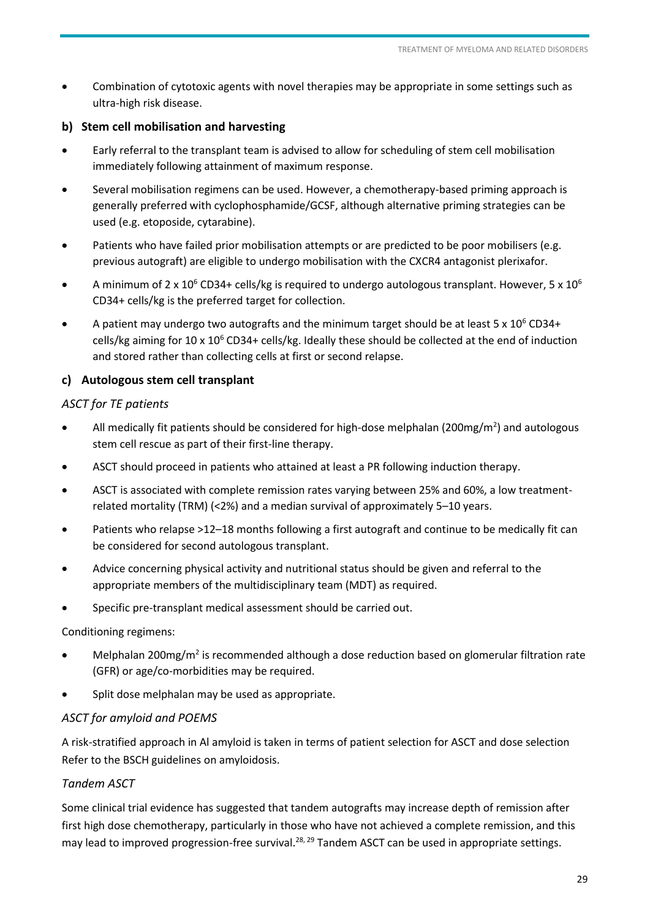- Combination of cytotoxic agents with novel therapies may be appropriate in some settings such as ultra-high risk disease.

### b) Stem cell mobilisation and harvesting

- Early referral to the transplant team is advised to allow for scheduling of stem cell mobilisation immediately following attainment of maximum response.
- Several mobilisation regimens can be used. However, a chemotherapy-based priming approach is generally preferred with cyclophosphamide/GCSF, although alternative priming strategies can be used (e.g. etoposide, cytarabine).
- Patients who have failed prior mobilisation attempts or are predicted to be poor mobilisers (e.g. previous autograft) are eligible to undergo mobilisation with the CXCR4 antagonist plerixafor.
- A minimum of $2 \times 10^6$ CD34+ cells/kg is required to undergo autologous transplant. However, $5 \times 10^6$ CD34+ cells/kg is the preferred target for collection.
- A patient may undergo two autografts and the minimum target should be at least $5 \times 10^6$ CD34+ cells/kg aiming for $10 \times 10^6$ CD34+ cells/kg. Ideally these should be collected at the end of induction and stored rather than collecting cells at first or second relapse.

### c) Autologous stem cell transplant

*ASCT for TE patients*

- All medically fit patients should be considered for high-dose melphalan (200mg/m$^2$) and autologous stem cell rescue as part of their first-line therapy.
- ASCT should proceed in patients who attained at least a PR following induction therapy.
- ASCT is associated with complete remission rates varying between 25% and 60%, a low treatment-related mortality (TRM) (<2%) and a median survival of approximately 5–10 years.
- Patients who relapse >12–18 months following a first autograft and continue to be medically fit can be considered for second autologous transplant.
- Advice concerning physical activity and nutritional status should be given and referral to the appropriate members of the multidisciplinary team (MDT) as required.
- Specific pre-transplant medical assessment should be carried out.

Conditioning regimens:

- Melphalan 200mg/m$^2$ is recommended although a dose reduction based on glomerular filtration rate (GFR) or age/co-morbidities may be required.
- Split dose melphalan may be used as appropriate.

*ASCT for amyloid and POEMS*

A risk-stratified approach in Al amyloid is taken in terms of patient selection for ASCT and dose selection Refer to the BSCH guidelines on amyloidosis.

*Tandem ASCT*

Some clinical trial evidence has suggested that tandem autografts may increase depth of remission after first high dose chemotherapy, particularly in those who have not achieved a complete remission, and this may lead to improved progression-free survival.[28, 29] Tandem ASCT can be used in appropriate settings.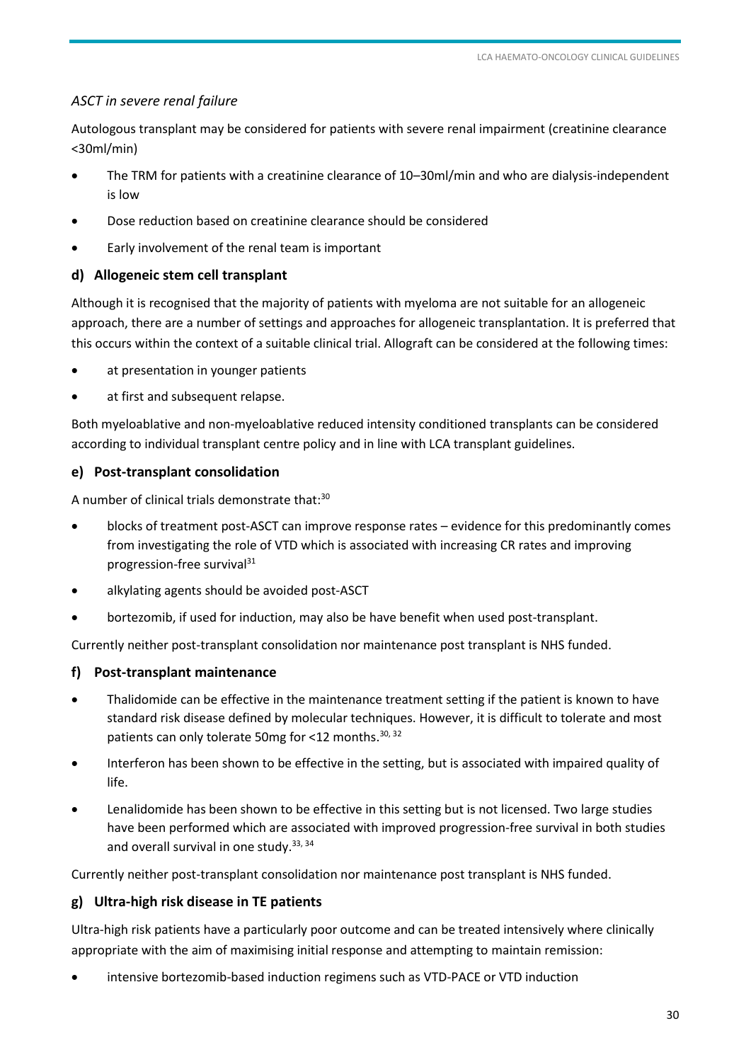*ASCT in severe renal failure*

Autologous transplant may be considered for patients with severe renal impairment (creatinine clearance <30ml/min)

- The TRM for patients with a creatinine clearance of 10–30ml/min and who are dialysis-independent is low
- Dose reduction based on creatinine clearance should be considered
- Early involvement of the renal team is important

### d) Allogeneic stem cell transplant

Although it is recognised that the majority of patients with myeloma are not suitable for an allogeneic approach, there are a number of settings and approaches for allogeneic transplantation. It is preferred that this occurs within the context of a suitable clinical trial. Allograft can be considered at the following times:

- at presentation in younger patients
- at first and subsequent relapse.

Both myeloablative and non-myeloablative reduced intensity conditioned transplants can be considered according to individual transplant centre policy and in line with LCA transplant guidelines.

### e) Post-transplant consolidation

A number of clinical trials demonstrate that:[30]

- blocks of treatment post-ASCT can improve response rates – evidence for this predominantly comes from investigating the role of VTD which is associated with increasing CR rates and improving progression-free survival[31]
- alkylating agents should be avoided post-ASCT
- bortezomib, if used for induction, may also be have benefit when used post-transplant.

Currently neither post-transplant consolidation nor maintenance post transplant is NHS funded.

### f) Post-transplant maintenance

- Thalidomide can be effective in the maintenance treatment setting if the patient is known to have standard risk disease defined by molecular techniques. However, it is difficult to tolerate and most patients can only tolerate 50mg for <12 months.[30, 32]
- Interferon has been shown to be effective in the setting, but is associated with impaired quality of life.
- Lenalidomide has been shown to be effective in this setting but is not licensed. Two large studies have been performed which are associated with improved progression-free survival in both studies and overall survival in one study.[33, 34]

Currently neither post-transplant consolidation nor maintenance post transplant is NHS funded.

### g) Ultra-high risk disease in TE patients

Ultra-high risk patients have a particularly poor outcome and can be treated intensively where clinically appropriate with the aim of maximising initial response and attempting to maintain remission:

- intensive bortezomib-based induction regimens such as VTD-PACE or VTD induction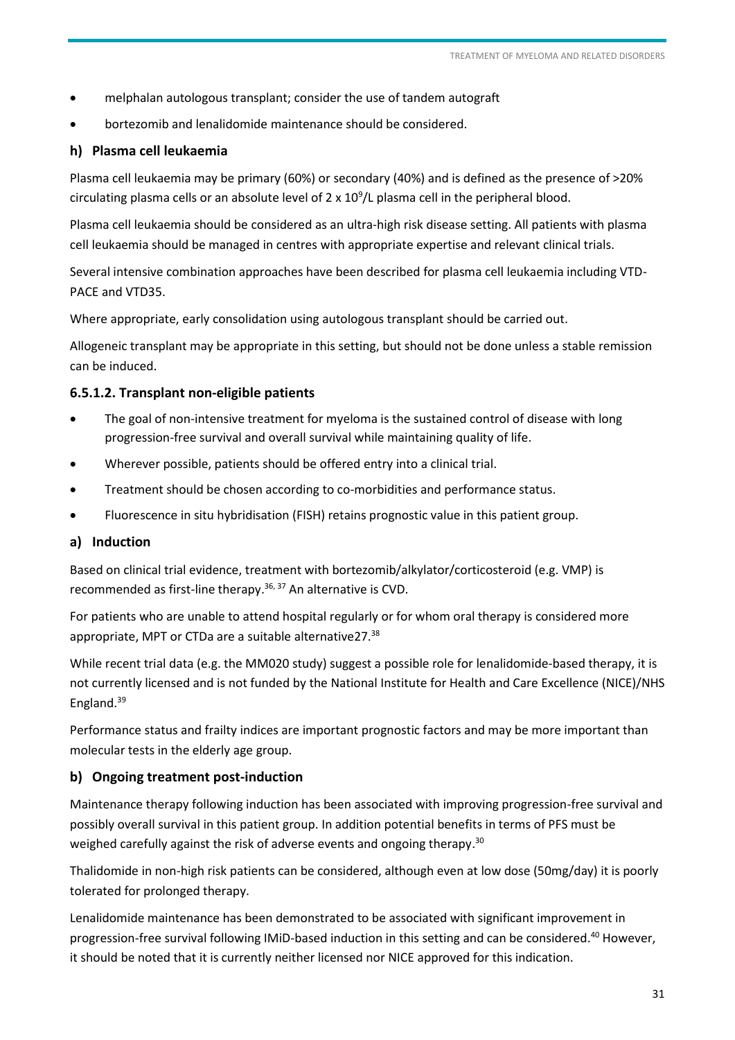- melphalan autologous transplant; consider the use of tandem autograft
- bortezomib and lenalidomide maintenance should be considered.

#### h) Plasma cell leukaemia

Plasma cell leukaemia may be primary (60%) or secondary (40%) and is defined as the presence of >20% circulating plasma cells or an absolute level of 2 x $10^9$/L plasma cell in the peripheral blood.

Plasma cell leukaemia should be considered as an ultra-high risk disease setting. All patients with plasma cell leukaemia should be managed in centres with appropriate expertise and relevant clinical trials.

Several intensive combination approaches have been described for plasma cell leukaemia including VTD-PACE and VTD35.

Where appropriate, early consolidation using autologous transplant should be carried out.

Allogeneic transplant may be appropriate in this setting, but should not be done unless a stable remission can be induced.

### 6.5.1.2. Transplant non-eligible patients

- The goal of non-intensive treatment for myeloma is the sustained control of disease with long progression-free survival and overall survival while maintaining quality of life.
- Wherever possible, patients should be offered entry into a clinical trial.
- Treatment should be chosen according to co-morbidities and performance status.
- Fluorescence in situ hybridisation (FISH) retains prognostic value in this patient group.

#### a) Induction

Based on clinical trial evidence, treatment with bortezomib/alkylator/corticosteroid (e.g. VMP) is recommended as first-line therapy.[36, 37] An alternative is CVD.

For patients who are unable to attend hospital regularly or for whom oral therapy is considered more appropriate, MPT or CTDa are a suitable alternative27.[38]

While recent trial data (e.g. the MM020 study) suggest a possible role for lenalidomide-based therapy, it is not currently licensed and is not funded by the National Institute for Health and Care Excellence (NICE)/NHS England.[39]

Performance status and frailty indices are important prognostic factors and may be more important than molecular tests in the elderly age group.

#### b) Ongoing treatment post-induction

Maintenance therapy following induction has been associated with improving progression-free survival and possibly overall survival in this patient group. In addition potential benefits in terms of PFS must be weighed carefully against the risk of adverse events and ongoing therapy.[30]

Thalidomide in non-high risk patients can be considered, although even at low dose (50mg/day) it is poorly tolerated for prolonged therapy.

Lenalidomide maintenance has been demonstrated to be associated with significant improvement in progression-free survival following IMiD-based induction in this setting and can be considered.[40] However, it should be noted that it is currently neither licensed nor NICE approved for this indication.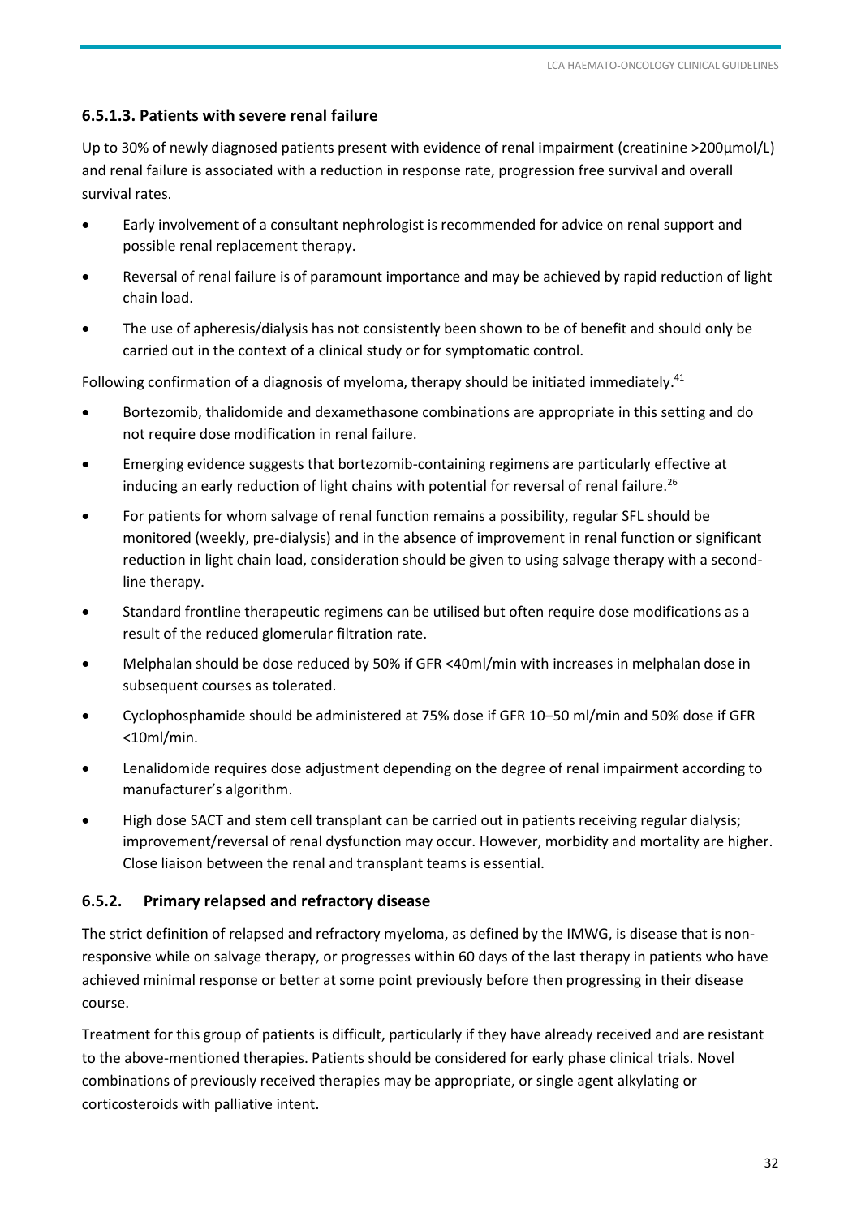### 6.5.1.3. Patients with severe renal failure

Up to 30% of newly diagnosed patients present with evidence of renal impairment (creatinine >200µmol/L) and renal failure is associated with a reduction in response rate, progression free survival and overall survival rates.

- Early involvement of a consultant nephrologist is recommended for advice on renal support and possible renal replacement therapy.
- Reversal of renal failure is of paramount importance and may be achieved by rapid reduction of light chain load.
- The use of apheresis/dialysis has not consistently been shown to be of benefit and should only be carried out in the context of a clinical study or for symptomatic control.

Following confirmation of a diagnosis of myeloma, therapy should be initiated immediately.[41]

- Bortezomib, thalidomide and dexamethasone combinations are appropriate in this setting and do not require dose modification in renal failure.
- Emerging evidence suggests that bortezomib-containing regimens are particularly effective at inducing an early reduction of light chains with potential for reversal of renal failure.[26]
- For patients for whom salvage of renal function remains a possibility, regular SFL should be monitored (weekly, pre-dialysis) and in the absence of improvement in renal function or significant reduction in light chain load, consideration should be given to using salvage therapy with a second-line therapy.
- Standard frontline therapeutic regimens can be utilised but often require dose modifications as a result of the reduced glomerular filtration rate.
- Melphalan should be dose reduced by 50% if GFR <40ml/min with increases in melphalan dose in subsequent courses as tolerated.
- Cyclophosphamide should be administered at 75% dose if GFR 10–50 ml/min and 50% dose if GFR <10ml/min.
- Lenalidomide requires dose adjustment depending on the degree of renal impairment according to manufacturer's algorithm.
- High dose SACT and stem cell transplant can be carried out in patients receiving regular dialysis; improvement/reversal of renal dysfunction may occur. However, morbidity and mortality are higher. Close liaison between the renal and transplant teams is essential.

### 6.5.2. Primary relapsed and refractory disease

The strict definition of relapsed and refractory myeloma, as defined by the IMWG, is disease that is non-responsive while on salvage therapy, or progresses within 60 days of the last therapy in patients who have achieved minimal response or better at some point previously before then progressing in their disease course.

Treatment for this group of patients is difficult, particularly if they have already received and are resistant to the above-mentioned therapies. Patients should be considered for early phase clinical trials. Novel combinations of previously received therapies may be appropriate, or single agent alkylating or corticosteroids with palliative intent.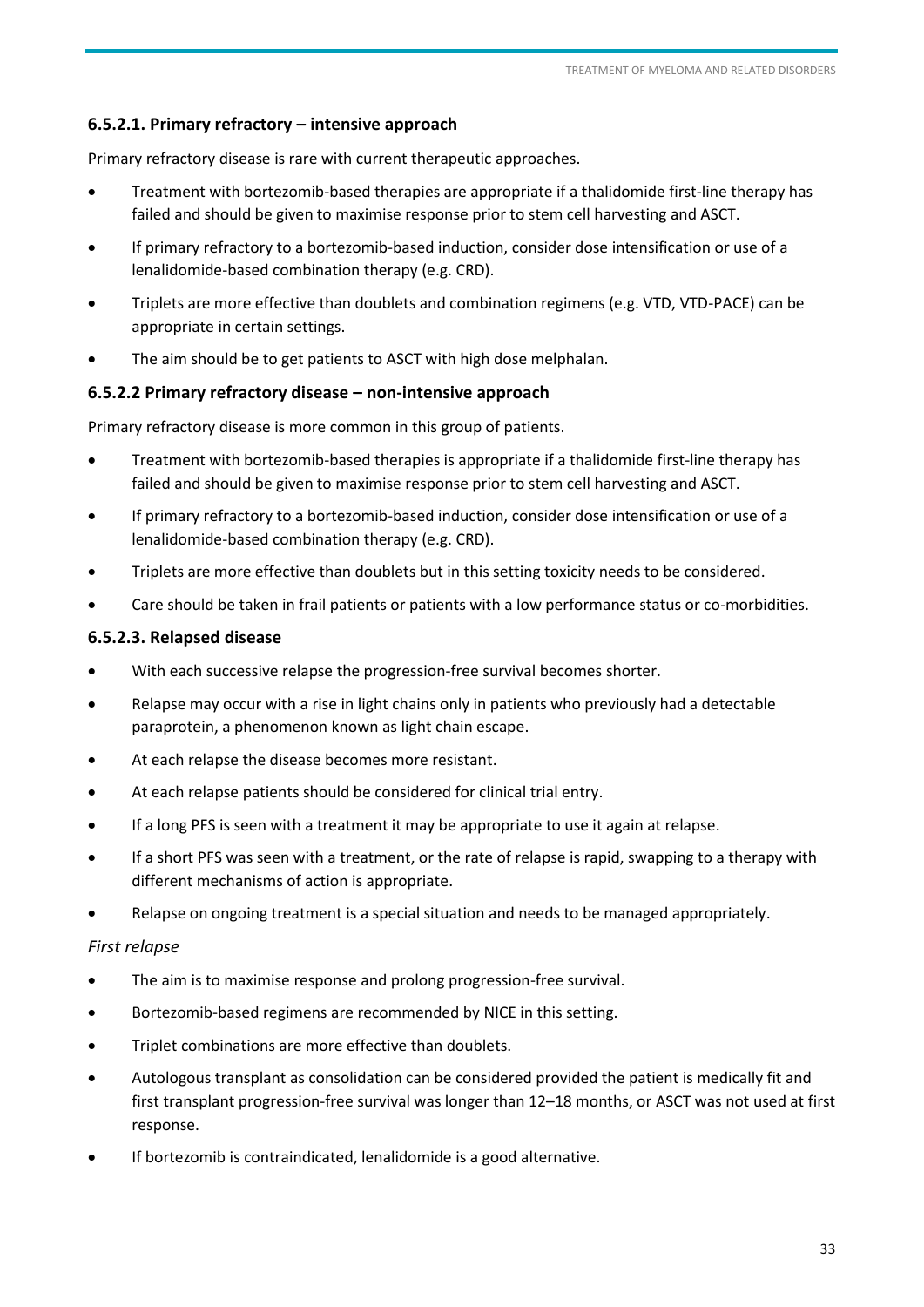#### 6.5.2.1. Primary refractory – intensive approach

Primary refractory disease is rare with current therapeutic approaches.

- Treatment with bortezomib-based therapies are appropriate if a thalidomide first-line therapy has failed and should be given to maximise response prior to stem cell harvesting and ASCT.
- If primary refractory to a bortezomib-based induction, consider dose intensification or use of a lenalidomide-based combination therapy (e.g. CRD).
- Triplets are more effective than doublets and combination regimens (e.g. VTD, VTD-PACE) can be appropriate in certain settings.
- The aim should be to get patients to ASCT with high dose melphalan.

#### 6.5.2.2 Primary refractory disease – non-intensive approach

Primary refractory disease is more common in this group of patients.

- Treatment with bortezomib-based therapies is appropriate if a thalidomide first-line therapy has failed and should be given to maximise response prior to stem cell harvesting and ASCT.
- If primary refractory to a bortezomib-based induction, consider dose intensification or use of a lenalidomide-based combination therapy (e.g. CRD).
- Triplets are more effective than doublets but in this setting toxicity needs to be considered.
- Care should be taken in frail patients or patients with a low performance status or co-morbidities.

#### 6.5.2.3. Relapsed disease

- With each successive relapse the progression-free survival becomes shorter.
- Relapse may occur with a rise in light chains only in patients who previously had a detectable paraprotein, a phenomenon known as light chain escape.
- At each relapse the disease becomes more resistant.
- At each relapse patients should be considered for clinical trial entry.
- If a long PFS is seen with a treatment it may be appropriate to use it again at relapse.
- If a short PFS was seen with a treatment, or the rate of relapse is rapid, swapping to a therapy with different mechanisms of action is appropriate.
- Relapse on ongoing treatment is a special situation and needs to be managed appropriately.

*First relapse*

- The aim is to maximise response and prolong progression-free survival.
- Bortezomib-based regimens are recommended by NICE in this setting.
- Triplet combinations are more effective than doublets.
- Autologous transplant as consolidation can be considered provided the patient is medically fit and first transplant progression-free survival was longer than 12–18 months, or ASCT was not used at first response.
- If bortezomib is contraindicated, lenalidomide is a good alternative.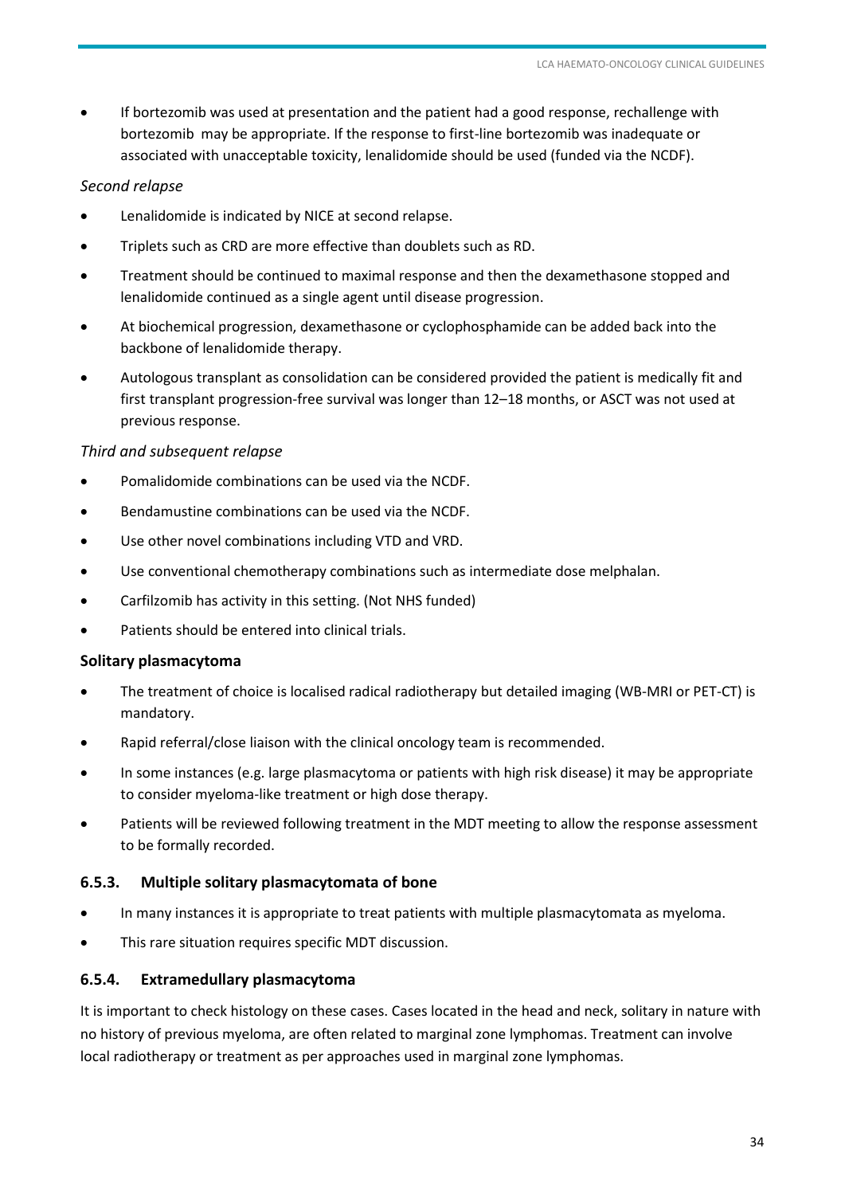- If bortezomib was used at presentation and the patient had a good response, rechallenge with bortezomib may be appropriate. If the response to first-line bortezomib was inadequate or associated with unacceptable toxicity, lenalidomide should be used (funded via the NCDF).

*Second relapse*

- Lenalidomide is indicated by NICE at second relapse.
- Triplets such as CRD are more effective than doublets such as RD.
- Treatment should be continued to maximal response and then the dexamethasone stopped and lenalidomide continued as a single agent until disease progression.
- At biochemical progression, dexamethasone or cyclophosphamide can be added back into the backbone of lenalidomide therapy.
- Autologous transplant as consolidation can be considered provided the patient is medically fit and first transplant progression-free survival was longer than 12–18 months, or ASCT was not used at previous response.

*Third and subsequent relapse*

- Pomalidomide combinations can be used via the NCDF.
- Bendamustine combinations can be used via the NCDF.
- Use other novel combinations including VTD and VRD.
- Use conventional chemotherapy combinations such as intermediate dose melphalan.
- Carfilzomib has activity in this setting. (Not NHS funded)
- Patients should be entered into clinical trials.

**Solitary plasmacytoma**

- The treatment of choice is localised radical radiotherapy but detailed imaging (WB-MRI or PET-CT) is mandatory.
- Rapid referral/close liaison with the clinical oncology team is recommended.
- In some instances (e.g. large plasmacytoma or patients with high risk disease) it may be appropriate to consider myeloma-like treatment or high dose therapy.
- Patients will be reviewed following treatment in the MDT meeting to allow the response assessment to be formally recorded.

### 6.5.3. Multiple solitary plasmacytomata of bone

- In many instances it is appropriate to treat patients with multiple plasmacytomata as myeloma.
- This rare situation requires specific MDT discussion.

### 6.5.4. Extramedullary plasmacytoma

It is important to check histology on these cases. Cases located in the head and neck, solitary in nature with no history of previous myeloma, are often related to marginal zone lymphomas. Treatment can involve local radiotherapy or treatment as per approaches used in marginal zone lymphomas.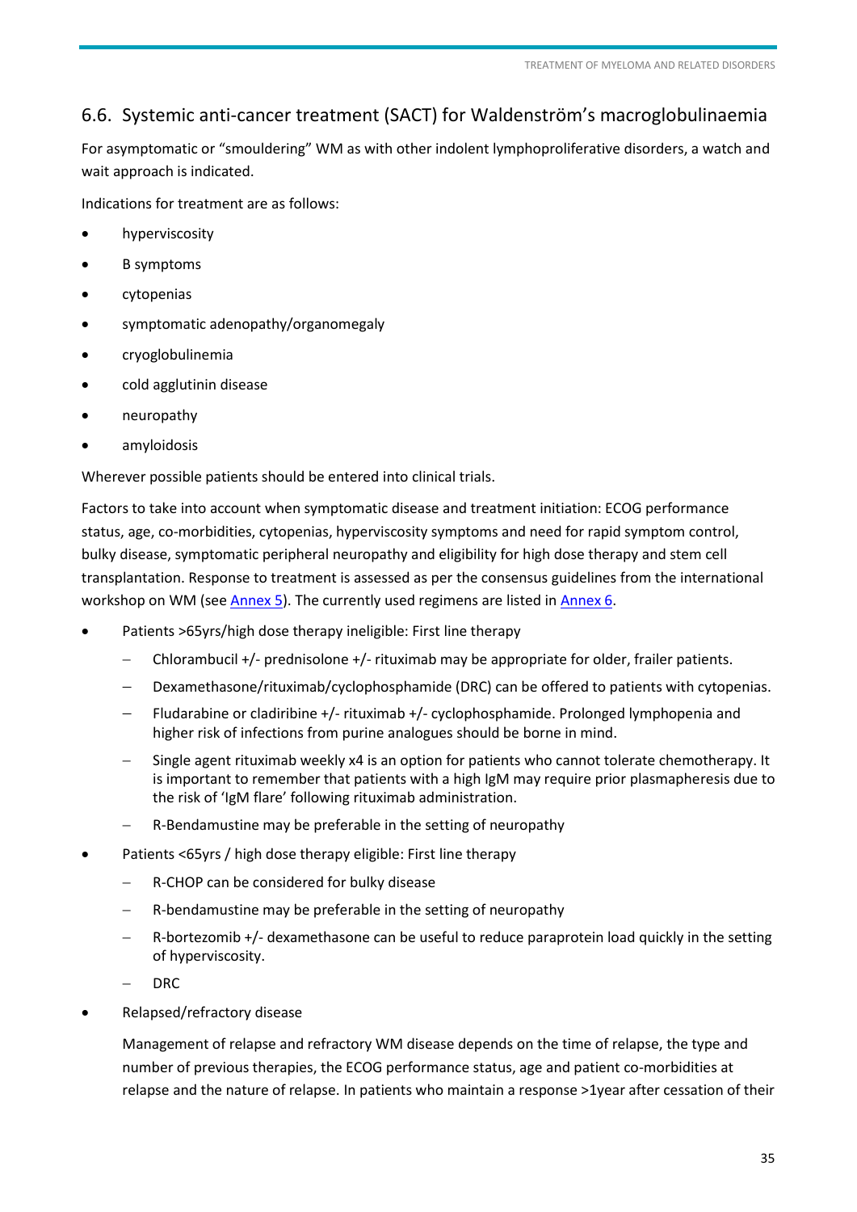## 6.6. Systemic anti-cancer treatment (SACT) for Waldenström's macroglobulinaemia

For asymptomatic or "smouldering" WM as with other indolent lymphoproliferative disorders, a watch and wait approach is indicated.

Indications for treatment are as follows:

- hyperviscosity
- B symptoms
- cytopenias
- symptomatic adenopathy/organomegaly
- cryoglobulinemia
- cold agglutinin disease
- neuropathy
- amyloidosis

Wherever possible patients should be entered into clinical trials.

Factors to take into account when symptomatic disease and treatment initiation: ECOG performance status, age, co-morbidities, cytopenias, hyperviscosity symptoms and need for rapid symptom control, bulky disease, symptomatic peripheral neuropathy and eligibility for high dose therapy and stem cell transplantation. Response to treatment is assessed as per the consensus guidelines from the international workshop on WM (see Annex 5). The currently used regimens are listed in Annex 6.

- Patients >65yrs/high dose therapy ineligible: First line therapy
  - Chlorambucil +/- prednisolone +/- rituximab may be appropriate for older, frailer patients.
  - Dexamethasone/rituximab/cyclophosphamide (DRC) can be offered to patients with cytopenias.
  - Fludarabine or cladiribine +/- rituximab +/- cyclophosphamide. Prolonged lymphopenia and higher risk of infections from purine analogues should be borne in mind.
  - Single agent rituximab weekly x4 is an option for patients who cannot tolerate chemotherapy. It is important to remember that patients with a high IgM may require prior plasmapheresis due to the risk of 'IgM flare' following rituximab administration.
  - R-Bendamustine may be preferable in the setting of neuropathy
- Patients <65yrs / high dose therapy eligible: First line therapy
  - R-CHOP can be considered for bulky disease
  - R-bendamustine may be preferable in the setting of neuropathy
  - R-bortezomib +/- dexamethasone can be useful to reduce paraprotein load quickly in the setting of hyperviscosity.
  - DRC
- Relapsed/refractory disease

  Management of relapse and refractory WM disease depends on the time of relapse, the type and number of previous therapies, the ECOG performance status, age and patient co-morbidities at relapse and the nature of relapse. In patients who maintain a response >1year after cessation of their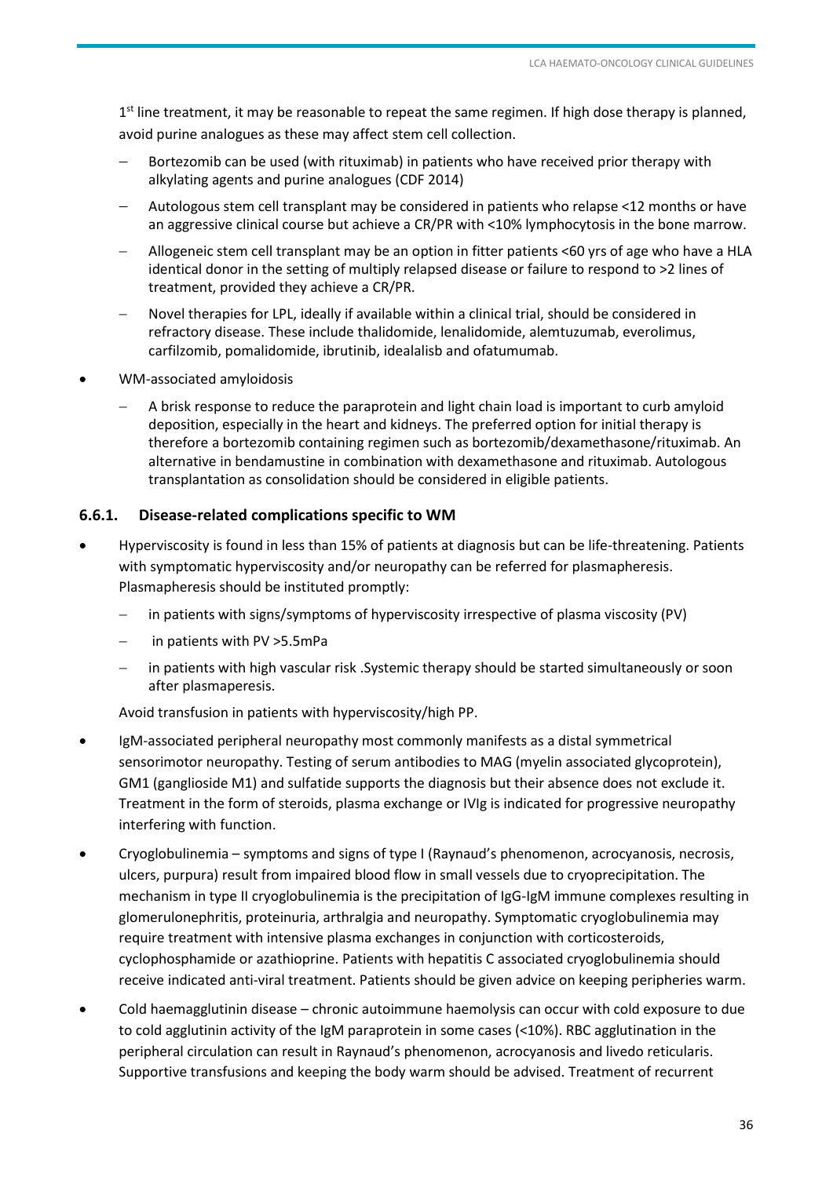1st line treatment, it may be reasonable to repeat the same regimen. If high dose therapy is planned, avoid purine analogues as these may affect stem cell collection.

- Bortezomib can be used (with rituximab) in patients who have received prior therapy with alkylating agents and purine analogues (CDF 2014)
- Autologous stem cell transplant may be considered in patients who relapse <12 months or have an aggressive clinical course but achieve a CR/PR with <10% lymphocytosis in the bone marrow.
- Allogeneic stem cell transplant may be an option in fitter patients <60 yrs of age who have a HLA identical donor in the setting of multiply relapsed disease or failure to respond to >2 lines of treatment, provided they achieve a CR/PR.
- Novel therapies for LPL, ideally if available within a clinical trial, should be considered in refractory disease. These include thalidomide, lenalidomide, alemtuzumab, everolimus, carfilzomib, pomalidomide, ibrutinib, idealalisb and ofatumumab.

- WM-associated amyloidosis
  - A brisk response to reduce the paraprotein and light chain load is important to curb amyloid deposition, especially in the heart and kidneys. The preferred option for initial therapy is therefore a bortezomib containing regimen such as bortezomib/dexamethasone/rituximab. An alternative in bendamustine in combination with dexamethasone and rituximab. Autologous transplantation as consolidation should be considered in eligible patients.

### 6.6.1. Disease-related complications specific to WM

- Hyperviscosity is found in less than 15% of patients at diagnosis but can be life-threatening. Patients with symptomatic hyperviscosity and/or neuropathy can be referred for plasmapheresis. Plasmapheresis should be instituted promptly:
  - in patients with signs/symptoms of hyperviscosity irrespective of plasma viscosity (PV)
  - in patients with PV >5.5mPa
  - in patients with high vascular risk .Systemic therapy should be started simultaneously or soon after plasmaperesis.

  Avoid transfusion in patients with hyperviscosity/high PP.

- IgM-associated peripheral neuropathy most commonly manifests as a distal symmetrical sensorimotor neuropathy. Testing of serum antibodies to MAG (myelin associated glycoprotein), GM1 (ganglioside M1) and sulfatide supports the diagnosis but their absence does not exclude it. Treatment in the form of steroids, plasma exchange or IVIg is indicated for progressive neuropathy interfering with function.
- Cryoglobulinemia – symptoms and signs of type I (Raynaud's phenomenon, acrocyanosis, necrosis, ulcers, purpura) result from impaired blood flow in small vessels due to cryoprecipitation. The mechanism in type II cryoglobulinemia is the precipitation of IgG-IgM immune complexes resulting in glomerulonephritis, proteinuria, arthralgia and neuropathy. Symptomatic cryoglobulinemia may require treatment with intensive plasma exchanges in conjunction with corticosteroids, cyclophosphamide or azathioprine. Patients with hepatitis C associated cryoglobulinemia should receive indicated anti-viral treatment. Patients should be given advice on keeping peripheries warm.
- Cold haemagglutinin disease – chronic autoimmune haemolysis can occur with cold exposure to due to cold agglutinin activity of the IgM paraprotein in some cases (<10%). RBC agglutination in the peripheral circulation can result in Raynaud's phenomenon, acrocyanosis and livedo reticularis. Supportive transfusions and keeping the body warm should be advised. Treatment of recurrent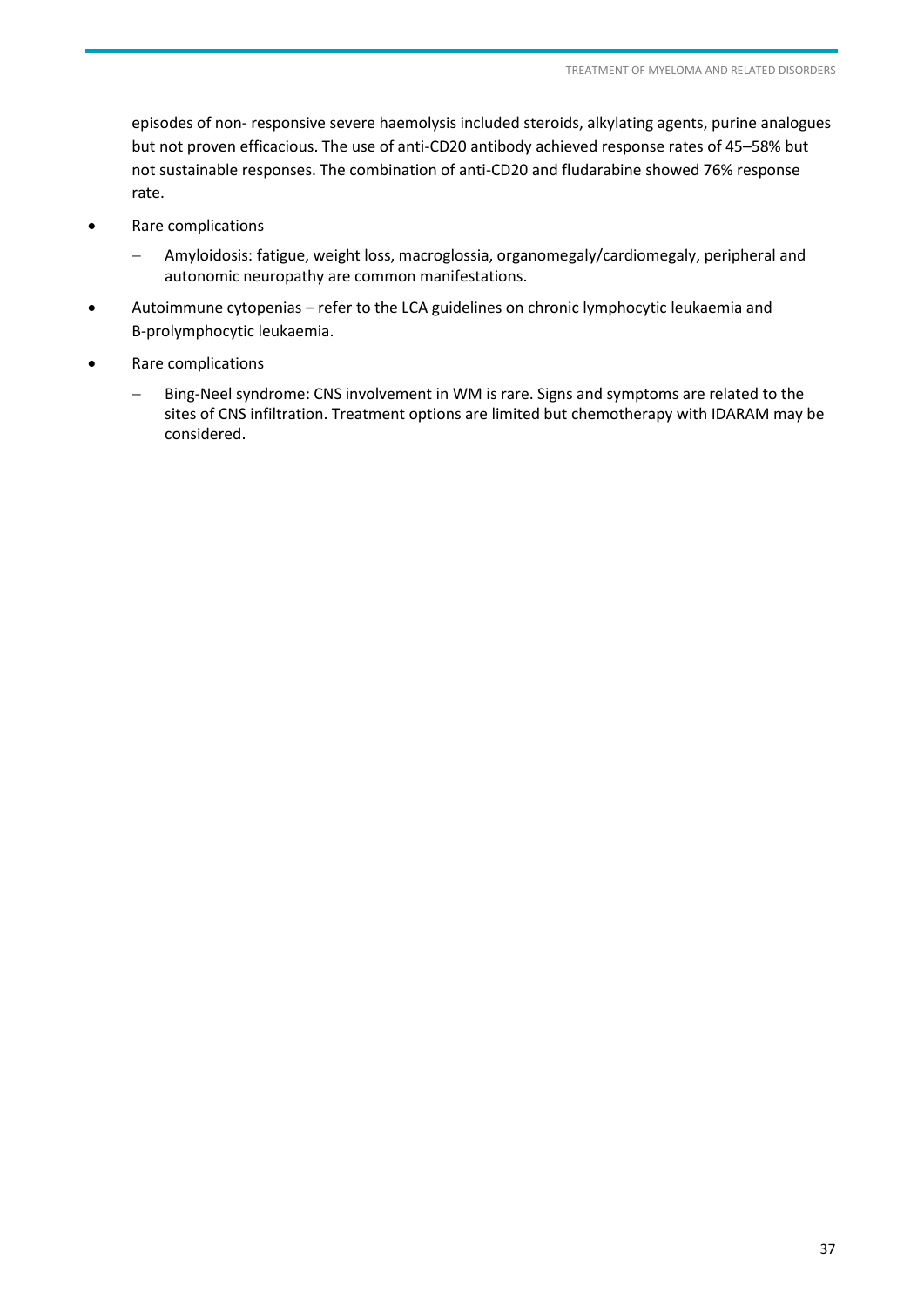episodes of non- responsive severe haemolysis included steroids, alkylating agents, purine analogues but not proven efficacious. The use of anti-CD20 antibody achieved response rates of 45–58% but not sustainable responses. The combination of anti-CD20 and fludarabine showed 76% response rate.

- Rare complications
  - Amyloidosis: fatigue, weight loss, macroglossia, organomegaly/cardiomegaly, peripheral and autonomic neuropathy are common manifestations.
- Autoimmune cytopenias – refer to the LCA guidelines on chronic lymphocytic leukaemia and B-prolymphocytic leukaemia.
- Rare complications
  - Bing-Neel syndrome: CNS involvement in WM is rare. Signs and symptoms are related to the sites of CNS infiltration. Treatment options are limited but chemotherapy with IDARAM may be considered.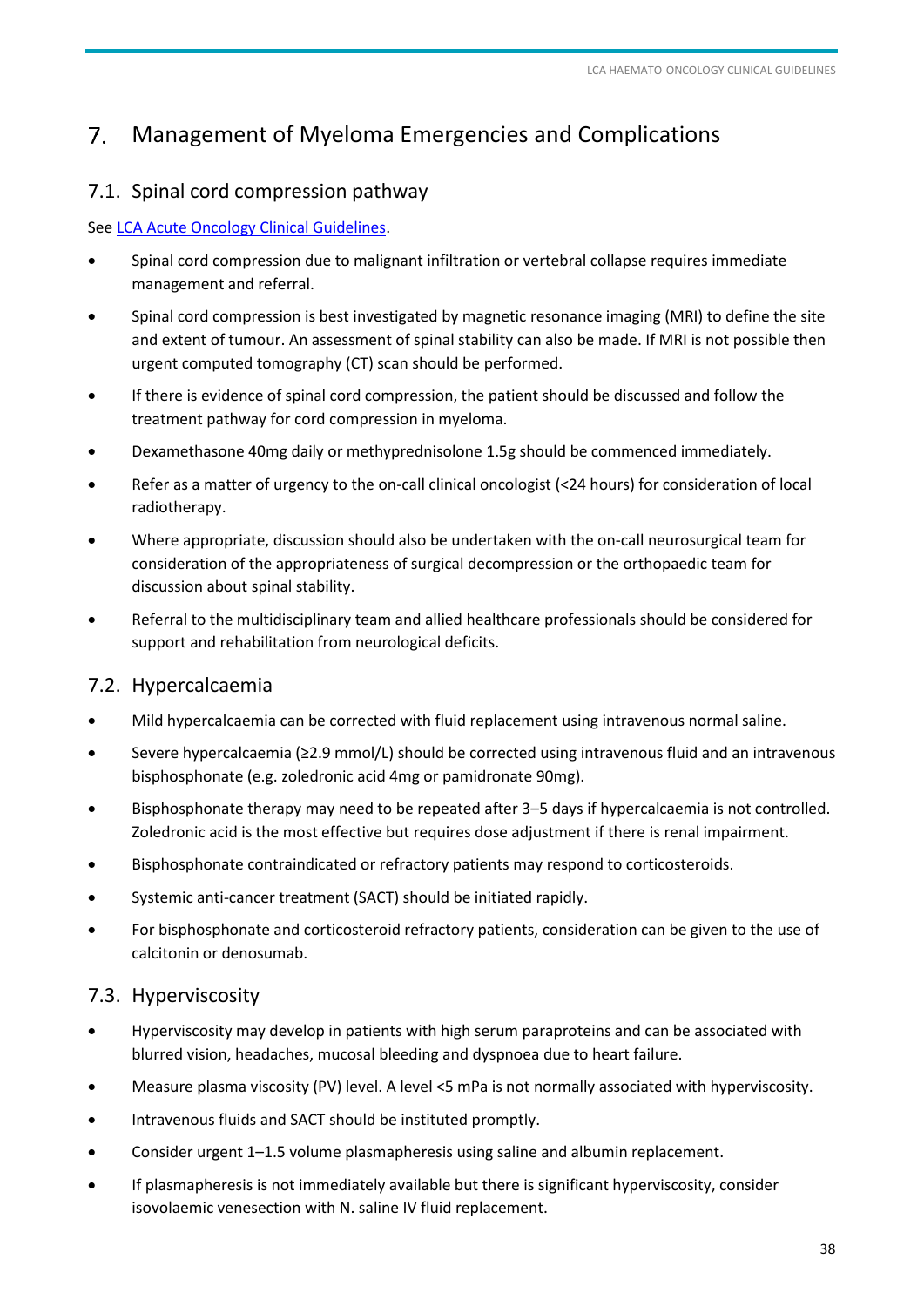# 7. Management of Myeloma Emergencies and Complications

## 7.1. Spinal cord compression pathway

See [LCA Acute Oncology Clinical Guidelines](LCA Acute Oncology Clinical Guidelines).

- Spinal cord compression due to malignant infiltration or vertebral collapse requires immediate management and referral.
- Spinal cord compression is best investigated by magnetic resonance imaging (MRI) to define the site and extent of tumour. An assessment of spinal stability can also be made. If MRI is not possible then urgent computed tomography (CT) scan should be performed.
- If there is evidence of spinal cord compression, the patient should be discussed and follow the treatment pathway for cord compression in myeloma.
- Dexamethasone 40mg daily or methyprednisolone 1.5g should be commenced immediately.
- Refer as a matter of urgency to the on-call clinical oncologist (<24 hours) for consideration of local radiotherapy.
- Where appropriate, discussion should also be undertaken with the on-call neurosurgical team for consideration of the appropriateness of surgical decompression or the orthopaedic team for discussion about spinal stability.
- Referral to the multidisciplinary team and allied healthcare professionals should be considered for support and rehabilitation from neurological deficits.

## 7.2. Hypercalcaemia

- Mild hypercalcaemia can be corrected with fluid replacement using intravenous normal saline.
- Severe hypercalcaemia (≥2.9 mmol/L) should be corrected using intravenous fluid and an intravenous bisphosphonate (e.g. zoledronic acid 4mg or pamidronate 90mg).
- Bisphosphonate therapy may need to be repeated after 3–5 days if hypercalcaemia is not controlled. Zoledronic acid is the most effective but requires dose adjustment if there is renal impairment.
- Bisphosphonate contraindicated or refractory patients may respond to corticosteroids.
- Systemic anti-cancer treatment (SACT) should be initiated rapidly.
- For bisphosphonate and corticosteroid refractory patients, consideration can be given to the use of calcitonin or denosumab.

## 7.3. Hyperviscosity

- Hyperviscosity may develop in patients with high serum paraproteins and can be associated with blurred vision, headaches, mucosal bleeding and dyspnoea due to heart failure.
- Measure plasma viscosity (PV) level. A level <5 mPa is not normally associated with hyperviscosity.
- Intravenous fluids and SACT should be instituted promptly.
- Consider urgent 1–1.5 volume plasmapheresis using saline and albumin replacement.
- If plasmapheresis is not immediately available but there is significant hyperviscosity, consider isovolaemic venesection with N. saline IV fluid replacement.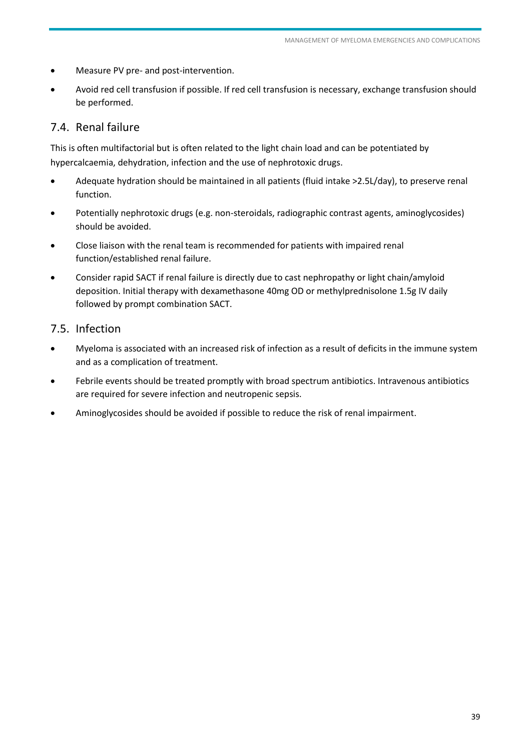- Measure PV pre- and post-intervention.
- Avoid red cell transfusion if possible. If red cell transfusion is necessary, exchange transfusion should be performed.

## 7.4. Renal failure

This is often multifactorial but is often related to the light chain load and can be potentiated by hypercalcaemia, dehydration, infection and the use of nephrotoxic drugs.

- Adequate hydration should be maintained in all patients (fluid intake >2.5L/day), to preserve renal function.
- Potentially nephrotoxic drugs (e.g. non-steroidals, radiographic contrast agents, aminoglycosides) should be avoided.
- Close liaison with the renal team is recommended for patients with impaired renal function/established renal failure.
- Consider rapid SACT if renal failure is directly due to cast nephropathy or light chain/amyloid deposition. Initial therapy with dexamethasone 40mg OD or methylprednisolone 1.5g IV daily followed by prompt combination SACT.

## 7.5. Infection

- Myeloma is associated with an increased risk of infection as a result of deficits in the immune system and as a complication of treatment.
- Febrile events should be treated promptly with broad spectrum antibiotics. Intravenous antibiotics are required for severe infection and neutropenic sepsis.
- Aminoglycosides should be avoided if possible to reduce the risk of renal impairment.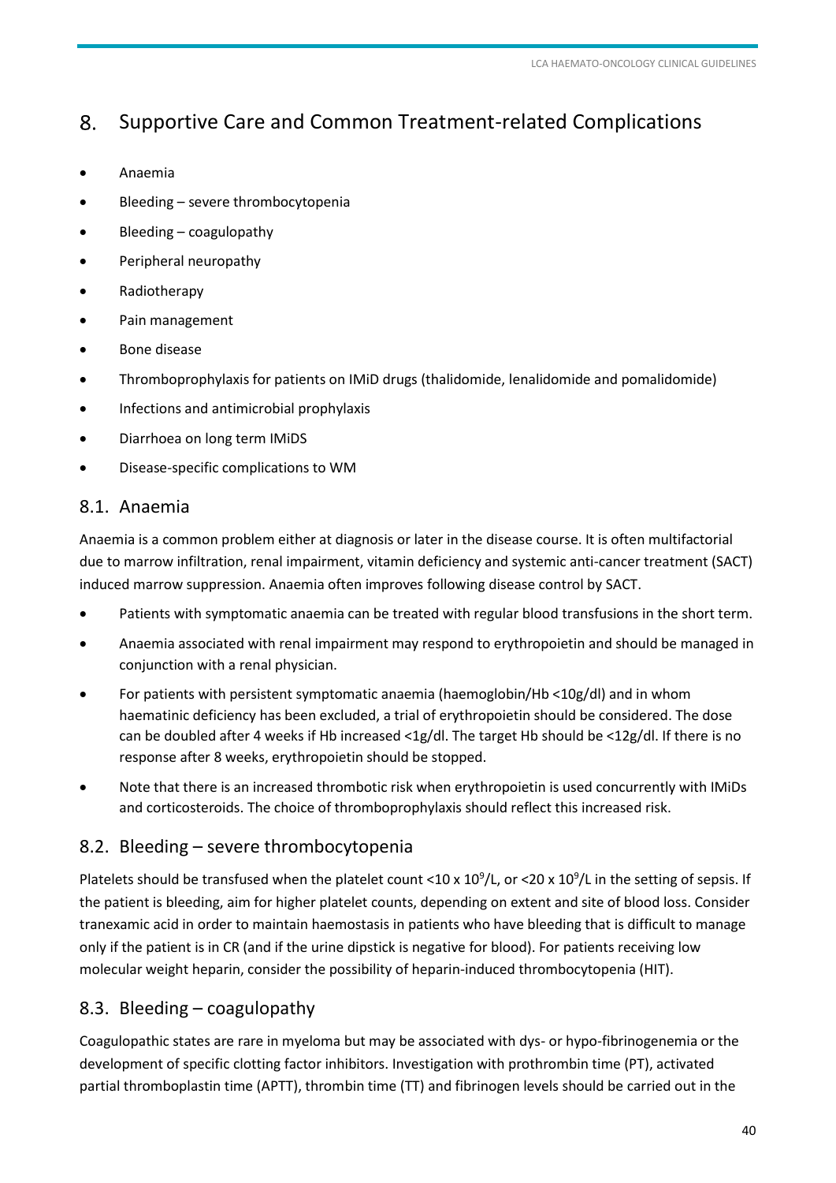# 8. Supportive Care and Common Treatment-related Complications

- Anaemia
- Bleeding – severe thrombocytopenia
- Bleeding – coagulopathy
- Peripheral neuropathy
- Radiotherapy
- Pain management
- Bone disease
- Thromboprophylaxis for patients on IMiD drugs (thalidomide, lenalidomide and pomalidomide)
- Infections and antimicrobial prophylaxis
- Diarrhoea on long term IMiDS
- Disease-specific complications to WM

## 8.1. Anaemia

Anaemia is a common problem either at diagnosis or later in the disease course. It is often multifactorial due to marrow infiltration, renal impairment, vitamin deficiency and systemic anti-cancer treatment (SACT) induced marrow suppression. Anaemia often improves following disease control by SACT.

- Patients with symptomatic anaemia can be treated with regular blood transfusions in the short term.
- Anaemia associated with renal impairment may respond to erythropoietin and should be managed in conjunction with a renal physician.
- For patients with persistent symptomatic anaemia (haemoglobin/Hb <10g/dl) and in whom haematinic deficiency has been excluded, a trial of erythropoietin should be considered. The dose can be doubled after 4 weeks if Hb increased <1g/dl. The target Hb should be <12g/dl. If there is no response after 8 weeks, erythropoietin should be stopped.
- Note that there is an increased thrombotic risk when erythropoietin is used concurrently with IMiDs and corticosteroids. The choice of thromboprophylaxis should reflect this increased risk.

## 8.2. Bleeding – severe thrombocytopenia

Platelets should be transfused when the platelet count <10 x $10^9$/L, or <20 x $10^9$/L in the setting of sepsis. If the patient is bleeding, aim for higher platelet counts, depending on extent and site of blood loss. Consider tranexamic acid in order to maintain haemostasis in patients who have bleeding that is difficult to manage only if the patient is in CR (and if the urine dipstick is negative for blood). For patients receiving low molecular weight heparin, consider the possibility of heparin-induced thrombocytopenia (HIT).

## 8.3. Bleeding – coagulopathy

Coagulopathic states are rare in myeloma but may be associated with dys- or hypo-fibrinogenemia or the development of specific clotting factor inhibitors. Investigation with prothrombin time (PT), activated partial thromboplastin time (APTT), thrombin time (TT) and fibrinogen levels should be carried out in the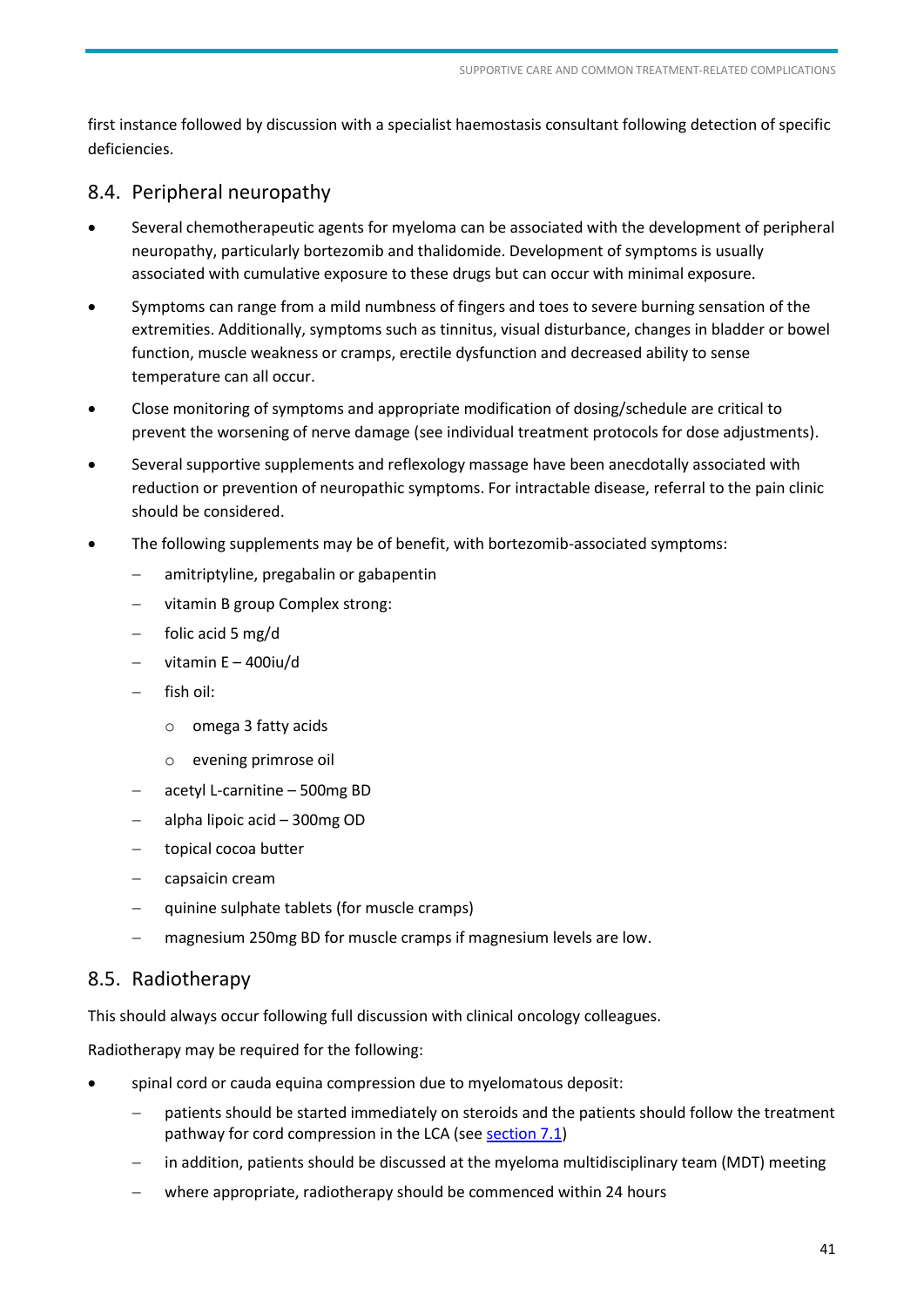first instance followed by discussion with a specialist haemostasis consultant following detection of specific deficiencies.

## 8.4. Peripheral neuropathy

- Several chemotherapeutic agents for myeloma can be associated with the development of peripheral neuropathy, particularly bortezomib and thalidomide. Development of symptoms is usually associated with cumulative exposure to these drugs but can occur with minimal exposure.
- Symptoms can range from a mild numbness of fingers and toes to severe burning sensation of the extremities. Additionally, symptoms such as tinnitus, visual disturbance, changes in bladder or bowel function, muscle weakness or cramps, erectile dysfunction and decreased ability to sense temperature can all occur.
- Close monitoring of symptoms and appropriate modification of dosing/schedule are critical to prevent the worsening of nerve damage (see individual treatment protocols for dose adjustments).
- Several supportive supplements and reflexology massage have been anecdotally associated with reduction or prevention of neuropathic symptoms. For intractable disease, referral to the pain clinic should be considered.
- The following supplements may be of benefit, with bortezomib-associated symptoms:
  - amitriptyline, pregabalin or gabapentin
  - vitamin B group Complex strong:
  - folic acid 5 mg/d
  - vitamin E – 400iu/d
  - fish oil:
    - omega 3 fatty acids
    - evening primrose oil
  - acetyl L-carnitine – 500mg BD
  - alpha lipoic acid – 300mg OD
  - topical cocoa butter
  - capsaicin cream
  - quinine sulphate tablets (for muscle cramps)
  - magnesium 250mg BD for muscle cramps if magnesium levels are low.

## 8.5. Radiotherapy

This should always occur following full discussion with clinical oncology colleagues.

Radiotherapy may be required for the following:

- spinal cord or cauda equina compression due to myelomatous deposit:
  - patients should be started immediately on steroids and the patients should follow the treatment pathway for cord compression in the LCA (see section 7.1)
  - in addition, patients should be discussed at the myeloma multidisciplinary team (MDT) meeting
  - where appropriate, radiotherapy should be commenced within 24 hours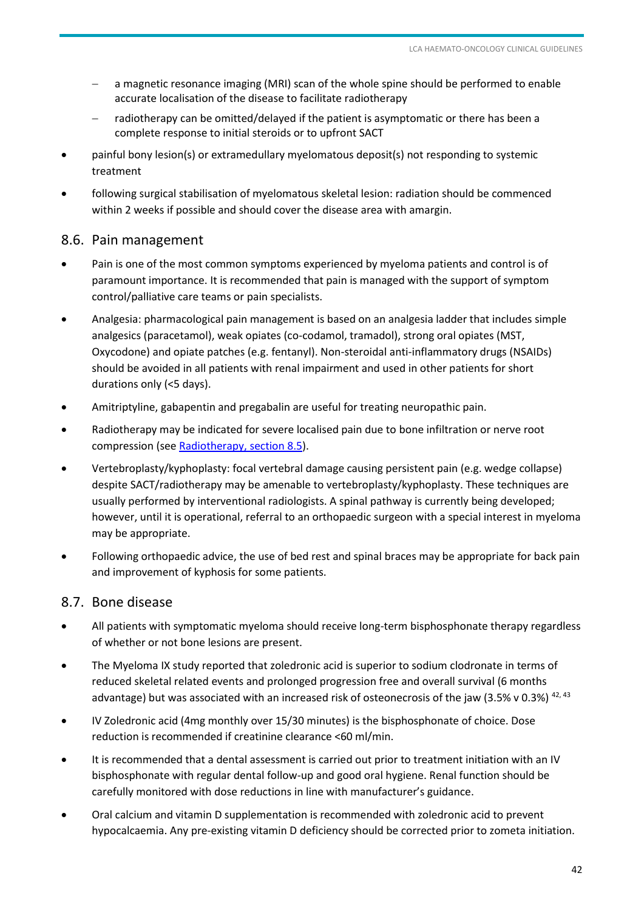- a magnetic resonance imaging (MRI) scan of the whole spine should be performed to enable accurate localisation of the disease to facilitate radiotherapy
  - radiotherapy can be omitted/delayed if the patient is asymptomatic or there has been a complete response to initial steroids or to upfront SACT
- painful bony lesion(s) or extramedullary myelomatous deposit(s) not responding to systemic treatment
- following surgical stabilisation of myelomatous skeletal lesion: radiation should be commenced within 2 weeks if possible and should cover the disease area with amargin.

## 8.6. Pain management

- Pain is one of the most common symptoms experienced by myeloma patients and control is of paramount importance. It is recommended that pain is managed with the support of symptom control/palliative care teams or pain specialists.
- Analgesia: pharmacological pain management is based on an analgesia ladder that includes simple analgesics (paracetamol), weak opiates (co-codamol, tramadol), strong oral opiates (MST, Oxycodone) and opiate patches (e.g. fentanyl). Non-steroidal anti-inflammatory drugs (NSAIDs) should be avoided in all patients with renal impairment and used in other patients for short durations only (<5 days).
- Amitriptyline, gabapentin and pregabalin are useful for treating neuropathic pain.
- Radiotherapy may be indicated for severe localised pain due to bone infiltration or nerve root compression (see Radiotherapy, section 8.5).
- Vertebroplasty/kyphoplasty: focal vertebral damage causing persistent pain (e.g. wedge collapse) despite SACT/radiotherapy may be amenable to vertebroplasty/kyphoplasty. These techniques are usually performed by interventional radiologists. A spinal pathway is currently being developed; however, until it is operational, referral to an orthopaedic surgeon with a special interest in myeloma may be appropriate.
- Following orthopaedic advice, the use of bed rest and spinal braces may be appropriate for back pain and improvement of kyphosis for some patients.

## 8.7. Bone disease

- All patients with symptomatic myeloma should receive long-term bisphosphonate therapy regardless of whether or not bone lesions are present.
- The Myeloma IX study reported that zoledronic acid is superior to sodium clodronate in terms of reduced skeletal related events and prolonged progression free and overall survival (6 months advantage) but was associated with an increased risk of osteonecrosis of the jaw (3.5% v 0.3%) [42, 43]
- IV Zoledronic acid (4mg monthly over 15/30 minutes) is the bisphosphonate of choice. Dose reduction is recommended if creatinine clearance <60 ml/min.
- It is recommended that a dental assessment is carried out prior to treatment initiation with an IV bisphosphonate with regular dental follow-up and good oral hygiene. Renal function should be carefully monitored with dose reductions in line with manufacturer's guidance.
- Oral calcium and vitamin D supplementation is recommended with zoledronic acid to prevent hypocalcaemia. Any pre-existing vitamin D deficiency should be corrected prior to zometa initiation.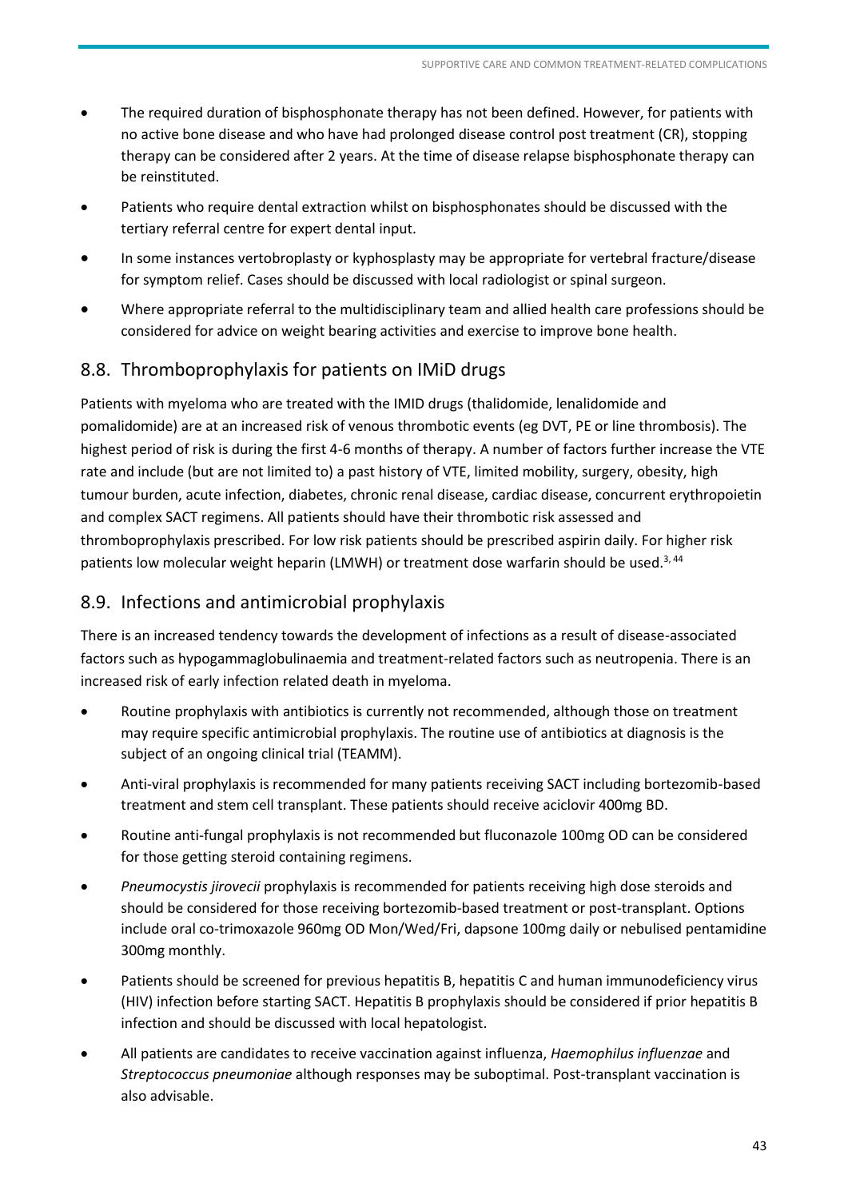- The required duration of bisphosphonate therapy has not been defined. However, for patients with no active bone disease and who have had prolonged disease control post treatment (CR), stopping therapy can be considered after 2 years. At the time of disease relapse bisphosphonate therapy can be reinstituted.
- Patients who require dental extraction whilst on bisphosphonates should be discussed with the tertiary referral centre for expert dental input.
- In some instances vertobroplasty or kyphosplasty may be appropriate for vertebral fracture/disease for symptom relief. Cases should be discussed with local radiologist or spinal surgeon.
- Where appropriate referral to the multidisciplinary team and allied health care professions should be considered for advice on weight bearing activities and exercise to improve bone health.

## 8.8. Thromboprophylaxis for patients on IMiD drugs

Patients with myeloma who are treated with the IMID drugs (thalidomide, lenalidomide and pomalidomide) are at an increased risk of venous thrombotic events (eg DVT, PE or line thrombosis). The highest period of risk is during the first 4-6 months of therapy. A number of factors further increase the VTE rate and include (but are not limited to) a past history of VTE, limited mobility, surgery, obesity, high tumour burden, acute infection, diabetes, chronic renal disease, cardiac disease, concurrent erythropoietin and complex SACT regimens. All patients should have their thrombotic risk assessed and thromboprophylaxis prescribed. For low risk patients should be prescribed aspirin daily. For higher risk patients low molecular weight heparin (LMWH) or treatment dose warfarin should be used.[3, 44]

## 8.9. Infections and antimicrobial prophylaxis

There is an increased tendency towards the development of infections as a result of disease-associated factors such as hypogammaglobulinaemia and treatment-related factors such as neutropenia. There is an increased risk of early infection related death in myeloma.

- Routine prophylaxis with antibiotics is currently not recommended, although those on treatment may require specific antimicrobial prophylaxis. The routine use of antibiotics at diagnosis is the subject of an ongoing clinical trial (TEAMM).
- Anti-viral prophylaxis is recommended for many patients receiving SACT including bortezomib-based treatment and stem cell transplant. These patients should receive aciclovir 400mg BD.
- Routine anti-fungal prophylaxis is not recommended but fluconazole 100mg OD can be considered for those getting steroid containing regimens.
- *Pneumocystis jirovecii* prophylaxis is recommended for patients receiving high dose steroids and should be considered for those receiving bortezomib-based treatment or post-transplant. Options include oral co-trimoxazole 960mg OD Mon/Wed/Fri, dapsone 100mg daily or nebulised pentamidine 300mg monthly.
- Patients should be screened for previous hepatitis B, hepatitis C and human immunodeficiency virus (HIV) infection before starting SACT. Hepatitis B prophylaxis should be considered if prior hepatitis B infection and should be discussed with local hepatologist.
- All patients are candidates to receive vaccination against influenza, *Haemophilus influenzae* and *Streptococcus pneumoniae* although responses may be suboptimal. Post-transplant vaccination is also advisable.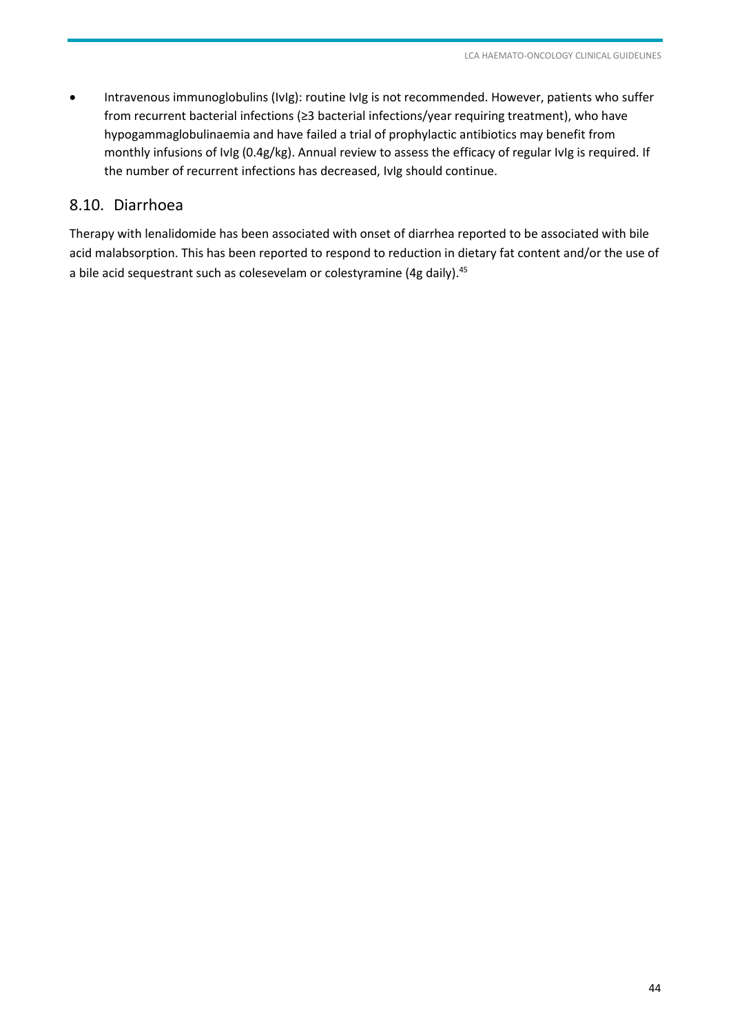- Intravenous immunoglobulins (IvIg): routine IvIg is not recommended. However, patients who suffer from recurrent bacterial infections (≥3 bacterial infections/year requiring treatment), who have hypogammaglobulinaemia and have failed a trial of prophylactic antibiotics may benefit from monthly infusions of IvIg (0.4g/kg). Annual review to assess the efficacy of regular IvIg is required. If the number of recurrent infections has decreased, Ivlg should continue.

## 8.10. Diarrhoea

Therapy with lenalidomide has been associated with onset of diarrhea reported to be associated with bile acid malabsorption. This has been reported to respond to reduction in dietary fat content and/or the use of a bile acid sequestrant such as colesevelam or colestyramine (4g daily).[45]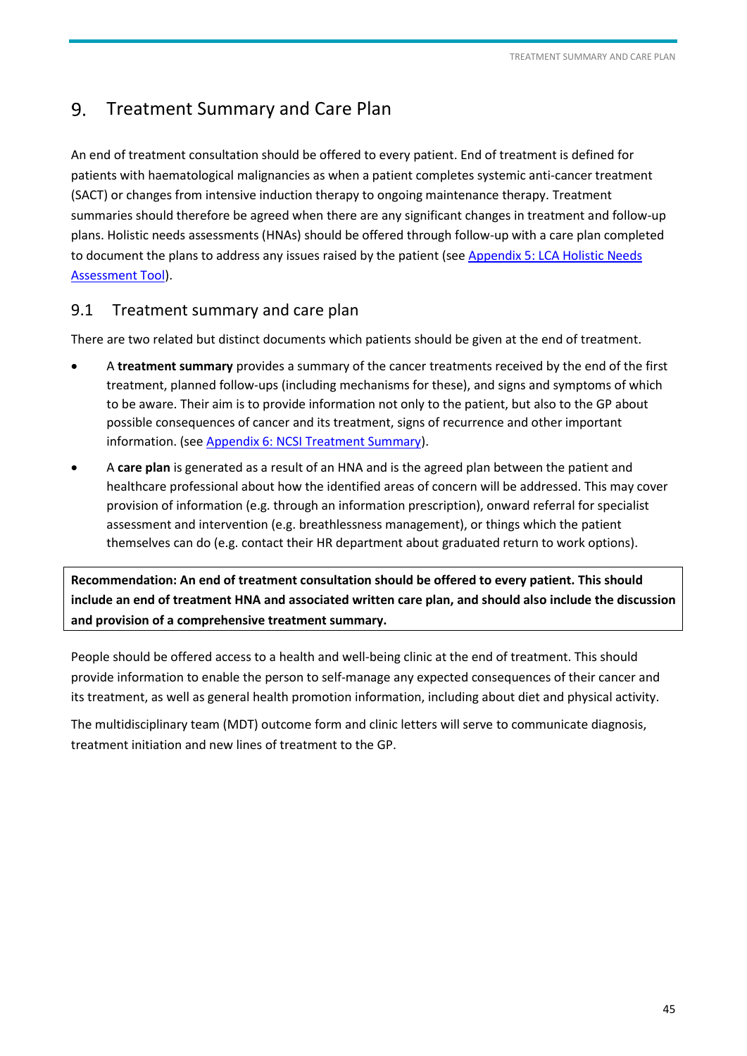# 9. Treatment Summary and Care Plan

An end of treatment consultation should be offered to every patient. End of treatment is defined for patients with haematological malignancies as when a patient completes systemic anti-cancer treatment (SACT) or changes from intensive induction therapy to ongoing maintenance therapy. Treatment summaries should therefore be agreed when there are any significant changes in treatment and follow-up plans. Holistic needs assessments (HNAs) should be offered through follow-up with a care plan completed to document the plans to address any issues raised by the patient (see Appendix 5: LCA Holistic Needs Assessment Tool).

## 9.1 Treatment summary and care plan

There are two related but distinct documents which patients should be given at the end of treatment.

- A **treatment summary** provides a summary of the cancer treatments received by the end of the first treatment, planned follow-ups (including mechanisms for these), and signs and symptoms of which to be aware. Their aim is to provide information not only to the patient, but also to the GP about possible consequences of cancer and its treatment, signs of recurrence and other important information. (see Appendix 6: NCSI Treatment Summary).
- A **care plan** is generated as a result of an HNA and is the agreed plan between the patient and healthcare professional about how the identified areas of concern will be addressed. This may cover provision of information (e.g. through an information prescription), onward referral for specialist assessment and intervention (e.g. breathlessness management), or things which the patient themselves can do (e.g. contact their HR department about graduated return to work options).

**Recommendation: An end of treatment consultation should be offered to every patient. This should include an end of treatment HNA and associated written care plan, and should also include the discussion and provision of a comprehensive treatment summary.**

People should be offered access to a health and well-being clinic at the end of treatment. This should provide information to enable the person to self-manage any expected consequences of their cancer and its treatment, as well as general health promotion information, including about diet and physical activity.

The multidisciplinary team (MDT) outcome form and clinic letters will serve to communicate diagnosis, treatment initiation and new lines of treatment to the GP.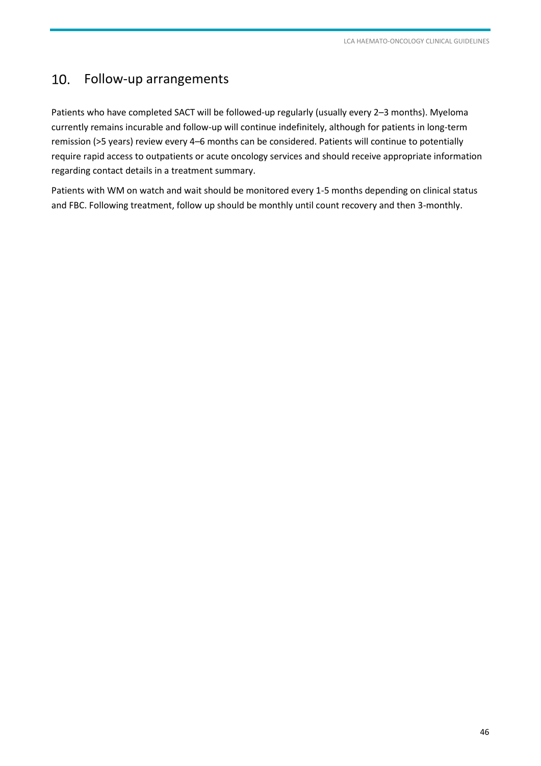## 10. Follow-up arrangements

Patients who have completed SACT will be followed-up regularly (usually every 2–3 months). Myeloma currently remains incurable and follow-up will continue indefinitely, although for patients in long-term remission (>5 years) review every 4–6 months can be considered. Patients will continue to potentially require rapid access to outpatients or acute oncology services and should receive appropriate information regarding contact details in a treatment summary.

Patients with WM on watch and wait should be monitored every 1-5 months depending on clinical status and FBC. Following treatment, follow up should be monthly until count recovery and then 3-monthly.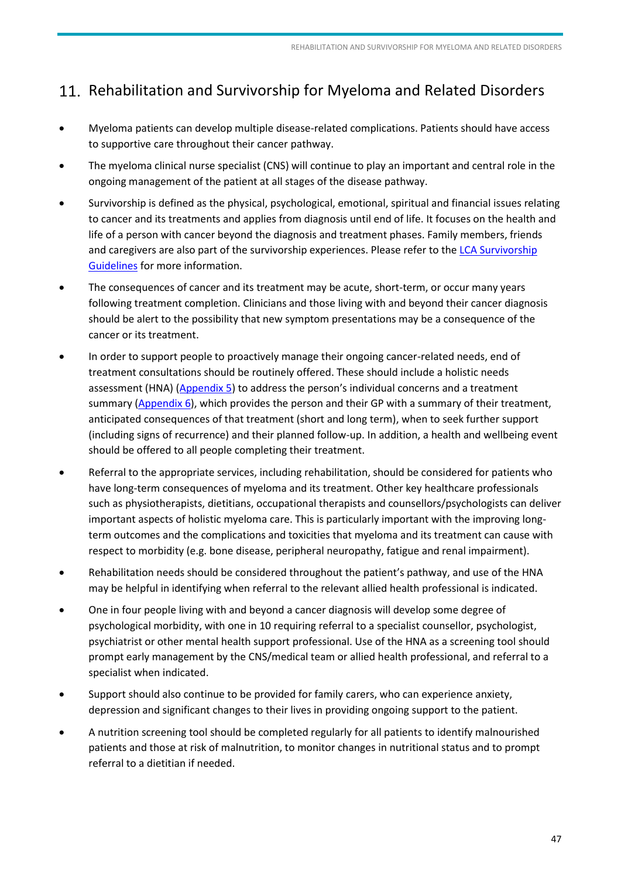# 11. Rehabilitation and Survivorship for Myeloma and Related Disorders

- Myeloma patients can develop multiple disease-related complications. Patients should have access to supportive care throughout their cancer pathway.
- The myeloma clinical nurse specialist (CNS) will continue to play an important and central role in the ongoing management of the patient at all stages of the disease pathway.
- Survivorship is defined as the physical, psychological, emotional, spiritual and financial issues relating to cancer and its treatments and applies from diagnosis until end of life. It focuses on the health and life of a person with cancer beyond the diagnosis and treatment phases. Family members, friends and caregivers are also part of the survivorship experiences. Please refer to the LCA Survivorship Guidelines for more information.
- The consequences of cancer and its treatment may be acute, short-term, or occur many years following treatment completion. Clinicians and those living with and beyond their cancer diagnosis should be alert to the possibility that new symptom presentations may be a consequence of the cancer or its treatment.
- In order to support people to proactively manage their ongoing cancer-related needs, end of treatment consultations should be routinely offered. These should include a holistic needs assessment (HNA) (Appendix 5) to address the person's individual concerns and a treatment summary (Appendix 6), which provides the person and their GP with a summary of their treatment, anticipated consequences of that treatment (short and long term), when to seek further support (including signs of recurrence) and their planned follow-up. In addition, a health and wellbeing event should be offered to all people completing their treatment.
- Referral to the appropriate services, including rehabilitation, should be considered for patients who have long-term consequences of myeloma and its treatment. Other key healthcare professionals such as physiotherapists, dietitians, occupational therapists and counsellors/psychologists can deliver important aspects of holistic myeloma care. This is particularly important with the improving long-term outcomes and the complications and toxicities that myeloma and its treatment can cause with respect to morbidity (e.g. bone disease, peripheral neuropathy, fatigue and renal impairment).
- Rehabilitation needs should be considered throughout the patient's pathway, and use of the HNA may be helpful in identifying when referral to the relevant allied health professional is indicated.
- One in four people living with and beyond a cancer diagnosis will develop some degree of psychological morbidity, with one in 10 requiring referral to a specialist counsellor, psychologist, psychiatrist or other mental health support professional. Use of the HNA as a screening tool should prompt early management by the CNS/medical team or allied health professional, and referral to a specialist when indicated.
- Support should also continue to be provided for family carers, who can experience anxiety, depression and significant changes to their lives in providing ongoing support to the patient.
- A nutrition screening tool should be completed regularly for all patients to identify malnourished patients and those at risk of malnutrition, to monitor changes in nutritional status and to prompt referral to a dietitian if needed.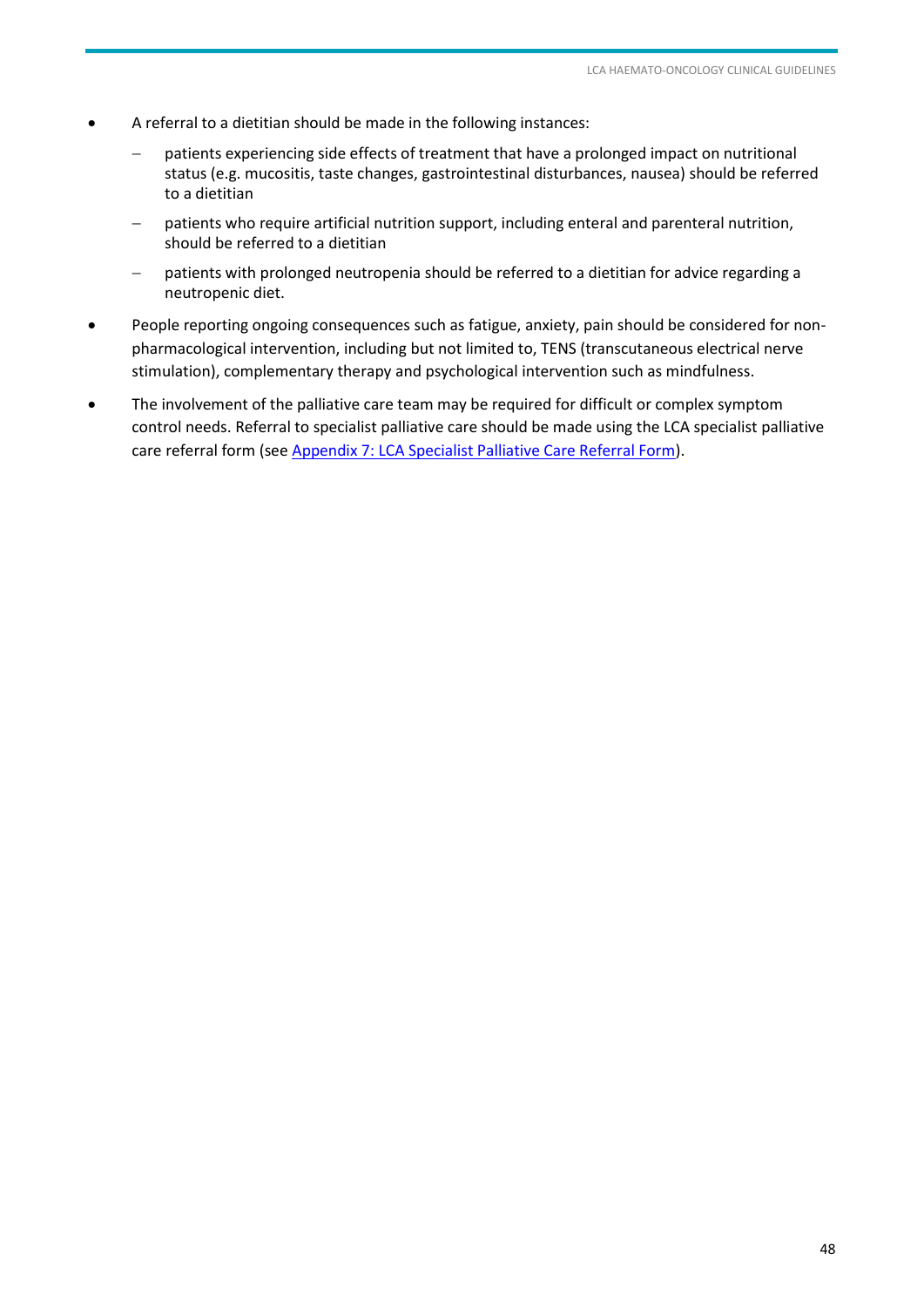- A referral to a dietitian should be made in the following instances:
  - patients experiencing side effects of treatment that have a prolonged impact on nutritional status (e.g. mucositis, taste changes, gastrointestinal disturbances, nausea) should be referred to a dietitian
  - patients who require artificial nutrition support, including enteral and parenteral nutrition, should be referred to a dietitian
  - patients with prolonged neutropenia should be referred to a dietitian for advice regarding a neutropenic diet.
- People reporting ongoing consequences such as fatigue, anxiety, pain should be considered for non-pharmacological intervention, including but not limited to, TENS (transcutaneous electrical nerve stimulation), complementary therapy and psychological intervention such as mindfulness.
- The involvement of the palliative care team may be required for difficult or complex symptom control needs. Referral to specialist palliative care should be made using the LCA specialist palliative care referral form (see Appendix 7: LCA Specialist Palliative Care Referral Form).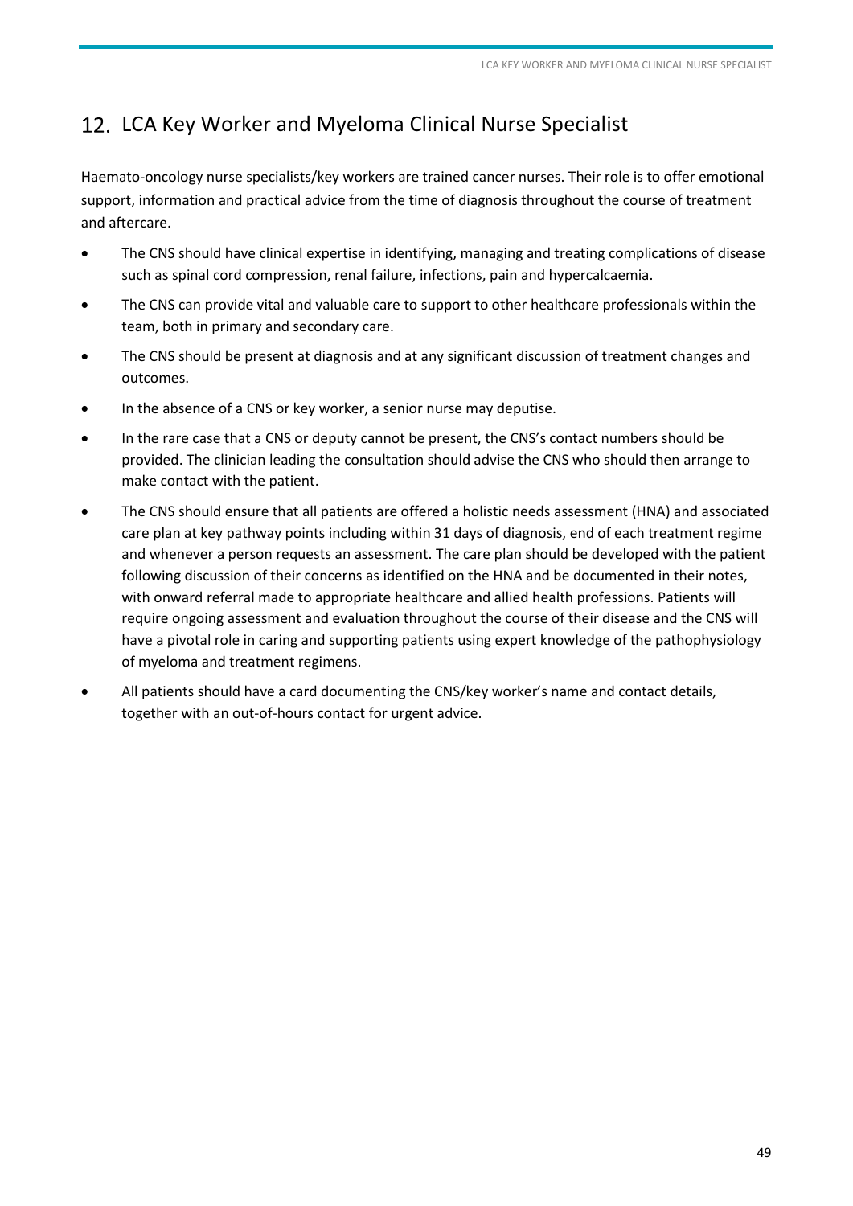## 12. LCA Key Worker and Myeloma Clinical Nurse Specialist

Haemato-oncology nurse specialists/key workers are trained cancer nurses. Their role is to offer emotional support, information and practical advice from the time of diagnosis throughout the course of treatment and aftercare.

- The CNS should have clinical expertise in identifying, managing and treating complications of disease such as spinal cord compression, renal failure, infections, pain and hypercalcaemia.
- The CNS can provide vital and valuable care to support to other healthcare professionals within the team, both in primary and secondary care.
- The CNS should be present at diagnosis and at any significant discussion of treatment changes and outcomes.
- In the absence of a CNS or key worker, a senior nurse may deputise.
- In the rare case that a CNS or deputy cannot be present, the CNS's contact numbers should be provided. The clinician leading the consultation should advise the CNS who should then arrange to make contact with the patient.
- The CNS should ensure that all patients are offered a holistic needs assessment (HNA) and associated care plan at key pathway points including within 31 days of diagnosis, end of each treatment regime and whenever a person requests an assessment. The care plan should be developed with the patient following discussion of their concerns as identified on the HNA and be documented in their notes, with onward referral made to appropriate healthcare and allied health professions. Patients will require ongoing assessment and evaluation throughout the course of their disease and the CNS will have a pivotal role in caring and supporting patients using expert knowledge of the pathophysiology of myeloma and treatment regimens.
- All patients should have a card documenting the CNS/key worker's name and contact details, together with an out-of-hours contact for urgent advice.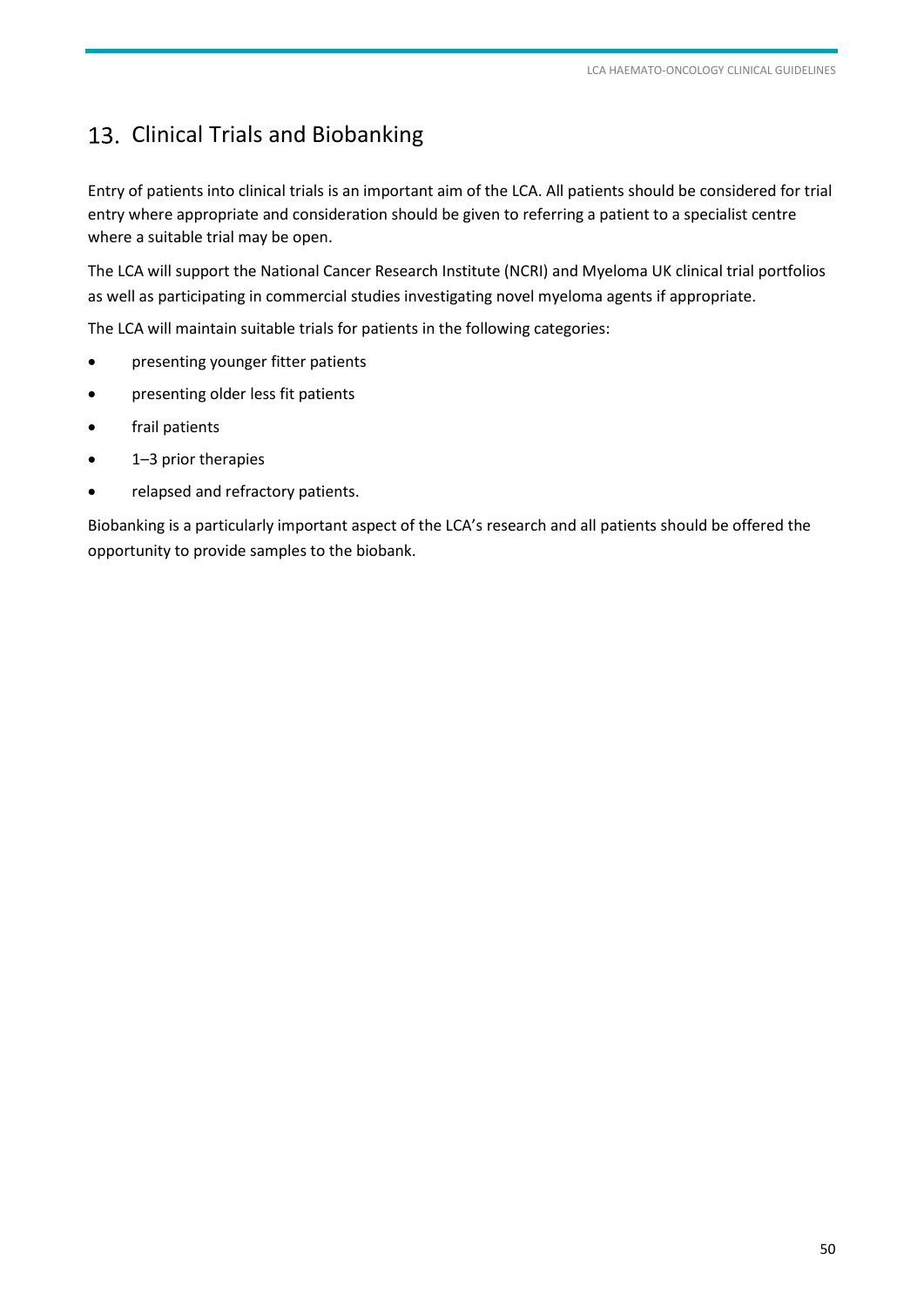## 13. Clinical Trials and Biobanking

Entry of patients into clinical trials is an important aim of the LCA. All patients should be considered for trial entry where appropriate and consideration should be given to referring a patient to a specialist centre where a suitable trial may be open.

The LCA will support the National Cancer Research Institute (NCRI) and Myeloma UK clinical trial portfolios as well as participating in commercial studies investigating novel myeloma agents if appropriate.

The LCA will maintain suitable trials for patients in the following categories:

- presenting younger fitter patients
- presenting older less fit patients
- frail patients
- 1–3 prior therapies
- relapsed and refractory patients.

Biobanking is a particularly important aspect of the LCA's research and all patients should be offered the opportunity to provide samples to the biobank.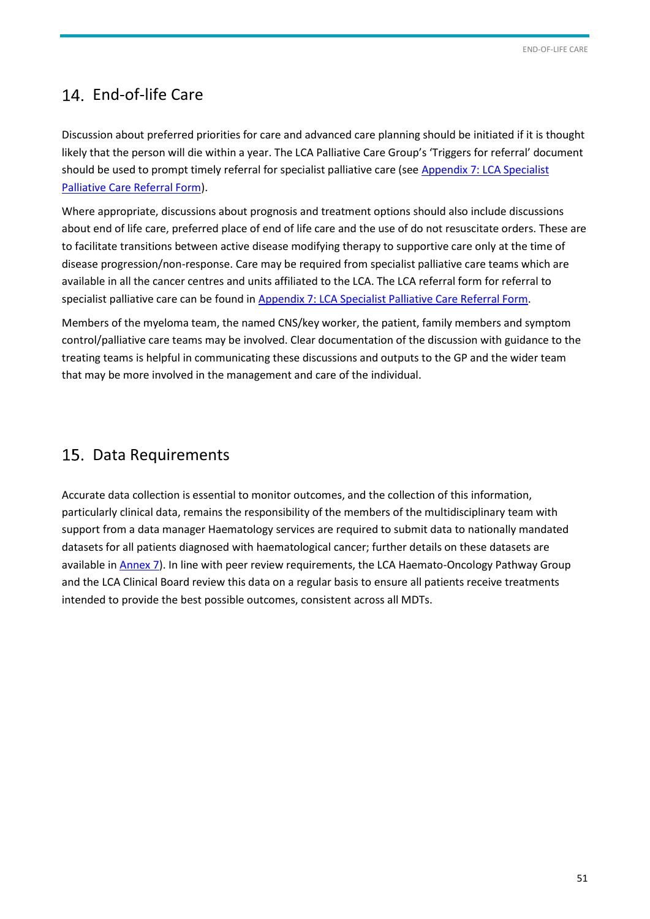## 14. End-of-life Care

Discussion about preferred priorities for care and advanced care planning should be initiated if it is thought likely that the person will die within a year. The LCA Palliative Care Group's 'Triggers for referral' document should be used to prompt timely referral for specialist palliative care (see Appendix 7: LCA Specialist Palliative Care Referral Form).

Where appropriate, discussions about prognosis and treatment options should also include discussions about end of life care, preferred place of end of life care and the use of do not resuscitate orders. These are to facilitate transitions between active disease modifying therapy to supportive care only at the time of disease progression/non-response. Care may be required from specialist palliative care teams which are available in all the cancer centres and units affiliated to the LCA. The LCA referral form for referral to specialist palliative care can be found in Appendix 7: LCA Specialist Palliative Care Referral Form.

Members of the myeloma team, the named CNS/key worker, the patient, family members and symptom control/palliative care teams may be involved. Clear documentation of the discussion with guidance to the treating teams is helpful in communicating these discussions and outputs to the GP and the wider team that may be more involved in the management and care of the individual.

## 15. Data Requirements

Accurate data collection is essential to monitor outcomes, and the collection of this information, particularly clinical data, remains the responsibility of the members of the multidisciplinary team with support from a data manager Haematology services are required to submit data to nationally mandated datasets for all patients diagnosed with haematological cancer; further details on these datasets are available in Annex 7). In line with peer review requirements, the LCA Haemato-Oncology Pathway Group and the LCA Clinical Board review this data on a regular basis to ensure all patients receive treatments intended to provide the best possible outcomes, consistent across all MDTs.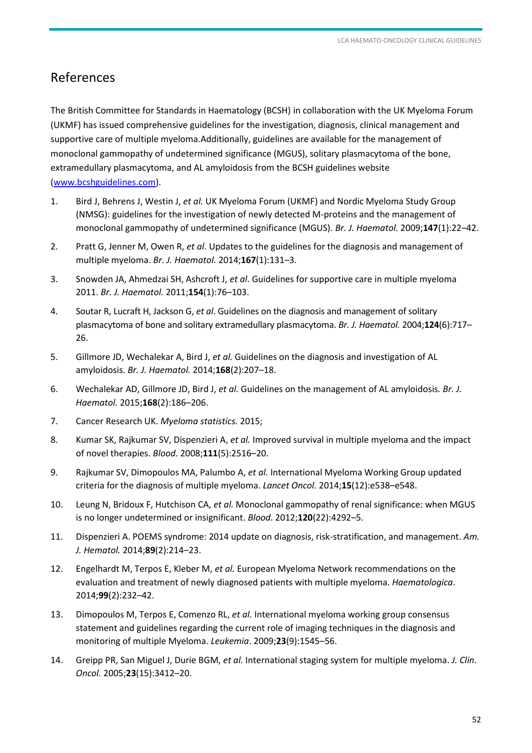# References

The British Committee for Standards in Haematology (BCSH) in collaboration with the UK Myeloma Forum (UKMF) has issued comprehensive guidelines for the investigation, diagnosis, clinical management and supportive care of multiple myeloma.Additionally, guidelines are available for the management of monoclonal gammopathy of undetermined significance (MGUS), solitary plasmacytoma of the bone, extramedullary plasmacytoma, and AL amyloidosis from the BCSH guidelines website (www.bcshguidelines.com).

1. Bird J, Behrens J, Westin J, *et al.* UK Myeloma Forum (UKMF) and Nordic Myeloma Study Group (NMSG): guidelines for the investigation of newly detected M-proteins and the management of monoclonal gammopathy of undetermined significance (MGUS). *Br. J. Haematol.* 2009;**147**(1):22–42.
2. Pratt G, Jenner M, Owen R, *et al*. Updates to the guidelines for the diagnosis and management of multiple myeloma. *Br. J. Haematol.* 2014;**167**(1):131–3.
3. Snowden JA, Ahmedzai SH, Ashcroft J, *et al*. Guidelines for supportive care in multiple myeloma 2011. *Br. J. Haematol.* 2011;**154**(1):76–103.
4. Soutar R, Lucraft H, Jackson G, *et al*. Guidelines on the diagnosis and management of solitary plasmacytoma of bone and solitary extramedullary plasmacytoma. *Br. J. Haematol.* 2004;**124**(6):717–26.
5. Gillmore JD, Wechalekar A, Bird J, *et al.* Guidelines on the diagnosis and investigation of AL amyloidosis. *Br. J. Haematol.* 2014;**168**(2):207–18.
6. Wechalekar AD, Gillmore JD, Bird J, *et al.* Guidelines on the management of AL amyloidosis. *Br. J. Haematol.* 2015;**168**(2):186–206.
7. Cancer Research UK. *Myeloma statistics.* 2015;
8. Kumar SK, Rajkumar SV, Dispenzieri A, *et al.* Improved survival in multiple myeloma and the impact of novel therapies. *Blood*. 2008;**111**(5):2516–20.
9. Rajkumar SV, Dimopoulos MA, Palumbo A, *et al.* International Myeloma Working Group updated criteria for the diagnosis of multiple myeloma. *Lancet Oncol.* 2014;**15**(12):e538–e548.
10. Leung N, Bridoux F, Hutchison CA, *et al.* Monoclonal gammopathy of renal significance: when MGUS is no longer undetermined or insignificant. *Blood*. 2012;**120**(22):4292–5.
11. Dispenzieri A. POEMS syndrome: 2014 update on diagnosis, risk-stratification, and management. *Am. J. Hematol.* 2014;**89**(2):214–23.
12. Engelhardt M, Terpos E, Kleber M, *et al.* European Myeloma Network recommendations on the evaluation and treatment of newly diagnosed patients with multiple myeloma. *Haematologica*. 2014;**99**(2):232–42.
13. Dimopoulos M, Terpos E, Comenzo RL, *et al.* International myeloma working group consensus statement and guidelines regarding the current role of imaging techniques in the diagnosis and monitoring of multiple Myeloma. *Leukemia*. 2009;**23**(9):1545–56.
14. Greipp PR, San Miguel J, Durie BGM, *et al.* International staging system for multiple myeloma. *J. Clin. Oncol.* 2005;**23**(15):3412–20.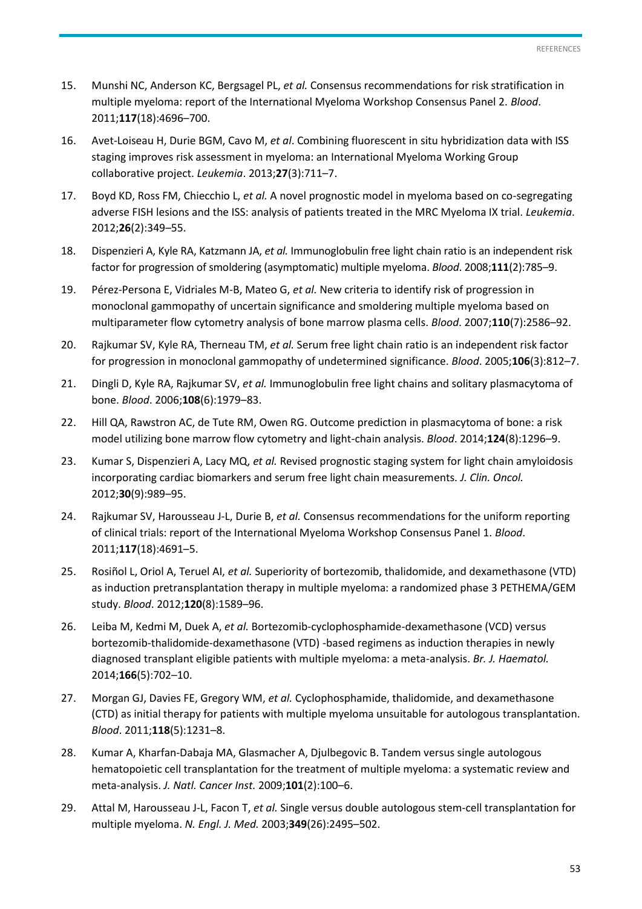15. Munshi NC, Anderson KC, Bergsagel PL, *et al.* Consensus recommendations for risk stratification in multiple myeloma: report of the International Myeloma Workshop Consensus Panel 2. *Blood*. 2011;**117**(18):4696–700.
16. Avet-Loiseau H, Durie BGM, Cavo M, *et al*. Combining fluorescent in situ hybridization data with ISS staging improves risk assessment in myeloma: an International Myeloma Working Group collaborative project. *Leukemia*. 2013;**27**(3):711–7.
17. Boyd KD, Ross FM, Chiecchio L, *et al.* A novel prognostic model in myeloma based on co-segregating adverse FISH lesions and the ISS: analysis of patients treated in the MRC Myeloma IX trial. *Leukemia*. 2012;**26**(2):349–55.
18. Dispenzieri A, Kyle RA, Katzmann JA, *et al.* Immunoglobulin free light chain ratio is an independent risk factor for progression of smoldering (asymptomatic) multiple myeloma. *Blood*. 2008;**111**(2):785–9.
19. Pérez-Persona E, Vidriales M-B, Mateo G, *et al.* New criteria to identify risk of progression in monoclonal gammopathy of uncertain significance and smoldering multiple myeloma based on multiparameter flow cytometry analysis of bone marrow plasma cells. *Blood*. 2007;**110**(7):2586–92.
20. Rajkumar SV, Kyle RA, Therneau TM, *et al.* Serum free light chain ratio is an independent risk factor for progression in monoclonal gammopathy of undetermined significance. *Blood*. 2005;**106**(3):812–7.
21. Dingli D, Kyle RA, Rajkumar SV, *et al.* Immunoglobulin free light chains and solitary plasmacytoma of bone. *Blood*. 2006;**108**(6):1979–83.
22. Hill QA, Rawstron AC, de Tute RM, Owen RG. Outcome prediction in plasmacytoma of bone: a risk model utilizing bone marrow flow cytometry and light-chain analysis. *Blood*. 2014;**124**(8):1296–9.
23. Kumar S, Dispenzieri A, Lacy MQ, *et al.* Revised prognostic staging system for light chain amyloidosis incorporating cardiac biomarkers and serum free light chain measurements. *J. Clin. Oncol.* 2012;**30**(9):989–95.
24. Rajkumar SV, Harousseau J-L, Durie B, *et al.* Consensus recommendations for the uniform reporting of clinical trials: report of the International Myeloma Workshop Consensus Panel 1. *Blood*. 2011;**117**(18):4691–5.
25. Rosiñol L, Oriol A, Teruel AI, *et al.* Superiority of bortezomib, thalidomide, and dexamethasone (VTD) as induction pretransplantation therapy in multiple myeloma: a randomized phase 3 PETHEMA/GEM study. *Blood*. 2012;**120**(8):1589–96.
26. Leiba M, Kedmi M, Duek A, *et al.* Bortezomib-cyclophosphamide-dexamethasone (VCD) versus bortezomib-thalidomide-dexamethasone (VTD) -based regimens as induction therapies in newly diagnosed transplant eligible patients with multiple myeloma: a meta-analysis. *Br. J. Haematol.* 2014;**166**(5):702–10.
27. Morgan GJ, Davies FE, Gregory WM, *et al.* Cyclophosphamide, thalidomide, and dexamethasone (CTD) as initial therapy for patients with multiple myeloma unsuitable for autologous transplantation. *Blood*. 2011;**118**(5):1231–8.
28. Kumar A, Kharfan-Dabaja MA, Glasmacher A, Djulbegovic B. Tandem versus single autologous hematopoietic cell transplantation for the treatment of multiple myeloma: a systematic review and meta-analysis. *J. Natl. Cancer Inst.* 2009;**101**(2):100–6.
29. Attal M, Harousseau J-L, Facon T, *et al.* Single versus double autologous stem-cell transplantation for multiple myeloma. *N. Engl. J. Med.* 2003;**349**(26):2495–502.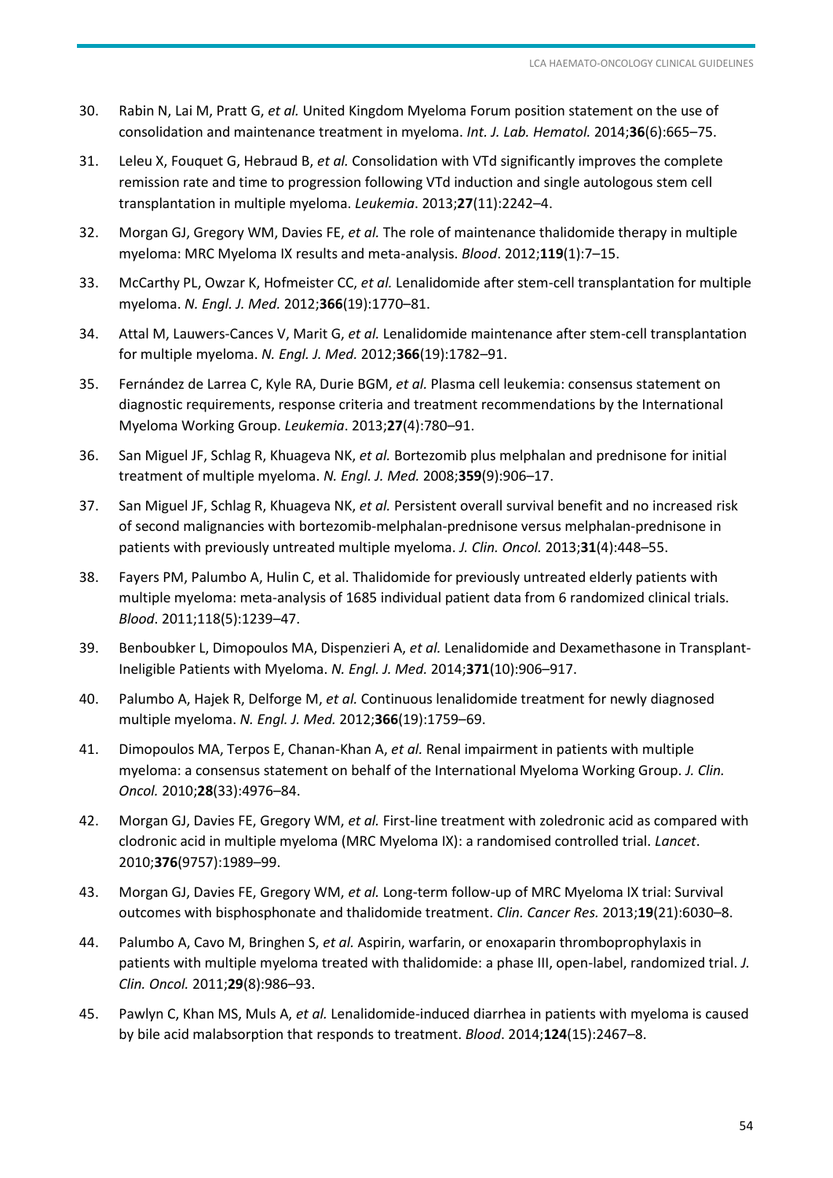30. Rabin N, Lai M, Pratt G, *et al.* United Kingdom Myeloma Forum position statement on the use of consolidation and maintenance treatment in myeloma. *Int. J. Lab. Hematol.* 2014;**36**(6):665–75.

31. Leleu X, Fouquet G, Hebraud B, *et al.* Consolidation with VTd significantly improves the complete remission rate and time to progression following VTd induction and single autologous stem cell transplantation in multiple myeloma. *Leukemia*. 2013;**27**(11):2242–4.

32. Morgan GJ, Gregory WM, Davies FE, *et al.* The role of maintenance thalidomide therapy in multiple myeloma: MRC Myeloma IX results and meta-analysis. *Blood*. 2012;**119**(1):7–15.

33. McCarthy PL, Owzar K, Hofmeister CC, *et al.* Lenalidomide after stem-cell transplantation for multiple myeloma. *N. Engl. J. Med.* 2012;**366**(19):1770–81.

34. Attal M, Lauwers-Cances V, Marit G, *et al.* Lenalidomide maintenance after stem-cell transplantation for multiple myeloma. *N. Engl. J. Med.* 2012;**366**(19):1782–91.

35. Fernández de Larrea C, Kyle RA, Durie BGM, *et al.* Plasma cell leukemia: consensus statement on diagnostic requirements, response criteria and treatment recommendations by the International Myeloma Working Group. *Leukemia*. 2013;**27**(4):780–91.

36. San Miguel JF, Schlag R, Khuageva NK, *et al.* Bortezomib plus melphalan and prednisone for initial treatment of multiple myeloma. *N. Engl. J. Med.* 2008;**359**(9):906–17.

37. San Miguel JF, Schlag R, Khuageva NK, *et al.* Persistent overall survival benefit and no increased risk of second malignancies with bortezomib-melphalan-prednisone versus melphalan-prednisone in patients with previously untreated multiple myeloma. *J. Clin. Oncol.* 2013;**31**(4):448–55.

38. Fayers PM, Palumbo A, Hulin C, et al. Thalidomide for previously untreated elderly patients with multiple myeloma: meta-analysis of 1685 individual patient data from 6 randomized clinical trials. *Blood*. 2011;118(5):1239–47.

39. Benboubker L, Dimopoulos MA, Dispenzieri A, *et al.* Lenalidomide and Dexamethasone in Transplant-Ineligible Patients with Myeloma. *N. Engl. J. Med.* 2014;**371**(10):906–917.

40. Palumbo A, Hajek R, Delforge M, *et al.* Continuous lenalidomide treatment for newly diagnosed multiple myeloma. *N. Engl. J. Med.* 2012;**366**(19):1759–69.

41. Dimopoulos MA, Terpos E, Chanan-Khan A, *et al.* Renal impairment in patients with multiple myeloma: a consensus statement on behalf of the International Myeloma Working Group. *J. Clin. Oncol.* 2010;**28**(33):4976–84.

42. Morgan GJ, Davies FE, Gregory WM, *et al.* First-line treatment with zoledronic acid as compared with clodronic acid in multiple myeloma (MRC Myeloma IX): a randomised controlled trial. *Lancet*. 2010;**376**(9757):1989–99.

43. Morgan GJ, Davies FE, Gregory WM, *et al.* Long-term follow-up of MRC Myeloma IX trial: Survival outcomes with bisphosphonate and thalidomide treatment. *Clin. Cancer Res.* 2013;**19**(21):6030–8.

44. Palumbo A, Cavo M, Bringhen S, *et al.* Aspirin, warfarin, or enoxaparin thromboprophylaxis in patients with multiple myeloma treated with thalidomide: a phase III, open-label, randomized trial. *J. Clin. Oncol.* 2011;**29**(8):986–93.

45. Pawlyn C, Khan MS, Muls A, *et al.* Lenalidomide-induced diarrhea in patients with myeloma is caused by bile acid malabsorption that responds to treatment. *Blood*. 2014;**124**(15):2467–8.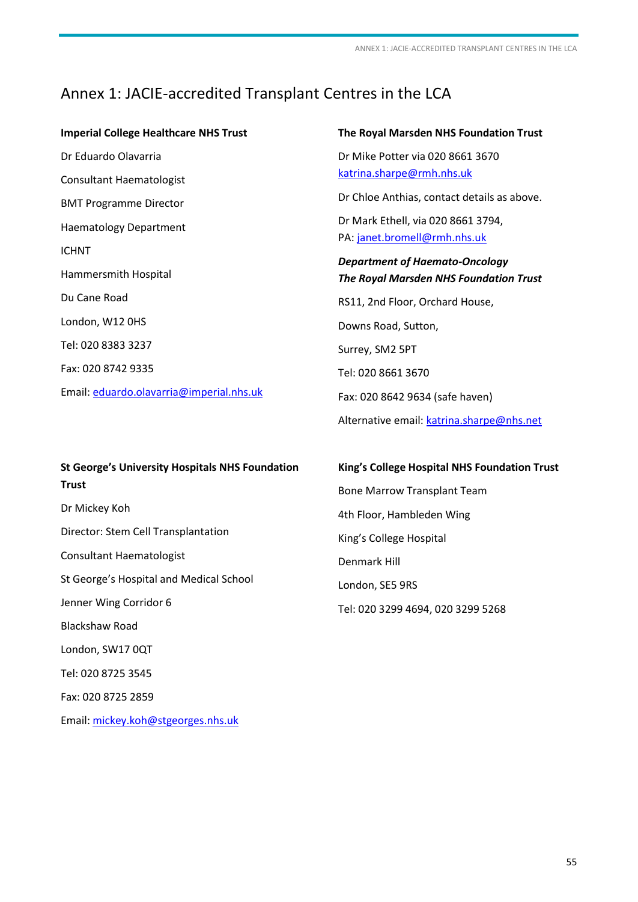# Annex 1: JACIE-accredited Transplant Centres in the LCA

**Imperial College Healthcare NHS Trust**

Dr Eduardo Olavarria

Consultant Haematologist

BMT Programme Director

Haematology Department

ICHNT

Hammersmith Hospital

Du Cane Road

London, W12 0HS

Tel: 020 8383 3237

Fax: 020 8742 9335

Email: eduardo.olavarria@imperial.nhs.uk

**The Royal Marsden NHS Foundation Trust**

Dr Mike Potter via 020 8661 3670
katrina.sharpe@rmh.nhs.uk

Dr Chloe Anthias, contact details as above.

Dr Mark Ethell, via 020 8661 3794,
PA: janet.bromell@rmh.nhs.uk

***Department of Haemato-Oncology***
***The Royal Marsden NHS Foundation Trust***

RS11, 2nd Floor, Orchard House,

Downs Road, Sutton,

Surrey, SM2 5PT

Tel: 020 8661 3670

Fax: 020 8642 9634 (safe haven)

Alternative email: katrina.sharpe@nhs.net

**St George's University Hospitals NHS Foundation Trust**

Dr Mickey Koh

Director: Stem Cell Transplantation

Consultant Haematologist

St George's Hospital and Medical School

Jenner Wing Corridor 6

Blackshaw Road

London, SW17 0QT

Tel: 020 8725 3545

Fax: 020 8725 2859

Email: mickey.koh@stgeorges.nhs.uk

**King's College Hospital NHS Foundation Trust**

Bone Marrow Transplant Team

4th Floor, Hambleden Wing

King's College Hospital

Denmark Hill

London, SE5 9RS

Tel: 020 3299 4694, 020 3299 5268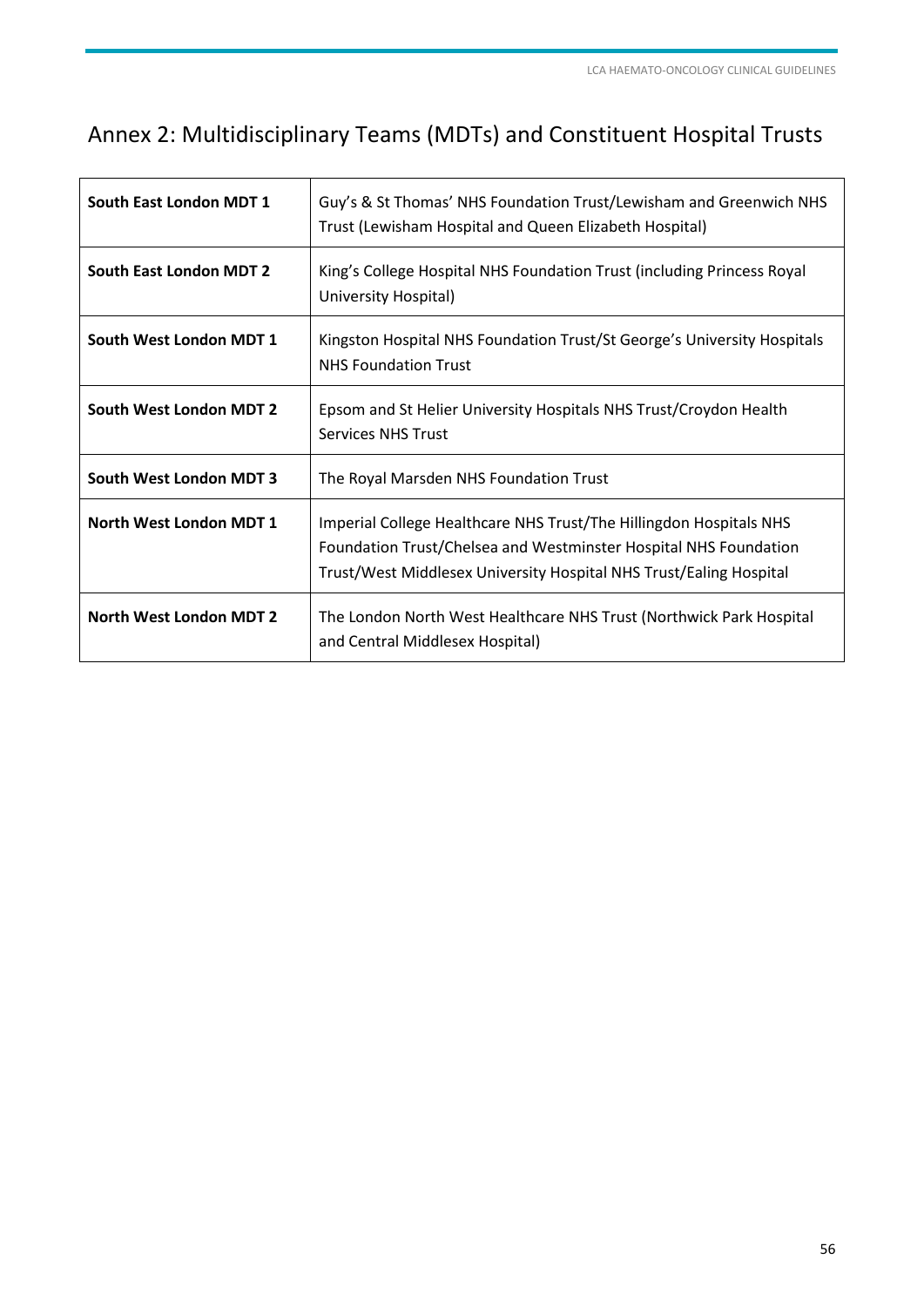## Annex 2: Multidisciplinary Teams (MDTs) and Constituent Hospital Trusts

| | |
|---|---|
| **South East London MDT 1** | Guy's & St Thomas' NHS Foundation Trust/Lewisham and Greenwich NHS Trust (Lewisham Hospital and Queen Elizabeth Hospital) |
| **South East London MDT 2** | King's College Hospital NHS Foundation Trust (including Princess Royal University Hospital) |
| **South West London MDT 1** | Kingston Hospital NHS Foundation Trust/St George's University Hospitals NHS Foundation Trust |
| **South West London MDT 2** | Epsom and St Helier University Hospitals NHS Trust/Croydon Health Services NHS Trust |
| **South West London MDT 3** | The Royal Marsden NHS Foundation Trust |
| **North West London MDT 1** | Imperial College Healthcare NHS Trust/The Hillingdon Hospitals NHS Foundation Trust/Chelsea and Westminster Hospital NHS Foundation Trust/West Middlesex University Hospital NHS Trust/Ealing Hospital |
| **North West London MDT 2** | The London North West Healthcare NHS Trust (Northwick Park Hospital and Central Middlesex Hospital) |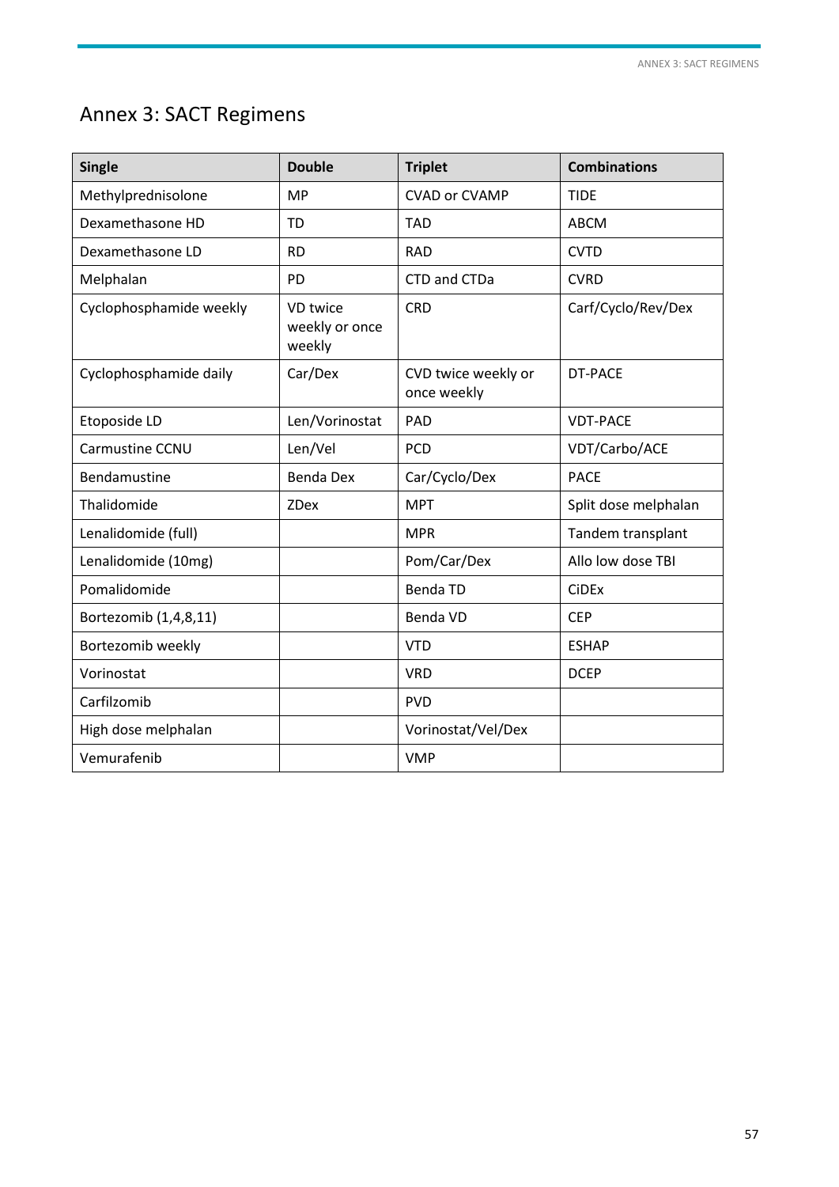# Annex 3: SACT Regimens

| Single | Double | Triplet | Combinations |
|---|---|---|---|
| Methylprednisolone | MP | CVAD or CVAMP | TIDE |
| Dexamethasone HD | TD | TAD | ABCM |
| Dexamethasone LD | RD | RAD | CVTD |
| Melphalan | PD | CTD and CTDa | CVRD |
| Cyclophosphamide weekly | VD twice weekly or once weekly | CRD | Carf/Cyclo/Rev/Dex |
| Cyclophosphamide daily | Car/Dex | CVD twice weekly or once weekly | DT-PACE |
| Etoposide LD | Len/Vorinostat | PAD | VDT-PACE |
| Carmustine CCNU | Len/Vel | PCD | VDT/Carbo/ACE |
| Bendamustine | Benda Dex | Car/Cyclo/Dex | PACE |
| Thalidomide | ZDex | MPT | Split dose melphalan |
| Lenalidomide (full) | | MPR | Tandem transplant |
| Lenalidomide (10mg) | | Pom/Car/Dex | Allo low dose TBI |
| Pomalidomide | | Benda TD | CiDEx |
| Bortezomib (1,4,8,11) | | Benda VD | CEP |
| Bortezomib weekly | | VTD | ESHAP |
| Vorinostat | | VRD | DCEP |
| Carfilzomib | | PVD | |
| High dose melphalan | | Vorinostat/Vel/Dex | |
| Vemurafenib | | VMP | |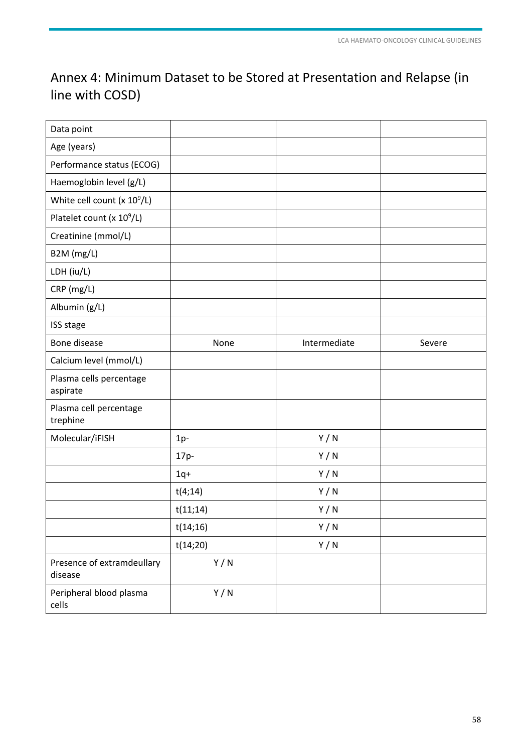# Annex 4: Minimum Dataset to be Stored at Presentation and Relapse (in line with COSD)

| Data point | | | |
|---|---|---|---|
| Age (years) | | | |
| Performance status (ECOG) | | | |
| Haemoglobin level (g/L) | | | |
| White cell count (x $10^9$/L) | | | |
| Platelet count (x $10^9$/L) | | | |
| Creatinine (mmol/L) | | | |
| B2M (mg/L) | | | |
| LDH (iu/L) | | | |
| CRP (mg/L) | | | |
| Albumin (g/L) | | | |
| ISS stage | | | |
| Bone disease | None | Intermediate | Severe |
| Calcium level (mmol/L) | | | |
| Plasma cells percentage aspirate | | | |
| Plasma cell percentage trephine | | | |
| Molecular/iFISH | 1p- | Y / N | |
| | 17p- | Y / N | |
| | 1q+ | Y / N | |
| | t(4;14) | Y / N | |
| | t(11;14) | Y / N | |
| | t(14;16) | Y / N | |
| | t(14;20) | Y / N | |
| Presence of extramdeullary disease | Y / N | | |
| Peripheral blood plasma cells | Y / N | | |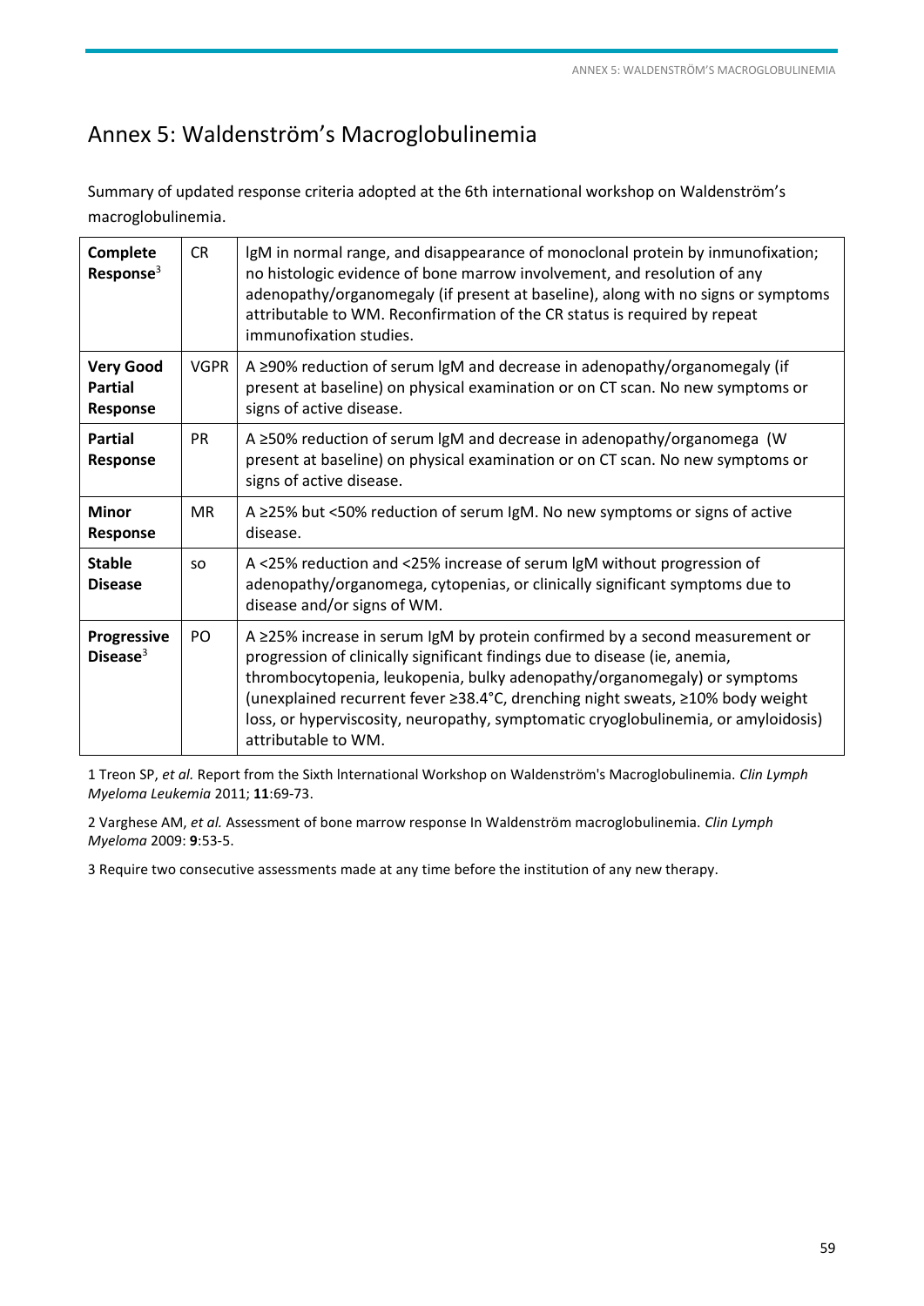# Annex 5: Waldenström's Macroglobulinemia

Summary of updated response criteria adopted at the 6th international workshop on Waldenström's macroglobulinemia.

| | | |
|---|---|---|
| **Complete Response**[3] | CR | lgM in normal range, and disappearance of monoclonal protein by inmunofixation; no histologic evidence of bone marrow involvement, and resolution of any adenopathy/organomegaly (if present at baseline), along with no signs or symptoms attributable to WM. Reconfirmation of the CR status is required by repeat immunofixation studies. |
| **Very Good Partial Response** | VGPR | A ≥90% reduction of serum lgM and decrease in adenopathy/organomegaly (if present at baseline) on physical examination or on CT scan. No new symptoms or signs of active disease. |
| **Partial Response** | PR | A ≥50% reduction of serum lgM and decrease in adenopathy/organomega (W present at baseline) on physical examination or on CT scan. No new symptoms or signs of active disease. |
| **Minor Response** | MR | A ≥25% but <50% reduction of serum IgM. No new symptoms or signs of active disease. |
| **Stable Disease** | SO | A <25% reduction and <25% increase of serum lgM without progression of adenopathy/organomega, cytopenias, or clinically significant symptoms due to disease and/or signs of WM. |
| **Progressive Disease**[3] | PO | A ≥25% increase in serum IgM by protein confirmed by a second measurement or progression of clinically significant findings due to disease (ie, anemia, thrombocytopenia, leukopenia, bulky adenopathy/organomegaly) or symptoms (unexplained recurrent fever ≥38.4°C, drenching night sweats, ≥10% body weight loss, or hyperviscosity, neuropathy, symptomatic cryoglobulinemia, or amyloidosis) attributable to WM. |

1 Treon SP, *et al.* Report from the Sixth lnternational Workshop on Waldenström's Macroglobulinemia. *Clin Lymph Myeloma Leukemia* 2011; **11**:69-73.

2 Varghese AM, *et al.* Assessment of bone marrow response In Waldenström macroglobulinemia. *Clin Lymph Myeloma* 2009: **9**:53-5.

3 Require two consecutive assessments made at any time before the institution of any new therapy.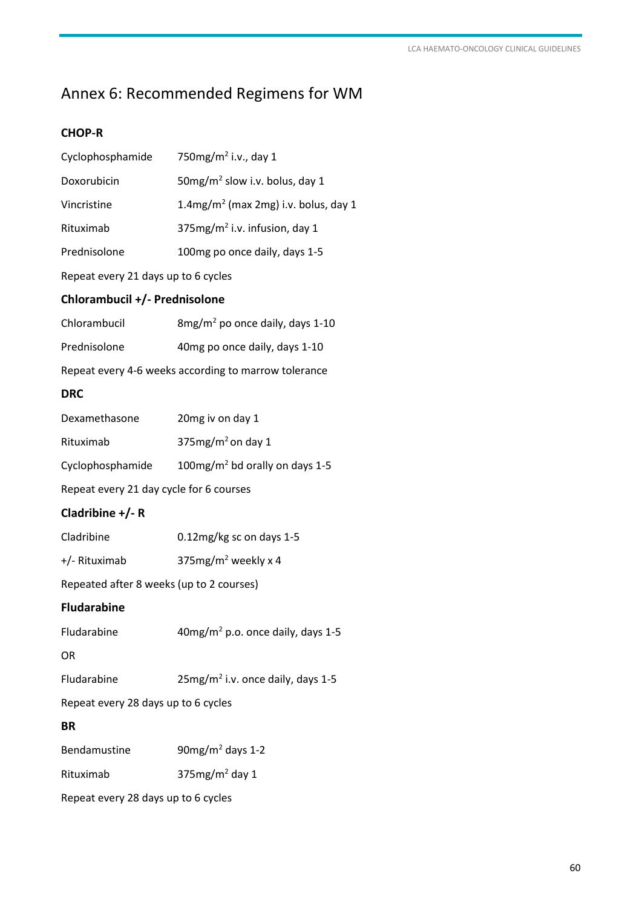# Annex 6: Recommended Regimens for WM

### CHOP-R

| | |
|---|---|
| Cyclophosphamide | 750mg/$m^2$ i.v., day 1 |
| Doxorubicin | 50mg/$m^2$ slow i.v. bolus, day 1 |
| Vincristine | 1.4mg/$m^2$ (max 2mg) i.v. bolus, day 1 |
| Rituximab | 375mg/$m^2$ i.v. infusion, day 1 |
| Prednisolone | 100mg po once daily, days 1-5 |

Repeat every 21 days up to 6 cycles

### Chlorambucil +/- Prednisolone

| | |
|---|---|
| Chlorambucil | 8mg/$m^2$ po once daily, days 1-10 |
| Prednisolone | 40mg po once daily, days 1-10 |

Repeat every 4-6 weeks according to marrow tolerance

### DRC

| | |
|---|---|
| Dexamethasone | 20mg iv on day 1 |
| Rituximab | 375mg/$m^2$ on day 1 |
| Cyclophosphamide | 100mg/$m^2$ bd orally on days 1-5 |

Repeat every 21 day cycle for 6 courses

### Cladribine +/- R

| | |
|---|---|
| Cladribine | 0.12mg/kg sc on days 1-5 |
| +/- Rituximab | 375mg/$m^2$ weekly x 4 |

Repeated after 8 weeks (up to 2 courses)

### Fludarabine

| | |
|---|---|
| Fludarabine | 40mg/$m^2$ p.o. once daily, days 1-5 |

OR

| | |
|---|---|
| Fludarabine | 25mg/$m^2$ i.v. once daily, days 1-5 |

Repeat every 28 days up to 6 cycles

### BR

| | |
|---|---|
| Bendamustine | 90mg/$m^2$ days 1-2 |
| Rituximab | 375mg/$m^2$ day 1 |

Repeat every 28 days up to 6 cycles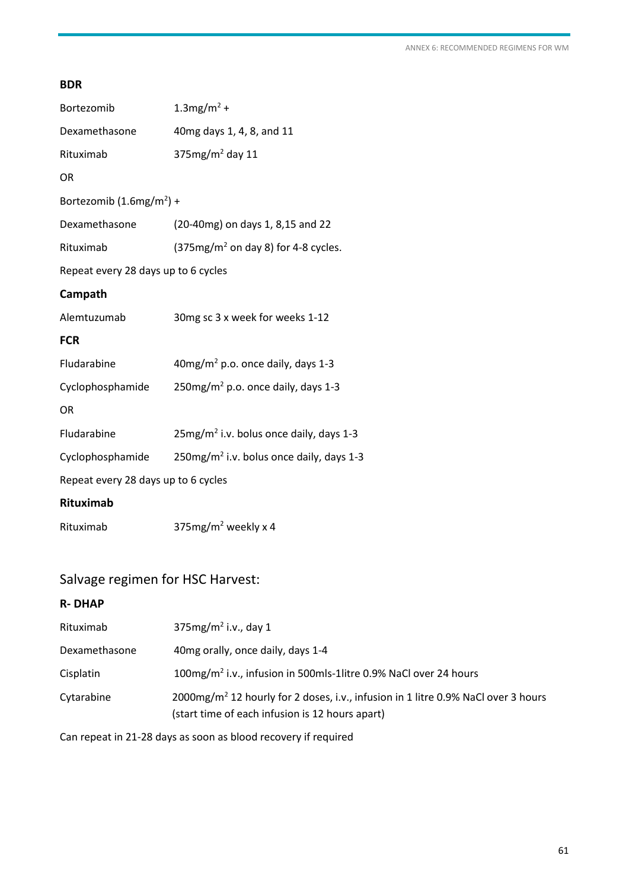**BDR**

| | |
|---|---|
| Bortezomib | 1.3mg/m$^2$ + |
| Dexamethasone | 40mg days 1, 4, 8, and 11 |
| Rituximab | 375mg/m$^2$ day 11 |

OR

Bortezomib (1.6mg/m$^2$) +

| | |
|---|---|
| Dexamethasone | (20-40mg) on days 1, 8,15 and 22 |
| Rituximab | (375mg/m$^2$ on day 8) for 4-8 cycles. |

Repeat every 28 days up to 6 cycles

**Campath**

| | |
|---|---|
| Alemtuzumab | 30mg sc 3 x week for weeks 1-12 |

**FCR**

| | |
|---|---|
| Fludarabine | 40mg/m$^2$ p.o. once daily, days 1-3 |
| Cyclophosphamide | 250mg/m$^2$ p.o. once daily, days 1-3 |

OR

| | |
|---|---|
| Fludarabine | 25mg/m$^2$ i.v. bolus once daily, days 1-3 |
| Cyclophosphamide | 250mg/m$^2$ i.v. bolus once daily, days 1-3 |

Repeat every 28 days up to 6 cycles

**Rituximab**

| | |
|---|---|
| Rituximab | 375mg/m$^2$ weekly x 4 |

## Salvage regimen for HSC Harvest:

**R- DHAP**

| | |
|---|---|
| Rituximab | 375mg/m$^2$ i.v., day 1 |
| Dexamethasone | 40mg orally, once daily, days 1-4 |
| Cisplatin | 100mg/m$^2$ i.v., infusion in 500mls-1litre 0.9% NaCl over 24 hours |
| Cytarabine | 2000mg/m$^2$ 12 hourly for 2 doses, i.v., infusion in 1 litre 0.9% NaCl over 3 hours (start time of each infusion is 12 hours apart) |

Can repeat in 21-28 days as soon as blood recovery if required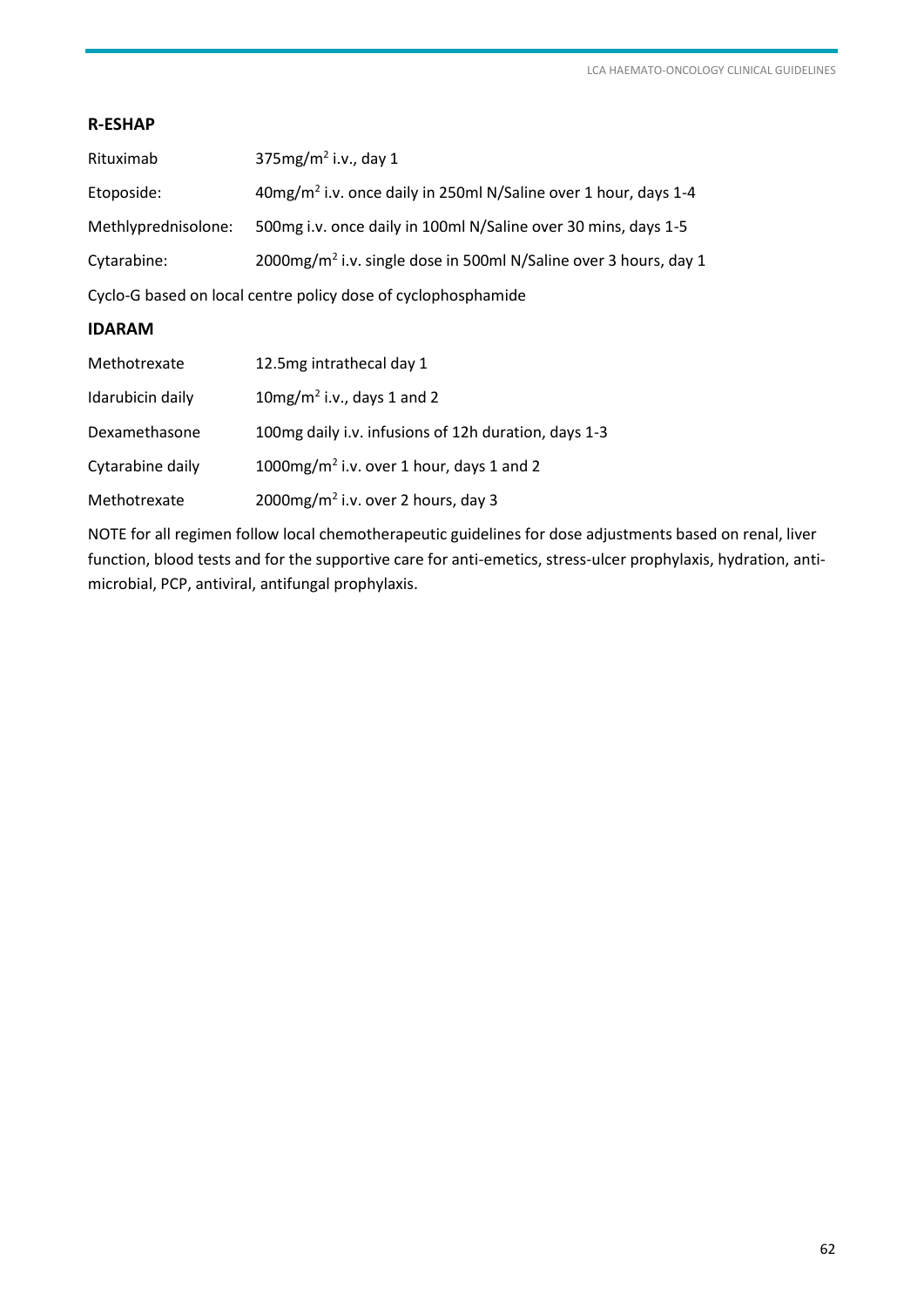## R-ESHAP

| | |
|---|---|
| Rituximab | 375mg/m$^2$ i.v., day 1 |
| Etoposide: | 40mg/m$^2$ i.v. once daily in 250ml N/Saline over 1 hour, days 1-4 |
| Methlyprednisolone: | 500mg i.v. once daily in 100ml N/Saline over 30 mins, days 1-5 |
| Cytarabine: | 2000mg/m$^2$ i.v. single dose in 500ml N/Saline over 3 hours, day 1 |

Cyclo-G based on local centre policy dose of cyclophosphamide

## IDARAM

| | |
|---|---|
| Methotrexate | 12.5mg intrathecal day 1 |
| Idarubicin daily | 10mg/m$^2$ i.v., days 1 and 2 |
| Dexamethasone | 100mg daily i.v. infusions of 12h duration, days 1-3 |
| Cytarabine daily | 1000mg/m$^2$ i.v. over 1 hour, days 1 and 2 |
| Methotrexate | 2000mg/m$^2$ i.v. over 2 hours, day 3 |

NOTE for all regimen follow local chemotherapeutic guidelines for dose adjustments based on renal, liver function, blood tests and for the supportive care for anti-emetics, stress-ulcer prophylaxis, hydration, anti-microbial, PCP, antiviral, antifungal prophylaxis.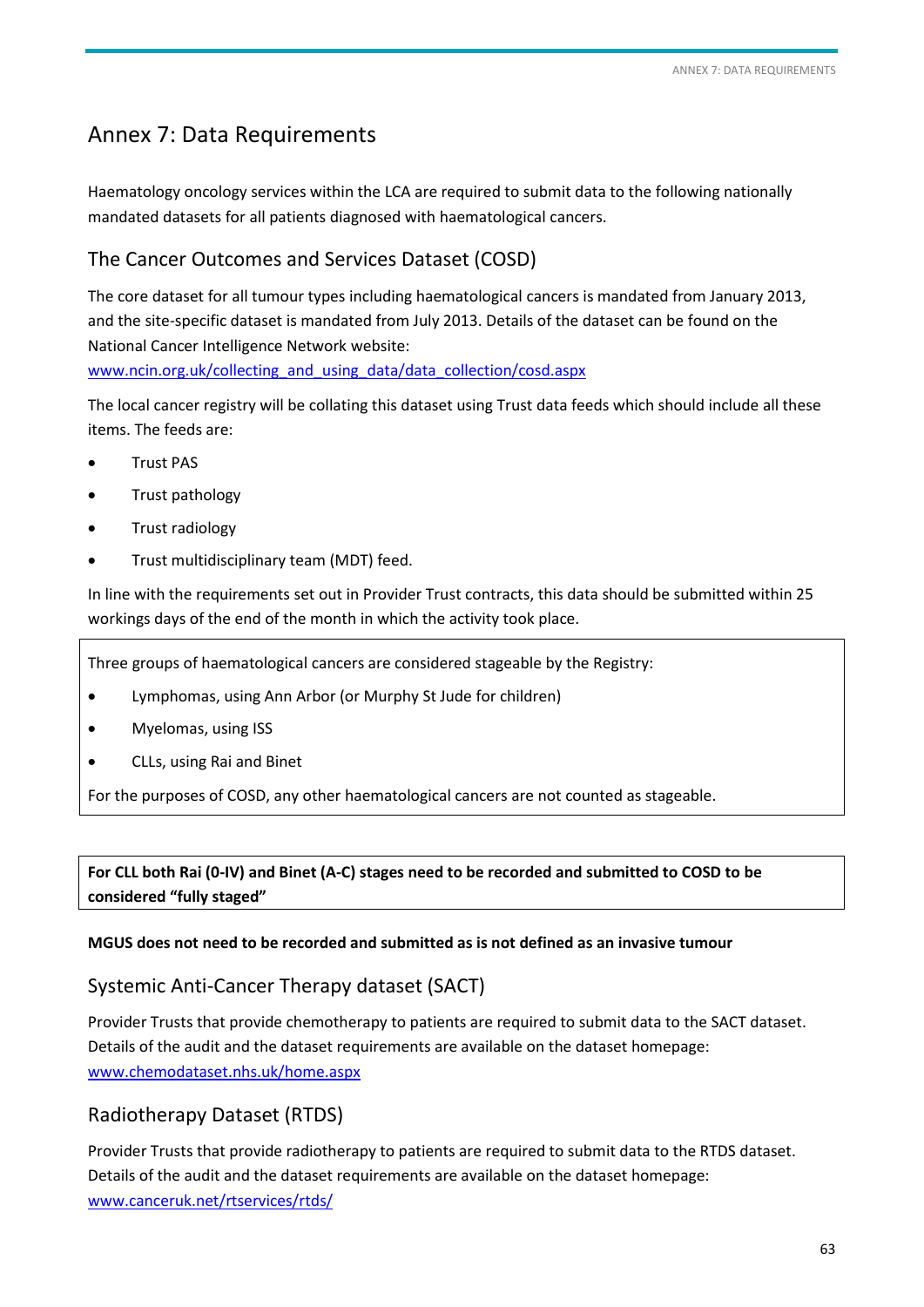# Annex 7: Data Requirements

Haematology oncology services within the LCA are required to submit data to the following nationally mandated datasets for all patients diagnosed with haematological cancers.

## The Cancer Outcomes and Services Dataset (COSD)

The core dataset for all tumour types including haematological cancers is mandated from January 2013, and the site-specific dataset is mandated from July 2013. Details of the dataset can be found on the National Cancer Intelligence Network website:
[www.ncin.org.uk/collecting_and_using_data/data_collection/cosd.aspx](www.ncin.org.uk/collecting_and_using_data/data_collection/cosd.aspx)

The local cancer registry will be collating this dataset using Trust data feeds which should include all these items. The feeds are:

- Trust PAS
- Trust pathology
- Trust radiology
- Trust multidisciplinary team (MDT) feed.

In line with the requirements set out in Provider Trust contracts, this data should be submitted within 25 workings days of the end of the month in which the activity took place.

Three groups of haematological cancers are considered stageable by the Registry:

- Lymphomas, using Ann Arbor (or Murphy St Jude for children)
- Myelomas, using ISS
- CLLs, using Rai and Binet

For the purposes of COSD, any other haematological cancers are not counted as stageable.

**For CLL both Rai (0-IV) and Binet (A-C) stages need to be recorded and submitted to COSD to be considered "fully staged"**

**MGUS does not need to be recorded and submitted as is not defined as an invasive tumour**

## Systemic Anti-Cancer Therapy dataset (SACT)

Provider Trusts that provide chemotherapy to patients are required to submit data to the SACT dataset. Details of the audit and the dataset requirements are available on the dataset homepage:
[www.chemodataset.nhs.uk/home.aspx](www.chemodataset.nhs.uk/home.aspx)

## Radiotherapy Dataset (RTDS)

Provider Trusts that provide radiotherapy to patients are required to submit data to the RTDS dataset. Details of the audit and the dataset requirements are available on the dataset homepage:
[www.canceruk.net/rtservices/rtds/](www.canceruk.net/rtservices/rtds/)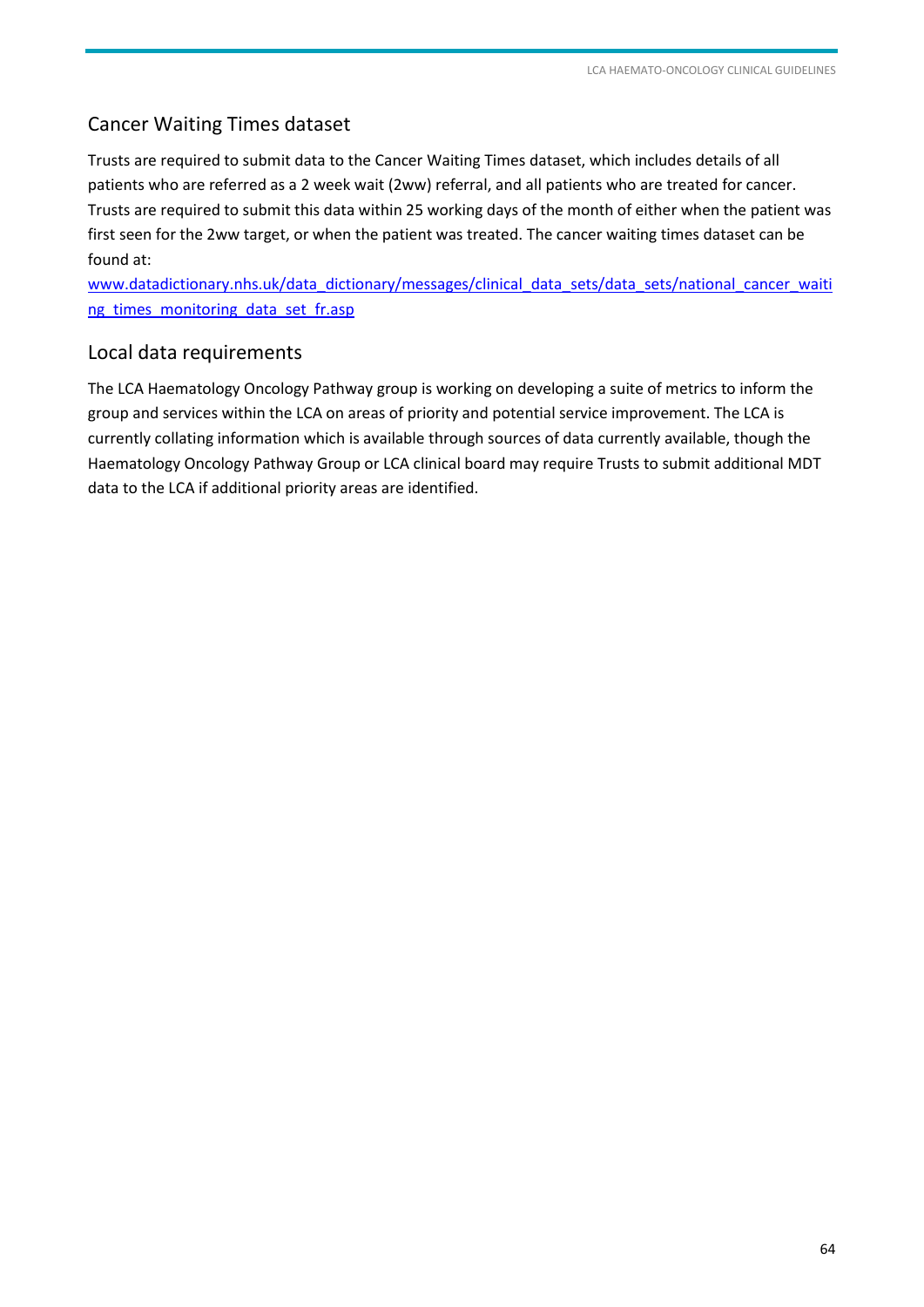## Cancer Waiting Times dataset

Trusts are required to submit data to the Cancer Waiting Times dataset, which includes details of all patients who are referred as a 2 week wait (2ww) referral, and all patients who are treated for cancer. Trusts are required to submit this data within 25 working days of the month of either when the patient was first seen for the 2ww target, or when the patient was treated. The cancer waiting times dataset can be found at:

[www.datadictionary.nhs.uk/data_dictionary/messages/clinical_data_sets/data_sets/national_cancer_waiting_times_monitoring_data_set_fr.asp](www.datadictionary.nhs.uk/data_dictionary/messages/clinical_data_sets/data_sets/national_cancer_waiting_times_monitoring_data_set_fr.asp)

## Local data requirements

The LCA Haematology Oncology Pathway group is working on developing a suite of metrics to inform the group and services within the LCA on areas of priority and potential service improvement. The LCA is currently collating information which is available through sources of data currently available, though the Haematology Oncology Pathway Group or LCA clinical board may require Trusts to submit additional MDT data to the LCA if additional priority areas are identified.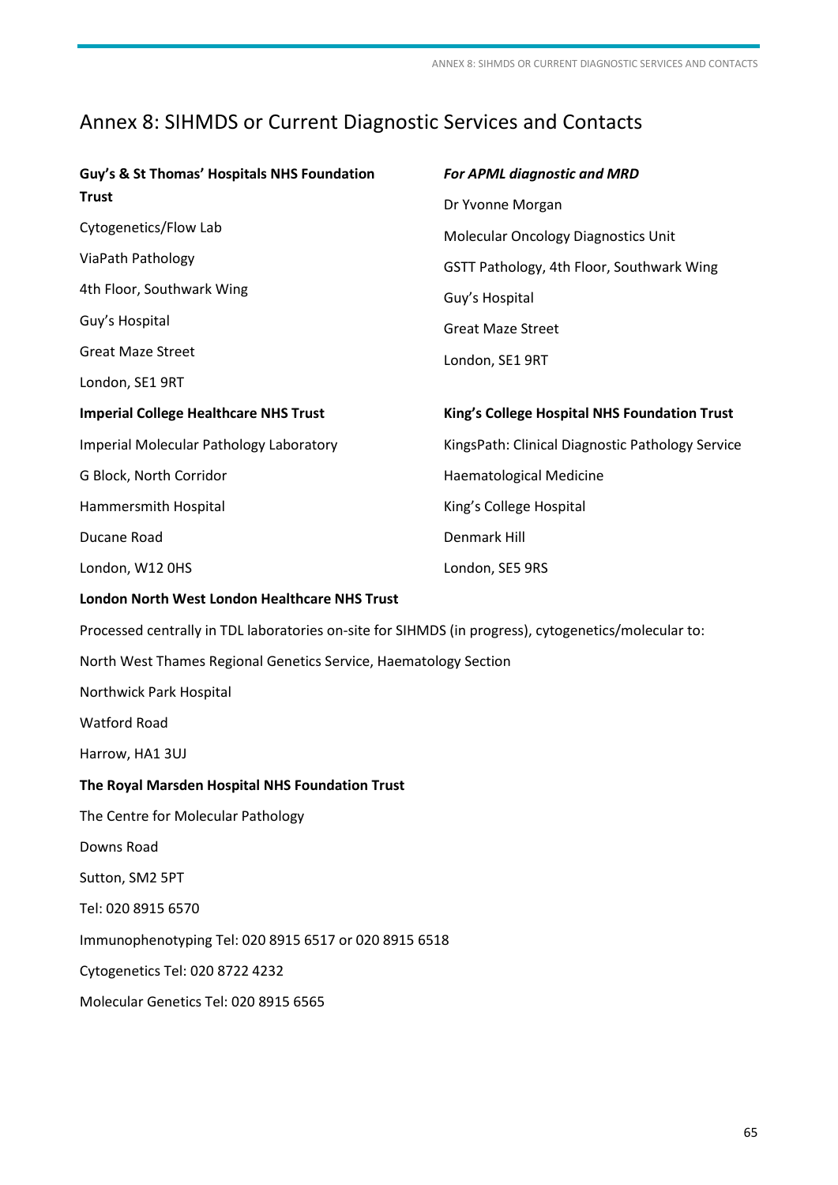# Annex 8: SIHMDS or Current Diagnostic Services and Contacts

**Guy's & St Thomas' Hospitals NHS Foundation Trust**

Cytogenetics/Flow Lab

ViaPath Pathology

4th Floor, Southwark Wing

Guy's Hospital

Great Maze Street

London, SE1 9RT

***For APML diagnostic and MRD***

Dr Yvonne Morgan

Molecular Oncology Diagnostics Unit

GSTT Pathology, 4th Floor, Southwark Wing

Guy's Hospital

Great Maze Street

London, SE1 9RT

**Imperial College Healthcare NHS Trust**

Imperial Molecular Pathology Laboratory

G Block, North Corridor

Hammersmith Hospital

Ducane Road

London, W12 0HS

**King's College Hospital NHS Foundation Trust**

KingsPath: Clinical Diagnostic Pathology Service

Haematological Medicine

King's College Hospital

Denmark Hill

London, SE5 9RS

**London North West London Healthcare NHS Trust**

Processed centrally in TDL laboratories on-site for SIHMDS (in progress), cytogenetics/molecular to:

North West Thames Regional Genetics Service, Haematology Section

Northwick Park Hospital

Watford Road

Harrow, HA1 3UJ

**The Royal Marsden Hospital NHS Foundation Trust**

The Centre for Molecular Pathology

Downs Road

Sutton, SM2 5PT

Tel: 020 8915 6570

Immunophenotyping Tel: 020 8915 6517 or 020 8915 6518

Cytogenetics Tel: 020 8722 4232

Molecular Genetics Tel: 020 8915 6565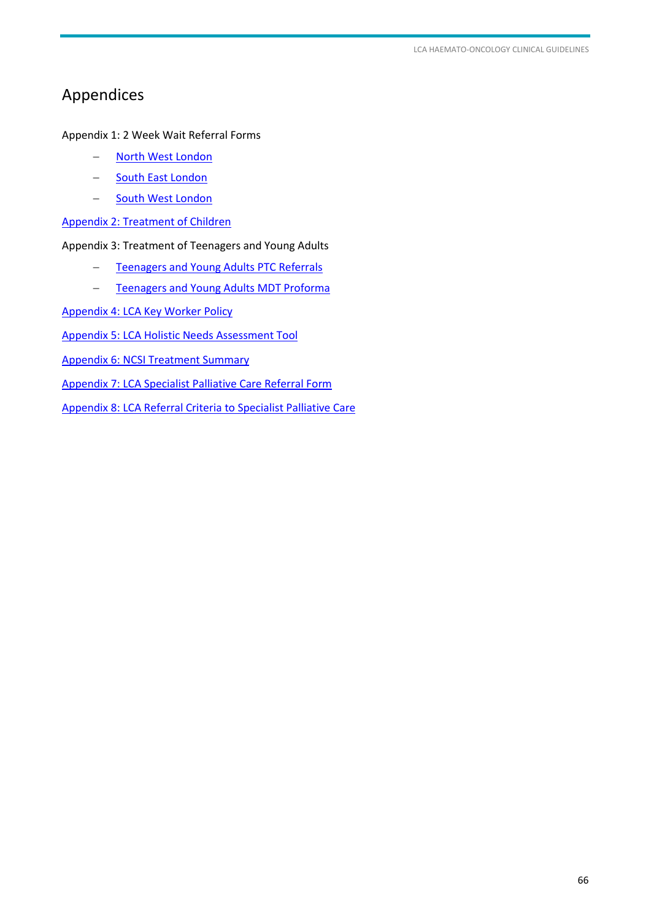# Appendices

Appendix 1: 2 Week Wait Referral Forms

- North West London
- South East London
- South West London

Appendix 2: Treatment of Children

Appendix 3: Treatment of Teenagers and Young Adults

- Teenagers and Young Adults PTC Referrals
- Teenagers and Young Adults MDT Proforma

Appendix 4: LCA Key Worker Policy

Appendix 5: LCA Holistic Needs Assessment Tool

Appendix 6: NCSI Treatment Summary

Appendix 7: LCA Specialist Palliative Care Referral Form

Appendix 8: LCA Referral Criteria to Specialist Palliative Care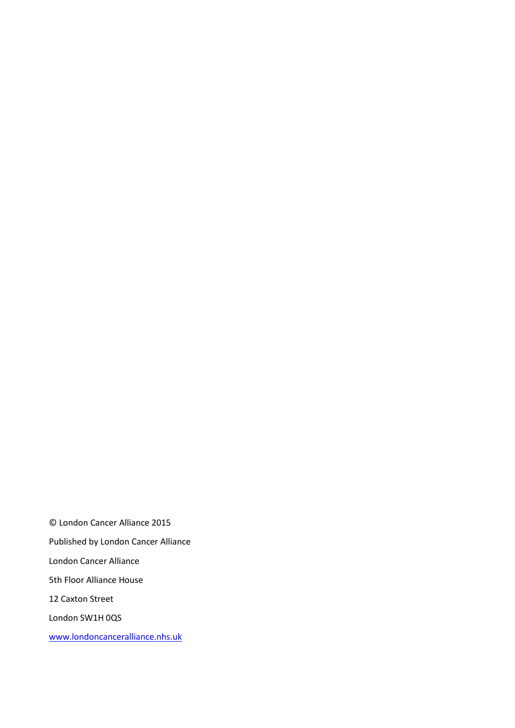© London Cancer Alliance 2015

Published by London Cancer Alliance

London Cancer Alliance

5th Floor Alliance House

12 Caxton Street

London SW1H 0QS

[www.londoncanceralliance.nhs.uk](http://www.londoncanceralliance.nhs.uk)